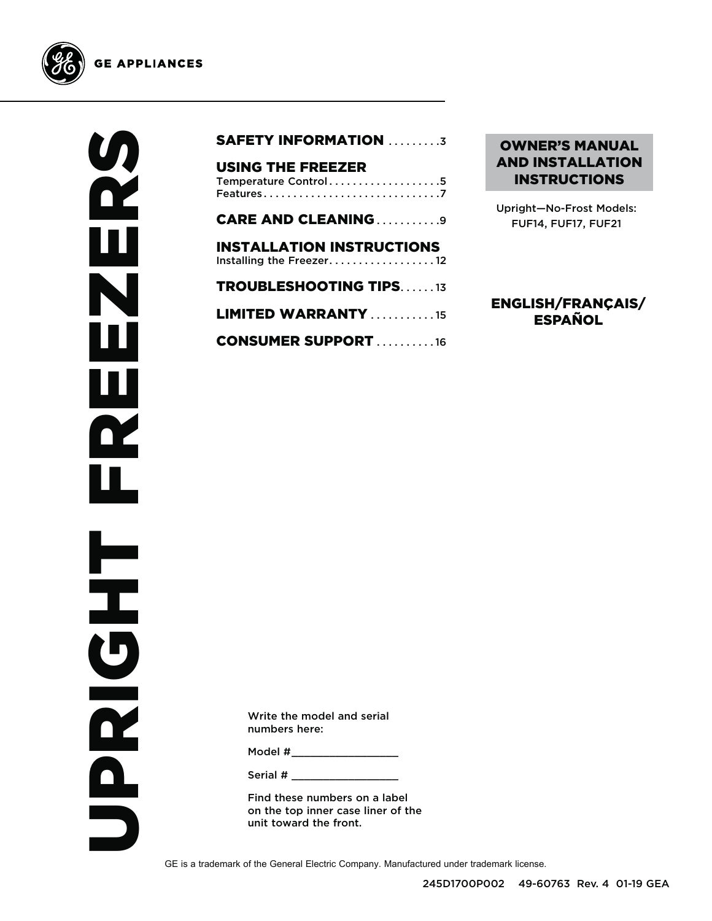GE APPLIANCES

# UPRIGHT FREEZERS

**SAFETY INFORMATION** . . . . . . . . .3

**USING THE FREEZER**
Temperature Control . . . . . . . . . . . . . . . . . . .5
Features . . . . . . . . . . . . . . . . . . . . . . . . . . . . . .7

**CARE AND CLEANING** . . . . . . . . . . .9

**INSTALLATION INSTRUCTIONS**
Installing the Freezer . . . . . . . . . . . . . . . . . . 12

**TROUBLESHOOTING TIPS** . . . . . . 13

**LIMITED WARRANTY** . . . . . . . . . . . 15

**CONSUMER SUPPORT** . . . . . . . . . . 16

## OWNER'S MANUAL AND INSTALLATION INSTRUCTIONS

Upright—No-Frost Models:
FUF14, FUF17, FUF21

**ENGLISH/FRANÇAIS/ ESPAÑOL**

Write the model and serial numbers here:

Model #_________________

Serial # _________________

Find these numbers on a label on the top inner case liner of the unit toward the front.

GE is a trademark of the General Electric Company. Manufactured under trademark license.

245D1700P002 49-60763 Rev. 4 01-19 GEA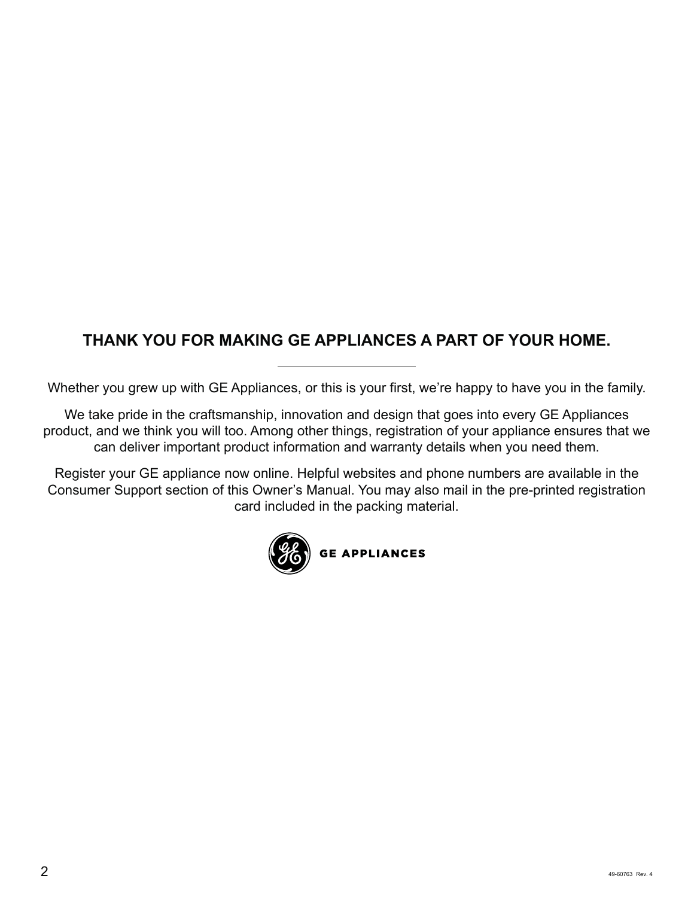## THANK YOU FOR MAKING GE APPLIANCES A PART OF YOUR HOME.

Whether you grew up with GE Appliances, or this is your first, we're happy to have you in the family.

We take pride in the craftsmanship, innovation and design that goes into every GE Appliances product, and we think you will too. Among other things, registration of your appliance ensures that we can deliver important product information and warranty details when you need them.

Register your GE appliance now online. Helpful websites and phone numbers are available in the Consumer Support section of this Owner's Manual. You may also mail in the pre-printed registration card included in the packing material.

GE APPLIANCES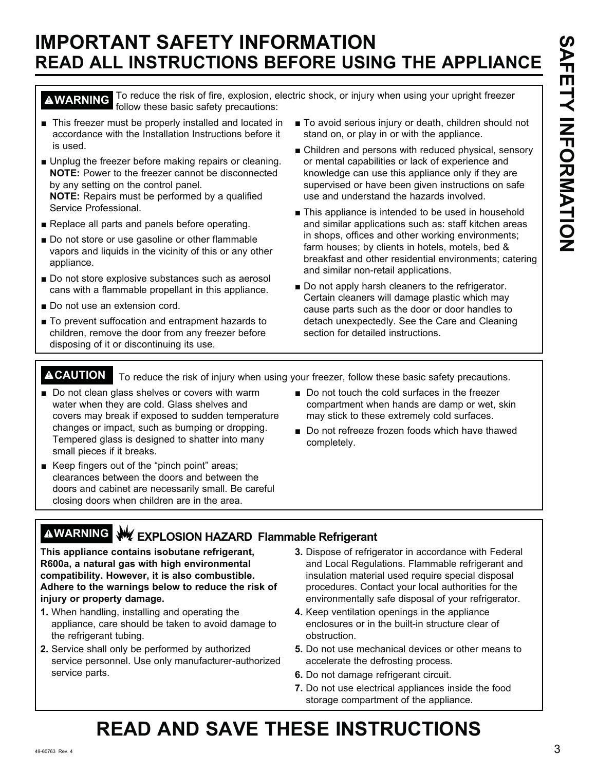# IMPORTANT SAFETY INFORMATION
## READ ALL INSTRUCTIONS BEFORE USING THE APPLIANCE

**⚠WARNING** To reduce the risk of fire, explosion, electric shock, or injury when using your upright freezer follow these basic safety precautions:

- This freezer must be properly installed and located in accordance with the Installation Instructions before it is used.
- Unplug the freezer before making repairs or cleaning.
  **NOTE:** Power to the freezer cannot be disconnected by any setting on the control panel.
  **NOTE:** Repairs must be performed by a qualified Service Professional.
- Replace all parts and panels before operating.
- Do not store or use gasoline or other flammable vapors and liquids in the vicinity of this or any other appliance.
- Do not store explosive substances such as aerosol cans with a flammable propellant in this appliance.
- Do not use an extension cord.
- To prevent suffocation and entrapment hazards to children, remove the door from any freezer before disposing of it or discontinuing its use.
- To avoid serious injury or death, children should not stand on, or play in or with the appliance.
- Children and persons with reduced physical, sensory or mental capabilities or lack of experience and knowledge can use this appliance only if they are supervised or have been given instructions on safe use and understand the hazards involved.
- This appliance is intended to be used in household and similar applications such as: staff kitchen areas in shops, offices and other working environments; farm houses; by clients in hotels, motels, bed & breakfast and other residential environments; catering and similar non-retail applications.
- Do not apply harsh cleaners to the refrigerator. Certain cleaners will damage plastic which may cause parts such as the door or door handles to detach unexpectedly. See the Care and Cleaning section for detailed instructions.

**⚠CAUTION** To reduce the risk of injury when using your freezer, follow these basic safety precautions.

- Do not clean glass shelves or covers with warm water when they are cold. Glass shelves and covers may break if exposed to sudden temperature changes or impact, such as bumping or dropping. Tempered glass is designed to shatter into many small pieces if it breaks.
- Keep fingers out of the "pinch point" areas; clearances between the doors and between the doors and cabinet are necessarily small. Be careful closing doors when children are in the area.
- Do not touch the cold surfaces in the freezer compartment when hands are damp or wet, skin may stick to these extremely cold surfaces.
- Do not refreeze frozen foods which have thawed completely.

**⚠WARNING EXPLOSION HAZARD Flammable Refrigerant**

**This appliance contains isobutane refrigerant, R600a, a natural gas with high environmental compatibility. However, it is also combustible. Adhere to the warnings below to reduce the risk of injury or property damage.**

1. When handling, installing and operating the appliance, care should be taken to avoid damage to the refrigerant tubing.
2. Service shall only be performed by authorized service personnel. Use only manufacturer-authorized service parts.
3. Dispose of refrigerator in accordance with Federal and Local Regulations. Flammable refrigerant and insulation material used require special disposal procedures. Contact your local authorities for the environmentally safe disposal of your refrigerator.
4. Keep ventilation openings in the appliance enclosures or in the built-in structure clear of obstruction.
5. Do not use mechanical devices or other means to accelerate the defrosting process.
6. Do not damage refrigerant circuit.
7. Do not use electrical appliances inside the food storage compartment of the appliance.

# READ AND SAVE THESE INSTRUCTIONS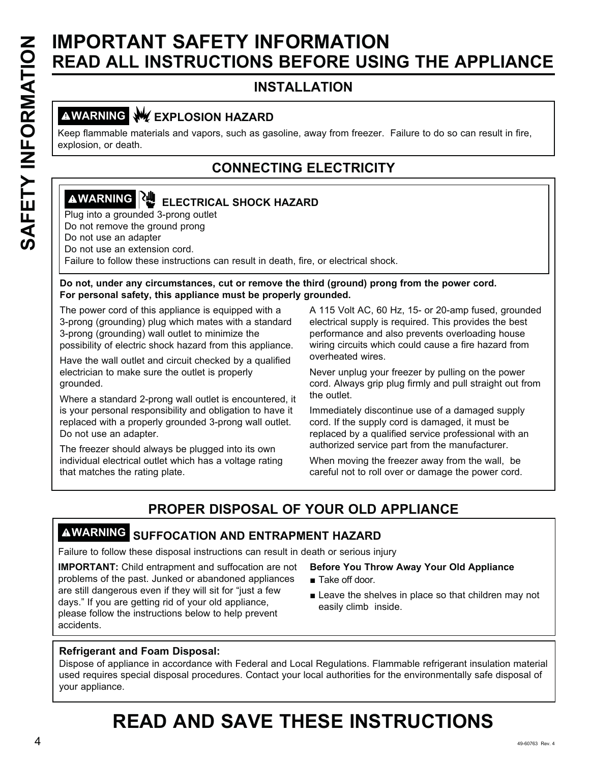# IMPORTANT SAFETY INFORMATION
# READ ALL INSTRUCTIONS BEFORE USING THE APPLIANCE

## INSTALLATION

**⚠WARNING** **EXPLOSION HAZARD**

Keep flammable materials and vapors, such as gasoline, away from freezer. Failure to do so can result in fire, explosion, or death.

## CONNECTING ELECTRICITY

**⚠WARNING** **ELECTRICAL SHOCK HAZARD**

Plug into a grounded 3-prong outlet
Do not remove the ground prong
Do not use an adapter
Do not use an extension cord.
Failure to follow these instructions can result in death, fire, or electrical shock.

**Do not, under any circumstances, cut or remove the third (ground) prong from the power cord. For personal safety, this appliance must be properly grounded.**

The power cord of this appliance is equipped with a 3-prong (grounding) plug which mates with a standard 3-prong (grounding) wall outlet to minimize the possibility of electric shock hazard from this appliance.

Have the wall outlet and circuit checked by a qualified electrician to make sure the outlet is properly grounded.

Where a standard 2-prong wall outlet is encountered, it is your personal responsibility and obligation to have it replaced with a properly grounded 3-prong wall outlet. Do not use an adapter.

The freezer should always be plugged into its own individual electrical outlet which has a voltage rating that matches the rating plate.

A 115 Volt AC, 60 Hz, 15- or 20-amp fused, grounded electrical supply is required. This provides the best performance and also prevents overloading house wiring circuits which could cause a fire hazard from overheated wires.

Never unplug your freezer by pulling on the power cord. Always grip plug firmly and pull straight out from the outlet.

Immediately discontinue use of a damaged supply cord. If the supply cord is damaged, it must be replaced by a qualified service professional with an authorized service part from the manufacturer.

When moving the freezer away from the wall, be careful not to roll over or damage the power cord.

## PROPER DISPOSAL OF YOUR OLD APPLIANCE

**⚠WARNING** **SUFFOCATION AND ENTRAPMENT HAZARD**

Failure to follow these disposal instructions can result in death or serious injury

**IMPORTANT:** Child entrapment and suffocation are not problems of the past. Junked or abandoned appliances are still dangerous even if they will sit for "just a few days." If you are getting rid of your old appliance, please follow the instructions below to help prevent accidents.

**Before You Throw Away Your Old Appliance**

- Take off door.
- Leave the shelves in place so that children may not easily climb inside.

**Refrigerant and Foam Disposal:**
Dispose of appliance in accordance with Federal and Local Regulations. Flammable refrigerant insulation material used requires special disposal procedures. Contact your local authorities for the environmentally safe disposal of your appliance.

# READ AND SAVE THESE INSTRUCTIONS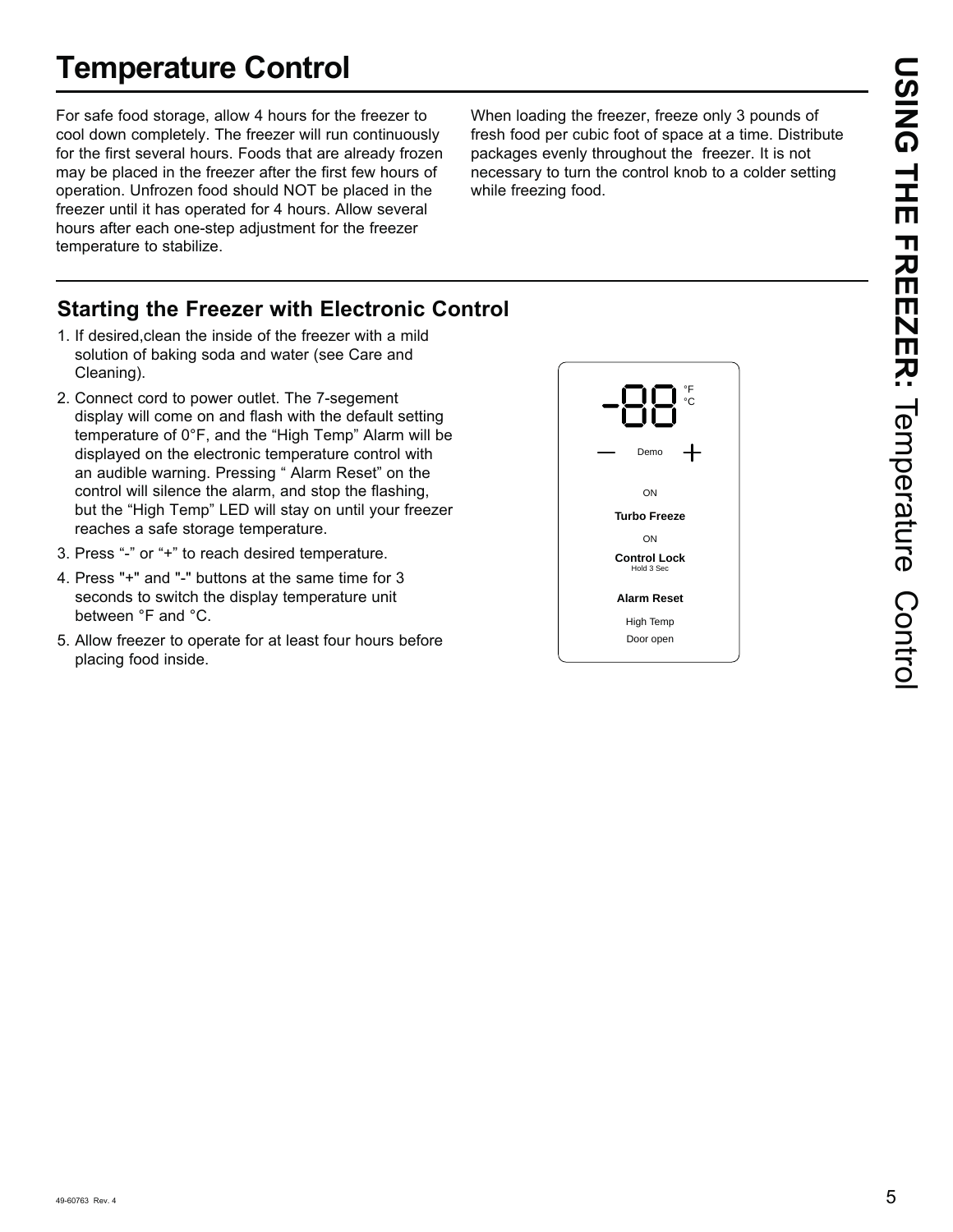# Temperature Control

For safe food storage, allow 4 hours for the freezer to cool down completely. The freezer will run continuously for the first several hours. Foods that are already frozen may be placed in the freezer after the first few hours of operation. Unfrozen food should NOT be placed in the freezer until it has operated for 4 hours. Allow several hours after each one-step adjustment for the freezer temperature to stabilize.

When loading the freezer, freeze only 3 pounds of fresh food per cubic foot of space at a time. Distribute packages evenly throughout the freezer. It is not necessary to turn the control knob to a colder setting while freezing food.

## Starting the Freezer with Electronic Control

1. If desired,clean the inside of the freezer with a mild solution of baking soda and water (see Care and Cleaning).
2. Connect cord to power outlet. The 7-segement display will come on and flash with the default setting temperature of 0°F, and the "High Temp" Alarm will be displayed on the electronic temperature control with an audible warning. Pressing " Alarm Reset" on the control will silence the alarm, and stop the flashing, but the "High Temp" LED will stay on until your freezer reaches a safe storage temperature.
3. Press "-" or "+" to reach desired temperature.
4. Press "+" and "-" buttons at the same time for 3 seconds to switch the display temperature unit between °F and °C.
5. Allow freezer to operate for at least four hours before placing food inside.

-88 °F °C

— Demo +

ON

**Turbo Freeze**

ON

**Control Lock**
Hold 3 Sec

**Alarm Reset**

High Temp
Door open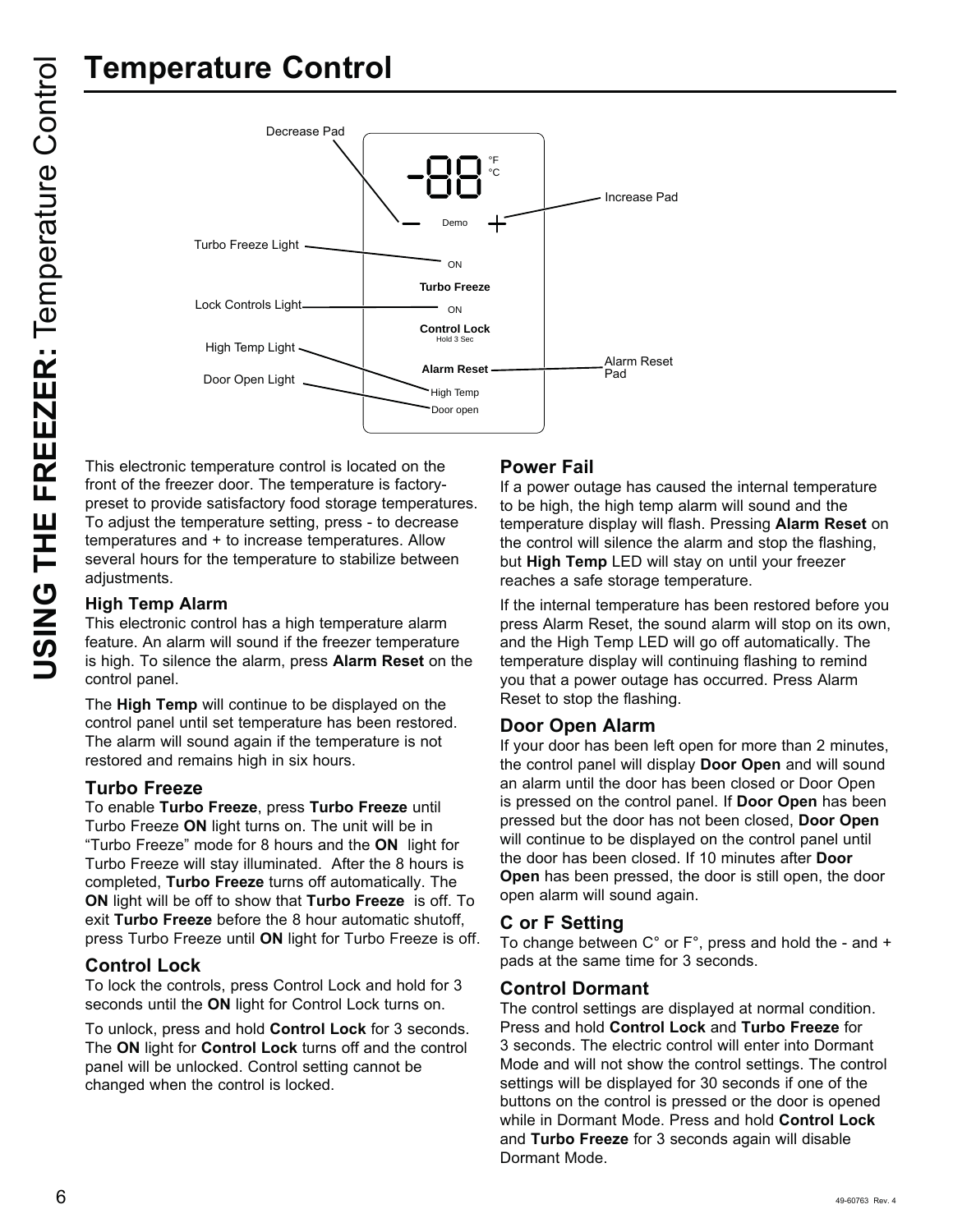# Temperature Control

Decrease Pad

Increase Pad

Turbo Freeze Light

Lock Controls Light

High Temp Light

Door Open Light

Alarm Reset Pad

-88 °F °C

Demo

ON

Turbo Freeze

ON

Control Lock
Hold 3 Sec

Alarm Reset

High Temp

Door open

This electronic temperature control is located on the front of the freezer door. The temperature is factory-preset to provide satisfactory food storage temperatures. To adjust the temperature setting, press - to decrease temperatures and + to increase temperatures. Allow several hours for the temperature to stabilize between adjustments.

### High Temp Alarm

This electronic control has a high temperature alarm feature. An alarm will sound if the freezer temperature is high. To silence the alarm, press **Alarm Reset** on the control panel.

The **High Temp** will continue to be displayed on the control panel until set temperature has been restored. The alarm will sound again if the temperature is not restored and remains high in six hours.

### Turbo Freeze

To enable **Turbo Freeze**, press **Turbo Freeze** until Turbo Freeze **ON** light turns on. The unit will be in "Turbo Freeze" mode for 8 hours and the **ON** light for Turbo Freeze will stay illuminated. After the 8 hours is completed, **Turbo Freeze** turns off automatically. The **ON** light will be off to show that **Turbo Freeze** is off. To exit **Turbo Freeze** before the 8 hour automatic shutoff, press Turbo Freeze until **ON** light for Turbo Freeze is off.

### Control Lock

To lock the controls, press Control Lock and hold for 3 seconds until the **ON** light for Control Lock turns on.

To unlock, press and hold **Control Lock** for 3 seconds. The **ON** light for **Control Lock** turns off and the control panel will be unlocked. Control setting cannot be changed when the control is locked.

### Power Fail

If a power outage has caused the internal temperature to be high, the high temp alarm will sound and the temperature display will flash. Pressing **Alarm Reset** on the control will silence the alarm and stop the flashing, but **High Temp** LED will stay on until your freezer reaches a safe storage temperature.

If the internal temperature has been restored before you press Alarm Reset, the sound alarm will stop on its own, and the High Temp LED will go off automatically. The temperature display will continuing flashing to remind you that a power outage has occurred. Press Alarm Reset to stop the flashing.

### Door Open Alarm

If your door has been left open for more than 2 minutes, the control panel will display **Door Open** and will sound an alarm until the door has been closed or Door Open is pressed on the control panel. If **Door Open** has been pressed but the door has not been closed, **Door Open** will continue to be displayed on the control panel until the door has been closed. If 10 minutes after **Door Open** has been pressed, the door is still open, the door open alarm will sound again.

### C or F Setting

To change between C° or F°, press and hold the - and + pads at the same time for 3 seconds.

### Control Dormant

The control settings are displayed at normal condition. Press and hold **Control Lock** and **Turbo Freeze** for 3 seconds. The electric control will enter into Dormant Mode and will not show the control settings. The control settings will be displayed for 30 seconds if one of the buttons on the control is pressed or the door is opened while in Dormant Mode. Press and hold **Control Lock** and **Turbo Freeze** for 3 seconds again will disable Dormant Mode.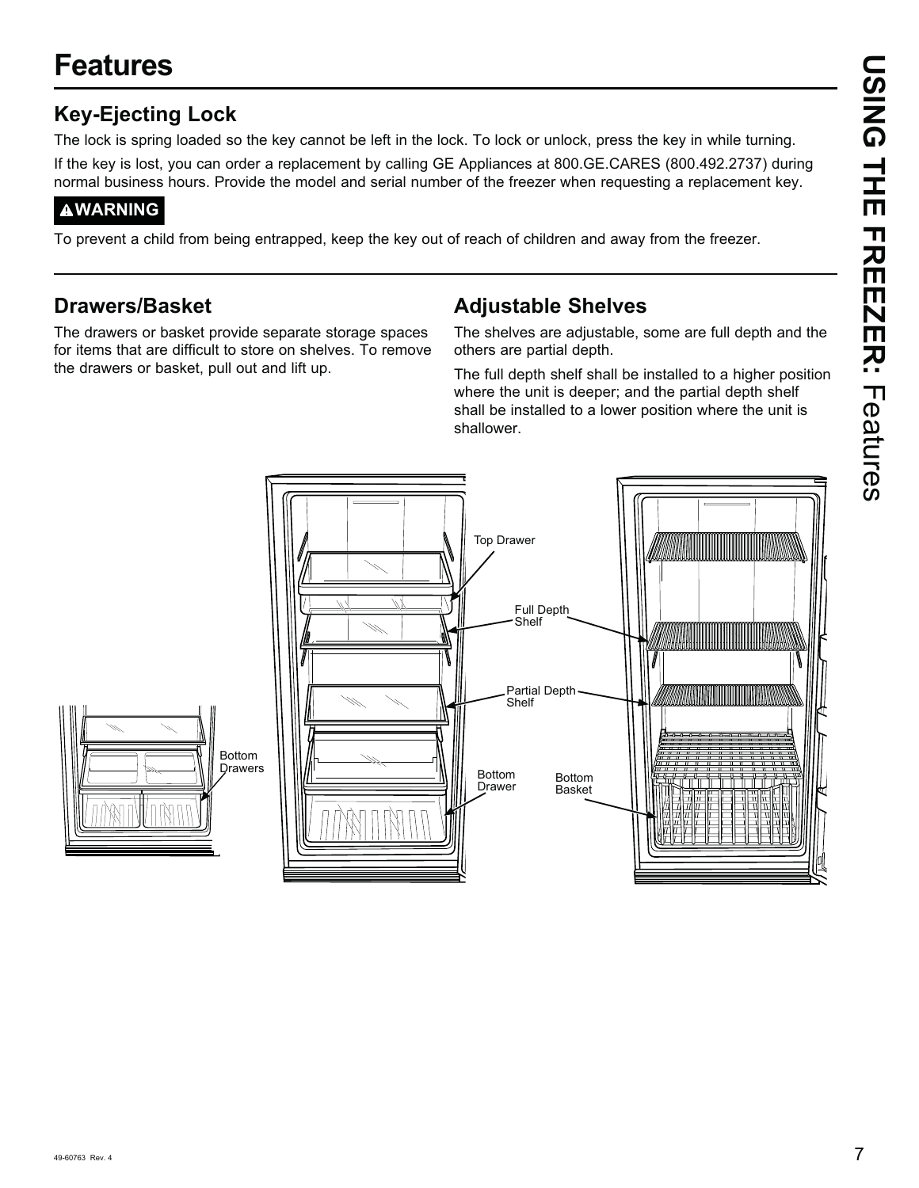# Features

## Key-Ejecting Lock

The lock is spring loaded so the key cannot be left in the lock. To lock or unlock, press the key in while turning.

If the key is lost, you can order a replacement by calling GE Appliances at 800.GE.CARES (800.492.2737) during normal business hours. Provide the model and serial number of the freezer when requesting a replacement key.

**⚠WARNING**

To prevent a child from being entrapped, keep the key out of reach of children and away from the freezer.

## Drawers/Basket

The drawers or basket provide separate storage spaces for items that are difficult to store on shelves. To remove the drawers or basket, pull out and lift up.

## Adjustable Shelves

The shelves are adjustable, some are full depth and the others are partial depth.

The full depth shelf shall be installed to a higher position where the unit is deeper; and the partial depth shelf shall be installed to a lower position where the unit is shallower.

Top Drawer

Full Depth Shelf

Partial Depth Shelf

Bottom Drawers

Bottom Drawer

Bottom Basket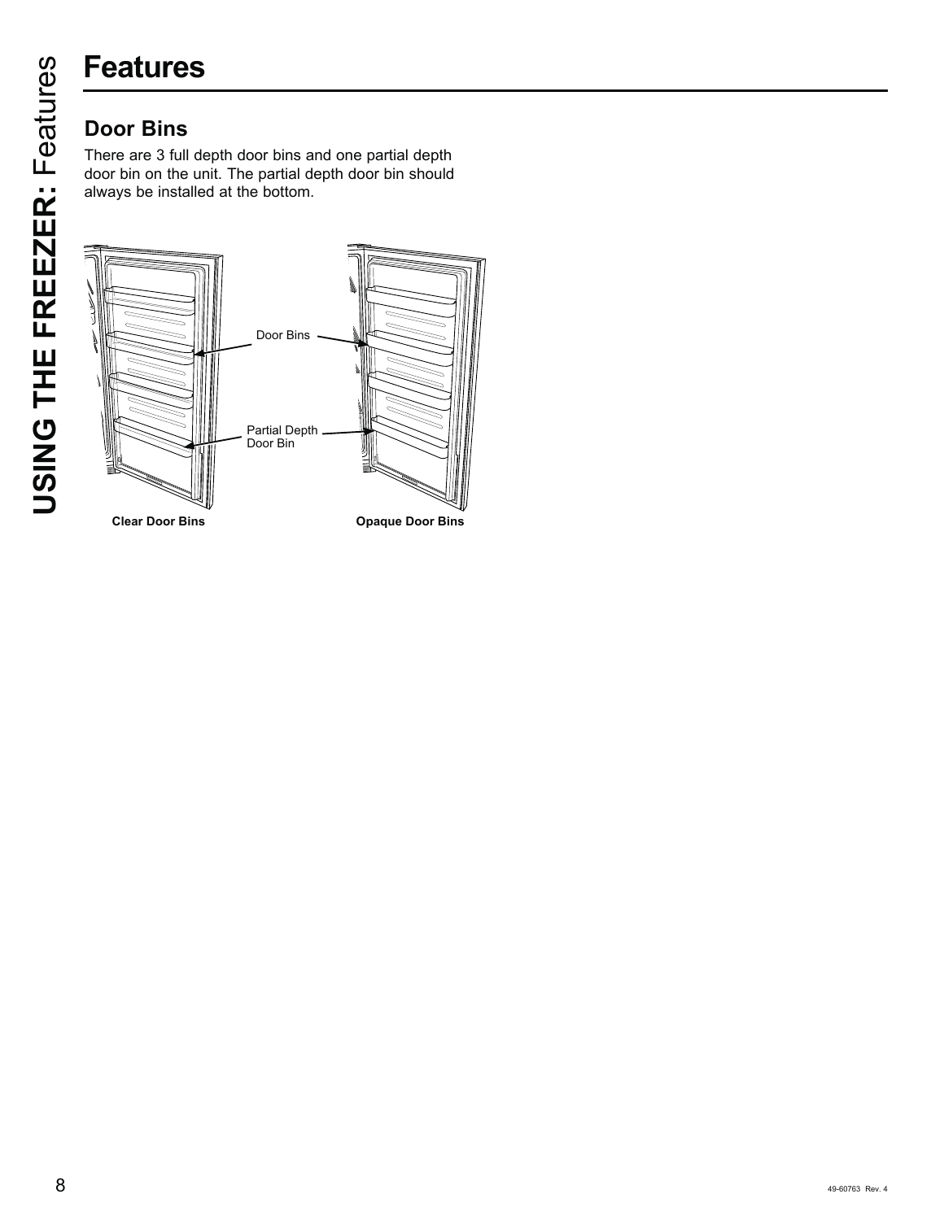# Features

## Door Bins

There are 3 full depth door bins and one partial depth door bin on the unit. The partial depth door bin should always be installed at the bottom.

Door Bins

Partial Depth Door Bin

**Clear Door Bins**

**Opaque Door Bins**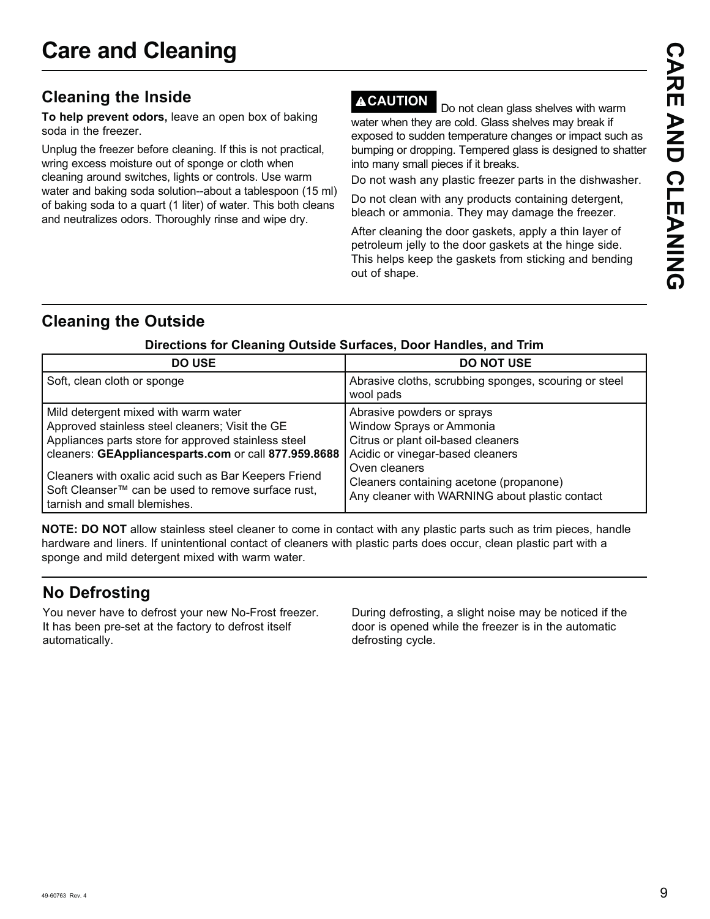# Care and Cleaning

## Cleaning the Inside

**To help prevent odors,** leave an open box of baking soda in the freezer.

Unplug the freezer before cleaning. If this is not practical, wring excess moisture out of sponge or cloth when cleaning around switches, lights or controls. Use warm water and baking soda solution--about a tablespoon (15 ml) of baking soda to a quart (1 liter) of water. This both cleans and neutralizes odors. Thoroughly rinse and wipe dry.

**⚠CAUTION** Do not clean glass shelves with warm water when they are cold. Glass shelves may break if exposed to sudden temperature changes or impact such as bumping or dropping. Tempered glass is designed to shatter into many small pieces if it breaks.

Do not wash any plastic freezer parts in the dishwasher.

Do not clean with any products containing detergent, bleach or ammonia. They may damage the freezer.

After cleaning the door gaskets, apply a thin layer of petroleum jelly to the door gaskets at the hinge side. This helps keep the gaskets from sticking and bending out of shape.

## Cleaning the Outside

**Directions for Cleaning Outside Surfaces, Door Handles, and Trim**

| DO USE | DO NOT USE |
|---|---|
| Soft, clean cloth or sponge | Abrasive cloths, scrubbing sponges, scouring or steel wool pads |
| Mild detergent mixed with warm water<br>Approved stainless steel cleaners; Visit the GE Appliances parts store for approved stainless steel cleaners: **GEAppliancesparts.com** or call **877.959.8688**<br><br>Cleaners with oxalic acid such as Bar Keepers Friend Soft Cleanser™ can be used to remove surface rust, tarnish and small blemishes. | Abrasive powders or sprays<br>Window Sprays or Ammonia<br>Citrus or plant oil-based cleaners<br>Acidic or vinegar-based cleaners<br>Oven cleaners<br>Cleaners containing acetone (propanone)<br>Any cleaner with WARNING about plastic contact |

**NOTE: DO NOT** allow stainless steel cleaner to come in contact with any plastic parts such as trim pieces, handle hardware and liners. If unintentional contact of cleaners with plastic parts does occur, clean plastic part with a sponge and mild detergent mixed with warm water.

## No Defrosting

You never have to defrost your new No-Frost freezer. It has been pre-set at the factory to defrost itself automatically.

During defrosting, a slight noise may be noticed if the door is opened while the freezer is in the automatic defrosting cycle.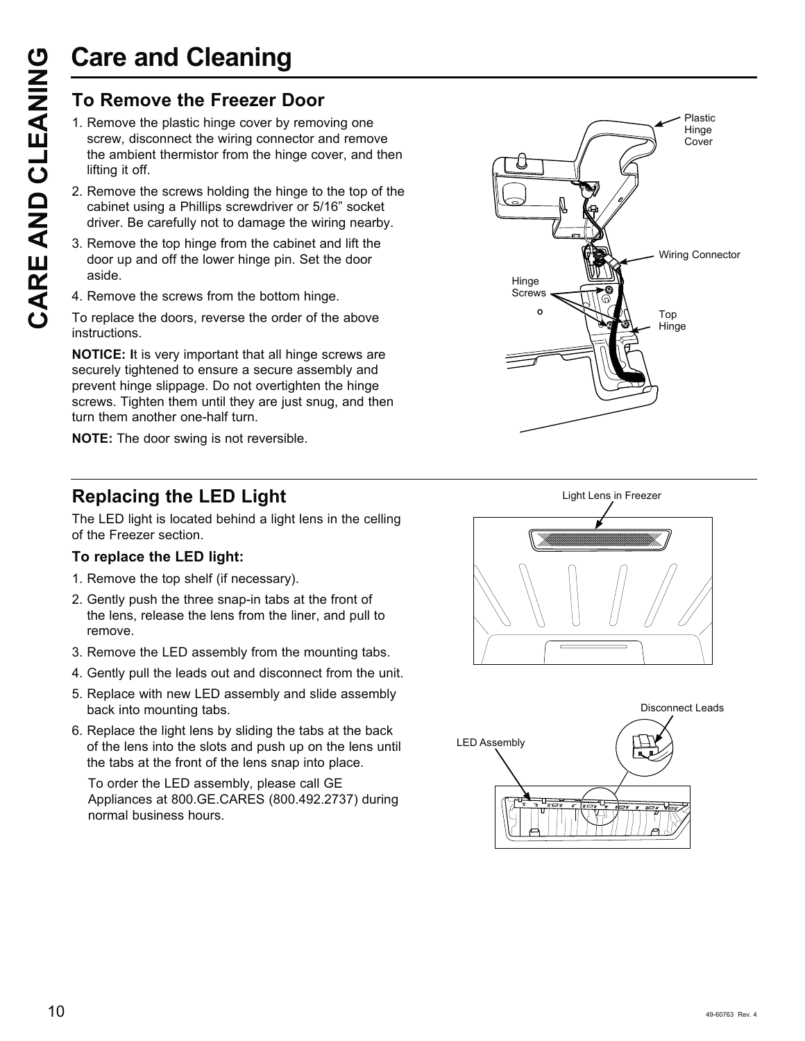# Care and Cleaning

## To Remove the Freezer Door

1. Remove the plastic hinge cover by removing one screw, disconnect the wiring connector and remove the ambient thermistor from the hinge cover, and then lifting it off.
2. Remove the screws holding the hinge to the top of the cabinet using a Phillips screwdriver or 5/16" socket driver. Be carefully not to damage the wiring nearby.
3. Remove the top hinge from the cabinet and lift the door up and off the lower hinge pin. Set the door aside.
4. Remove the screws from the bottom hinge.

To replace the doors, reverse the order of the above instructions.

**NOTICE: I**t is very important that all hinge screws are securely tightened to ensure a secure assembly and prevent hinge slippage. Do not overtighten the hinge screws. Tighten them until they are just snug, and then turn them another one-half turn.

**NOTE:** The door swing is not reversible.

Plastic Hinge Cover

Wiring Connector

Hinge Screws

Top Hinge

## Replacing the LED Light

The LED light is located behind a light lens in the celling of the Freezer section.

### To replace the LED light:

1. Remove the top shelf (if necessary).
2. Gently push the three snap-in tabs at the front of the lens, release the lens from the liner, and pull to remove.
3. Remove the LED assembly from the mounting tabs.
4. Gently pull the leads out and disconnect from the unit.
5. Replace with new LED assembly and slide assembly back into mounting tabs.
6. Replace the light lens by sliding the tabs at the back of the lens into the slots and push up on the lens until the tabs at the front of the lens snap into place.

   To order the LED assembly, please call GE Appliances at 800.GE.CARES (800.492.2737) during normal business hours.

Light Lens in Freezer

Disconnect Leads

LED Assembly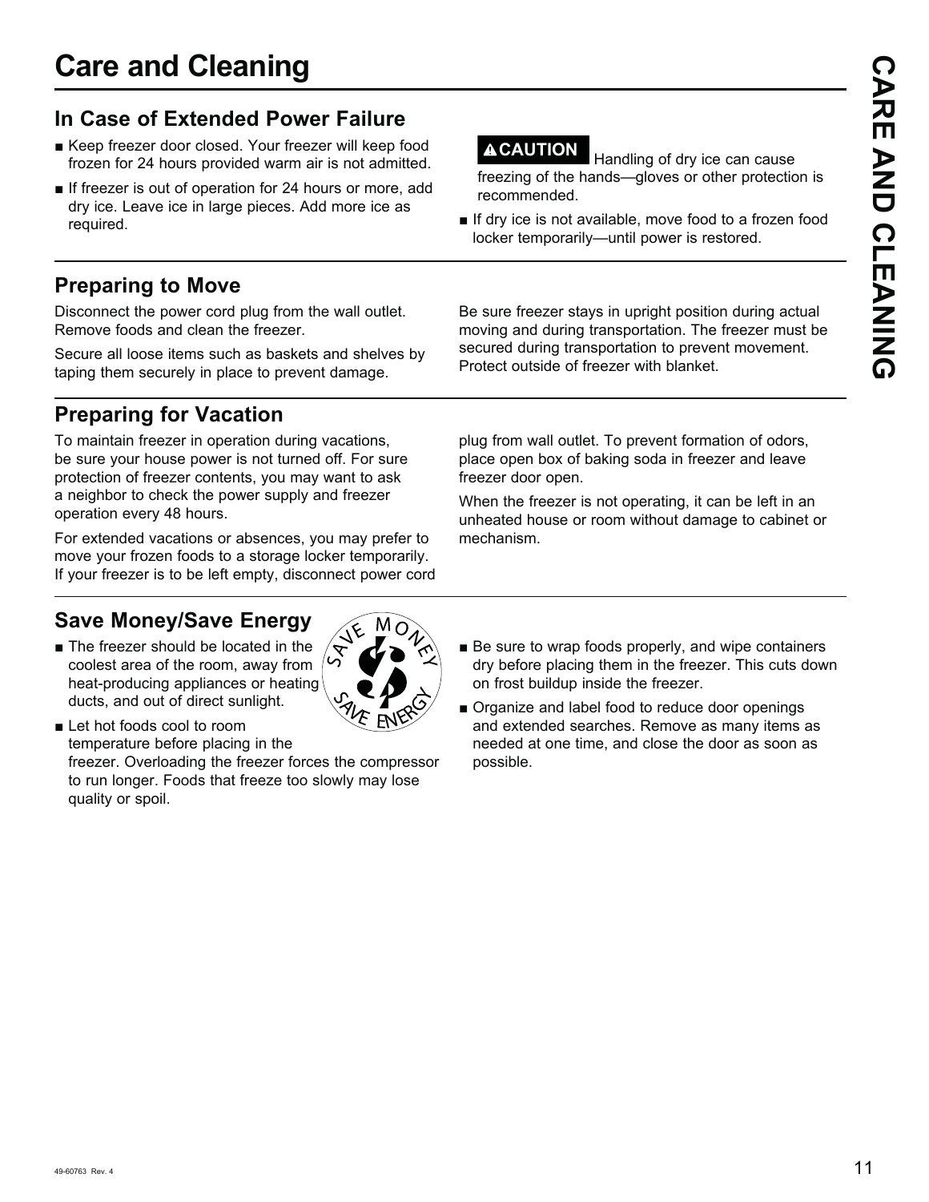# Care and Cleaning

## In Case of Extended Power Failure

- Keep freezer door closed. Your freezer will keep food frozen for 24 hours provided warm air is not admitted.
- If freezer is out of operation for 24 hours or more, add dry ice. Leave ice in large pieces. Add more ice as required.

**⚠CAUTION** Handling of dry ice can cause freezing of the hands—gloves or other protection is recommended.

- If dry ice is not available, move food to a frozen food locker temporarily—until power is restored.

## Preparing to Move

Disconnect the power cord plug from the wall outlet. Remove foods and clean the freezer.

Secure all loose items such as baskets and shelves by taping them securely in place to prevent damage.

Be sure freezer stays in upright position during actual moving and during transportation. The freezer must be secured during transportation to prevent movement. Protect outside of freezer with blanket.

## Preparing for Vacation

To maintain freezer in operation during vacations, be sure your house power is not turned off. For sure protection of freezer contents, you may want to ask a neighbor to check the power supply and freezer operation every 48 hours.

For extended vacations or absences, you may prefer to move your frozen foods to a storage locker temporarily. If your freezer is to be left empty, disconnect power cord plug from wall outlet. To prevent formation of odors, place open box of baking soda in freezer and leave freezer door open.

When the freezer is not operating, it can be left in an unheated house or room without damage to cabinet or mechanism.

## Save Money/Save Energy

- The freezer should be located in the coolest area of the room, away from heat-producing appliances or heating ducts, and out of direct sunlight.
- Let hot foods cool to room temperature before placing in the freezer. Overloading the freezer forces the compressor to run longer. Foods that freeze too slowly may lose quality or spoil.
- Be sure to wrap foods properly, and wipe containers dry before placing them in the freezer. This cuts down on frost buildup inside the freezer.
- Organize and label food to reduce door openings and extended searches. Remove as many items as needed at one time, and close the door as soon as possible.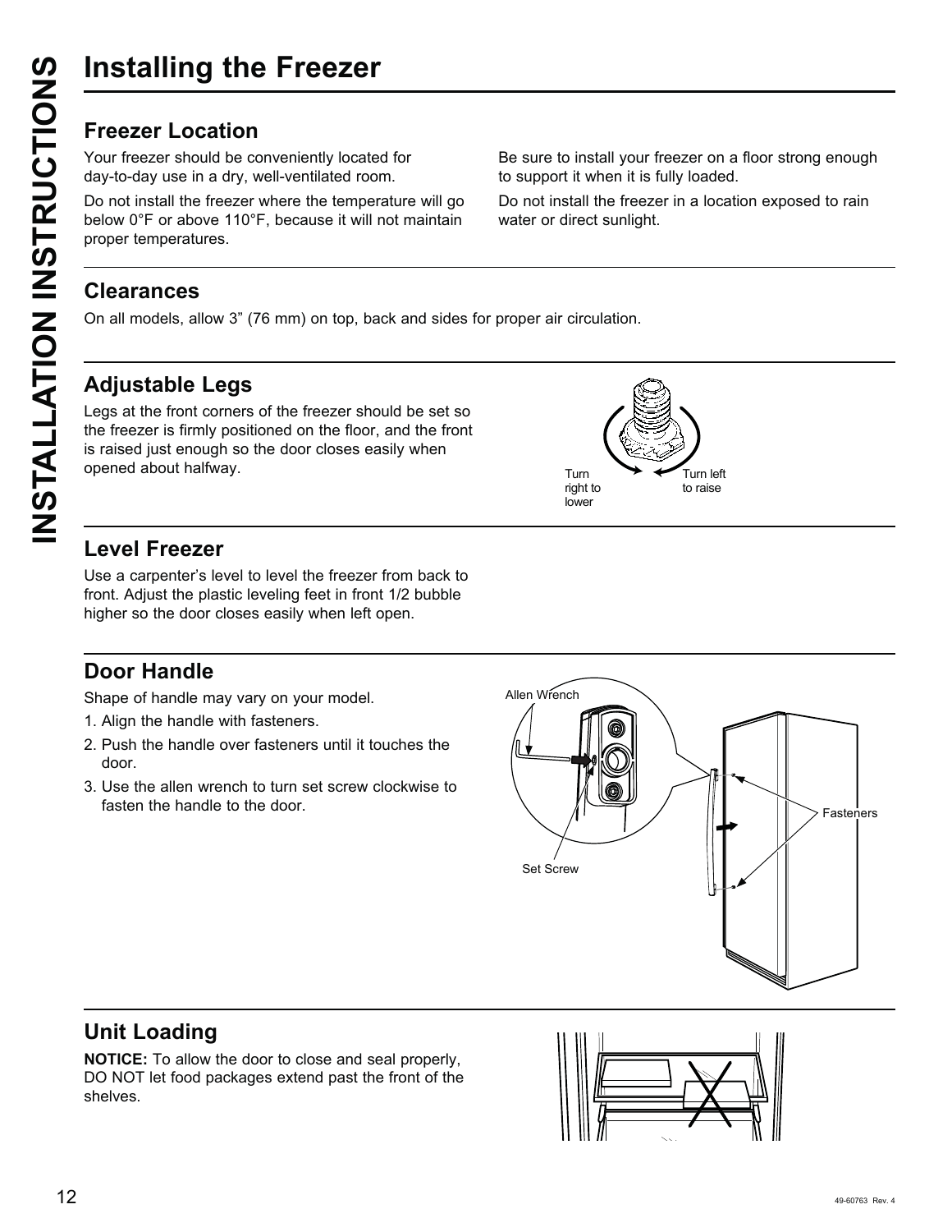# Installing the Freezer

## Freezer Location

Your freezer should be conveniently located for day-to-day use in a dry, well-ventilated room.

Do not install the freezer where the temperature will go below 0°F or above 110°F, because it will not maintain proper temperatures.

Be sure to install your freezer on a floor strong enough to support it when it is fully loaded.

Do not install the freezer in a location exposed to rain water or direct sunlight.

## Clearances

On all models, allow 3" (76 mm) on top, back and sides for proper air circulation.

## Adjustable Legs

Legs at the front corners of the freezer should be set so the freezer is firmly positioned on the floor, and the front is raised just enough so the door closes easily when opened about halfway.

Turn right to lower

Turn left to raise

## Level Freezer

Use a carpenter's level to level the freezer from back to front. Adjust the plastic leveling feet in front 1/2 bubble higher so the door closes easily when left open.

## Door Handle

Shape of handle may vary on your model.

1. Align the handle with fasteners.
2. Push the handle over fasteners until it touches the door.
3. Use the allen wrench to turn set screw clockwise to fasten the handle to the door.

Allen Wrench

Set Screw

Fasteners

## Unit Loading

**NOTICE:** To allow the door to close and seal properly, DO NOT let food packages extend past the front of the shelves.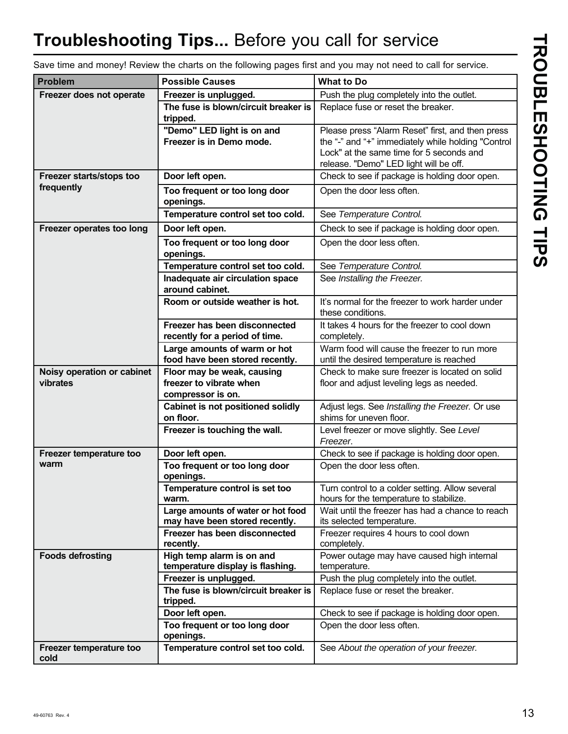# **Troubleshooting Tips...** Before you call for service

Save time and money! Review the charts on the following pages first and you may not need to call for service.

| Problem | Possible Causes | What to Do |
|---|---|---|
| **Freezer does not operate** | **Freezer is unplugged.** | Push the plug completely into the outlet. |
| | **The fuse is blown/circuit breaker is tripped.** | Replace fuse or reset the breaker. |
| | **"Demo" LED light is on and Freezer is in Demo mode.** | Please press "Alarm Reset" first, and then press the "-" and "+" immediately while holding "Control Lock" at the same time for 5 seconds and release. "Demo" LED light will be off. |
| **Freezer starts/stops too frequently** | **Door left open.** | Check to see if package is holding door open. |
| | **Too frequent or too long door openings.** | Open the door less often. |
| | **Temperature control set too cold.** | See *Temperature Control.* |
| **Freezer operates too long** | **Door left open.** | Check to see if package is holding door open. |
| | **Too frequent or too long door openings.** | Open the door less often. |
| | **Temperature control set too cold.** | See *Temperature Control.* |
| | **Inadequate air circulation space around cabinet.** | See *Installing the Freezer.* |
| | **Room or outside weather is hot.** | It's normal for the freezer to work harder under these conditions. |
| | **Freezer has been disconnected recently for a period of time.** | It takes 4 hours for the freezer to cool down completely. |
| | **Large amounts of warm or hot food have been stored recently.** | Warm food will cause the freezer to run more until the desired temperature is reached |
| **Noisy operation or cabinet vibrates** | **Floor may be weak, causing freezer to vibrate when compressor is on.** | Check to make sure freezer is located on solid floor and adjust leveling legs as needed. |
| | **Cabinet is not positioned solidly on floor.** | Adjust legs. See *Installing the Freezer.* Or use shims for uneven floor. |
| | **Freezer is touching the wall.** | Level freezer or move slightly. See *Level Freezer*. |
| **Freezer temperature too warm** | **Door left open.** | Check to see if package is holding door open. |
| | **Too frequent or too long door openings.** | Open the door less often. |
| | **Temperature control is set too warm.** | Turn control to a colder setting. Allow several hours for the temperature to stabilize. |
| | **Large amounts of water or hot food may have been stored recently.** | Wait until the freezer has had a chance to reach its selected temperature. |
| | **Freezer has been disconnected recently.** | Freezer requires 4 hours to cool down completely. |
| **Foods defrosting** | **High temp alarm is on and temperature display is flashing.** | Power outage may have caused high internal temperature. |
| | **Freezer is unplugged.** | Push the plug completely into the outlet. |
| | **The fuse is blown/circuit breaker is tripped.** | Replace fuse or reset the breaker. |
| | **Door left open.** | Check to see if package is holding door open. |
| | **Too frequent or too long door openings.** | Open the door less often. |
| **Freezer temperature too cold** | **Temperature control set too cold.** | See *About the operation of your freezer.* |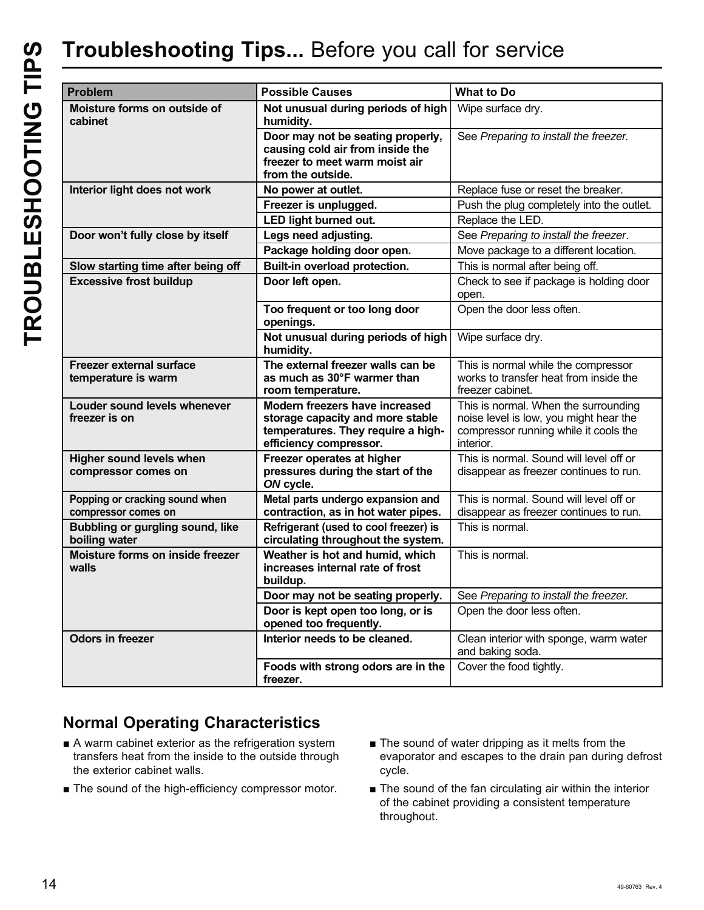# **Troubleshooting Tips...** Before you call for service

| Problem | Possible Causes | What to Do |
|---|---|---|
| **Moisture forms on outside of cabinet** | **Not unusual during periods of high humidity.** | Wipe surface dry. |
| | **Door may not be seating properly, causing cold air from inside the freezer to meet warm moist air from the outside.** | See *Preparing to install the freezer.* |
| **Interior light does not work** | **No power at outlet.** | Replace fuse or reset the breaker. |
| | **Freezer is unplugged.** | Push the plug completely into the outlet. |
| | **LED light burned out.** | Replace the LED. |
| **Door won't fully close by itself** | **Legs need adjusting.** | See *Preparing to install the freezer*. |
| | **Package holding door open.** | Move package to a different location. |
| **Slow starting time after being off** | **Built-in overload protection.** | This is normal after being off. |
| **Excessive frost buildup** | **Door left open.** | Check to see if package is holding door open. |
| | **Too frequent or too long door openings.** | Open the door less often. |
| | **Not unusual during periods of high humidity.** | Wipe surface dry. |
| **Freezer external surface temperature is warm** | **The external freezer walls can be as much as 30°F warmer than room temperature.** | This is normal while the compressor works to transfer heat from inside the freezer cabinet. |
| **Louder sound levels whenever freezer is on** | **Modern freezers have increased storage capacity and more stable temperatures. They require a high-efficiency compressor.** | This is normal. When the surrounding noise level is low, you might hear the compressor running while it cools the interior. |
| **Higher sound levels when compressor comes on** | **Freezer operates at higher pressures during the start of the *ON* cycle.** | This is normal. Sound will level off or disappear as freezer continues to run. |
| **Popping or cracking sound when compressor comes on** | **Metal parts undergo expansion and contraction, as in hot water pipes.** | This is normal. Sound will level off or disappear as freezer continues to run. |
| **Bubbling or gurgling sound, like boiling water** | **Refrigerant (used to cool freezer) is circulating throughout the system.** | This is normal. |
| **Moisture forms on inside freezer walls** | **Weather is hot and humid, which increases internal rate of frost buildup.** | This is normal. |
| | **Door may not be seating properly.** | See *Preparing to install the freezer.* |
| | **Door is kept open too long, or is opened too frequently.** | Open the door less often. |
| **Odors in freezer** | **Interior needs to be cleaned.** | Clean interior with sponge, warm water and baking soda. |
| | **Foods with strong odors are in the freezer.** | Cover the food tightly. |

## Normal Operating Characteristics

- A warm cabinet exterior as the refrigeration system transfers heat from the inside to the outside through the exterior cabinet walls.
- The sound of the high-efficiency compressor motor.
- The sound of water dripping as it melts from the evaporator and escapes to the drain pan during defrost cycle.
- The sound of the fan circulating air within the interior of the cabinet providing a consistent temperature throughout.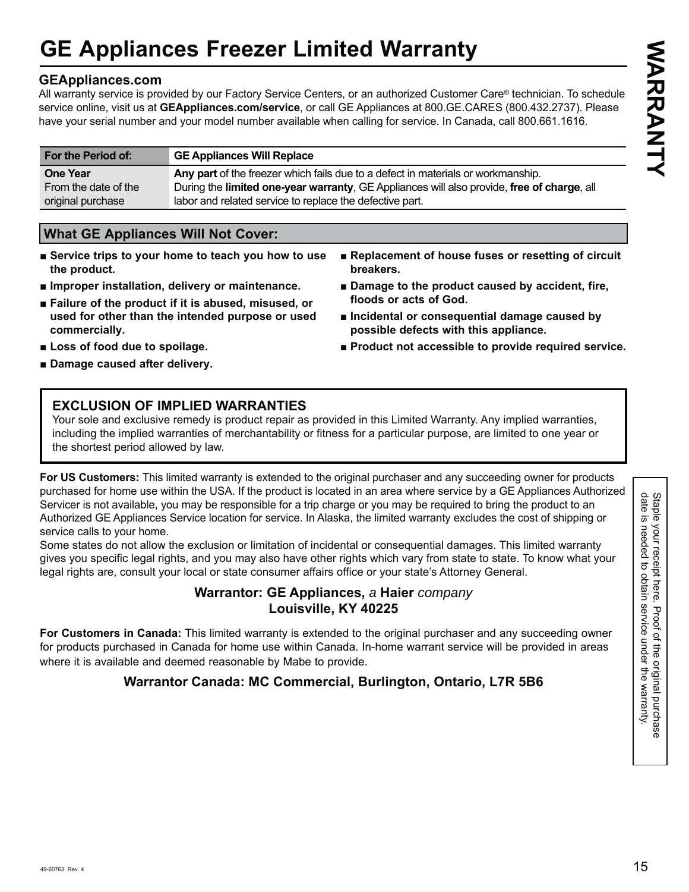# GE Appliances Freezer Limited Warranty

## GEAppliances.com

All warranty service is provided by our Factory Service Centers, or an authorized Customer Care® technician. To schedule service online, visit us at **GEAppliances.com/service**, or call GE Appliances at 800.GE.CARES (800.432.2737). Please have your serial number and your model number available when calling for service. In Canada, call 800.661.1616.

| For the Period of: | GE Appliances Will Replace |
|---|---|
| **One Year**<br>From the date of the original purchase | **Any part** of the freezer which fails due to a defect in materials or workmanship.<br>During the **limited one-year warranty**, GE Appliances will also provide, **free of charge**, all labor and related service to replace the defective part. |

## What GE Appliances Will Not Cover:

- **Service trips to your home to teach you how to use the product.**
- **Improper installation, delivery or maintenance.**
- **Failure of the product if it is abused, misused, or used for other than the intended purpose or used commercially.**
- **Loss of food due to spoilage.**
- **Damage caused after delivery.**
- **Replacement of house fuses or resetting of circuit breakers.**
- **Damage to the product caused by accident, fire, floods or acts of God.**
- **Incidental or consequential damage caused by possible defects with this appliance.**
- **Product not accessible to provide required service.**

### EXCLUSION OF IMPLIED WARRANTIES

Your sole and exclusive remedy is product repair as provided in this Limited Warranty. Any implied warranties, including the implied warranties of merchantability or fitness for a particular purpose, are limited to one year or the shortest period allowed by law.

**For US Customers:** This limited warranty is extended to the original purchaser and any succeeding owner for products purchased for home use within the USA. If the product is located in an area where service by a GE Appliances Authorized Servicer is not available, you may be responsible for a trip charge or you may be required to bring the product to an Authorized GE Appliances Service location for service. In Alaska, the limited warranty excludes the cost of shipping or service calls to your home.

Some states do not allow the exclusion or limitation of incidental or consequential damages. This limited warranty gives you specific legal rights, and you may also have other rights which vary from state to state. To know what your legal rights are, consult your local or state consumer affairs office or your state's Attorney General.

**Warrantor: GE Appliances,** *a* **Haier** *company*
**Louisville, KY 40225**

**For Customers in Canada:** This limited warranty is extended to the original purchaser and any succeeding owner for products purchased in Canada for home use within Canada. In-home warrant service will be provided in areas where it is available and deemed reasonable by Mabe to provide.

**Warrantor Canada: MC Commercial, Burlington, Ontario, L7R 5B6**

Staple your receipt here. Proof of the original purchase date is needed to obtain service under the warranty.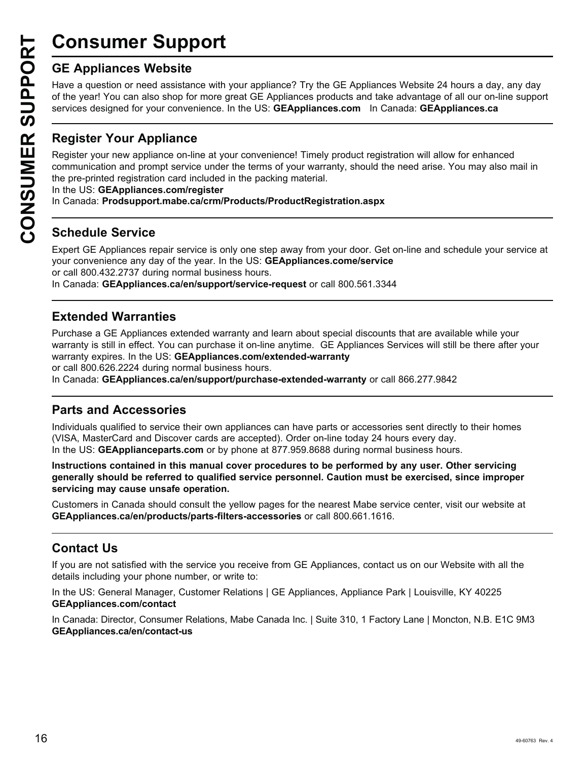# Consumer Support

## GE Appliances Website

Have a question or need assistance with your appliance? Try the GE Appliances Website 24 hours a day, any day of the year! You can also shop for more great GE Appliances products and take advantage of all our on-line support services designed for your convenience. In the US: **GEAppliances.com** In Canada: **GEAppliances.ca**

## Register Your Appliance

Register your new appliance on-line at your convenience! Timely product registration will allow for enhanced communication and prompt service under the terms of your warranty, should the need arise. You may also mail in the pre-printed registration card included in the packing material.
In the US: **GEAppliances.com/register**
In Canada: **Prodsupport.mabe.ca/crm/Products/ProductRegistration.aspx**

## Schedule Service

Expert GE Appliances repair service is only one step away from your door. Get on-line and schedule your service at your convenience any day of the year. In the US: **GEAppliances.come/service**
or call 800.432.2737 during normal business hours.
In Canada: **GEAppliances.ca/en/support/service-request** or call 800.561.3344

## Extended Warranties

Purchase a GE Appliances extended warranty and learn about special discounts that are available while your warranty is still in effect. You can purchase it on-line anytime. GE Appliances Services will still be there after your warranty expires. In the US: **GEAppliances.com/extended-warranty**
or call 800.626.2224 during normal business hours.
In Canada: **GEAppliances.ca/en/support/purchase-extended-warranty** or call 866.277.9842

## Parts and Accessories

Individuals qualified to service their own appliances can have parts or accessories sent directly to their homes (VISA, MasterCard and Discover cards are accepted). Order on-line today 24 hours every day.
In the US: **GEApplianceparts.com** or by phone at 877.959.8688 during normal business hours.

**Instructions contained in this manual cover procedures to be performed by any user. Other servicing generally should be referred to qualified service personnel. Caution must be exercised, since improper servicing may cause unsafe operation.**

Customers in Canada should consult the yellow pages for the nearest Mabe service center, visit our website at **GEAppliances.ca/en/products/parts-filters-accessories** or call 800.661.1616.

## Contact Us

If you are not satisfied with the service you receive from GE Appliances, contact us on our Website with all the details including your phone number, or write to:

In the US: General Manager, Customer Relations | GE Appliances, Appliance Park | Louisville, KY 40225
**GEAppliances.com/contact**

In Canada: Director, Consumer Relations, Mabe Canada Inc. | Suite 310, 1 Factory Lane | Moncton, N.B. E1C 9M3
**GEAppliances.ca/en/contact-us**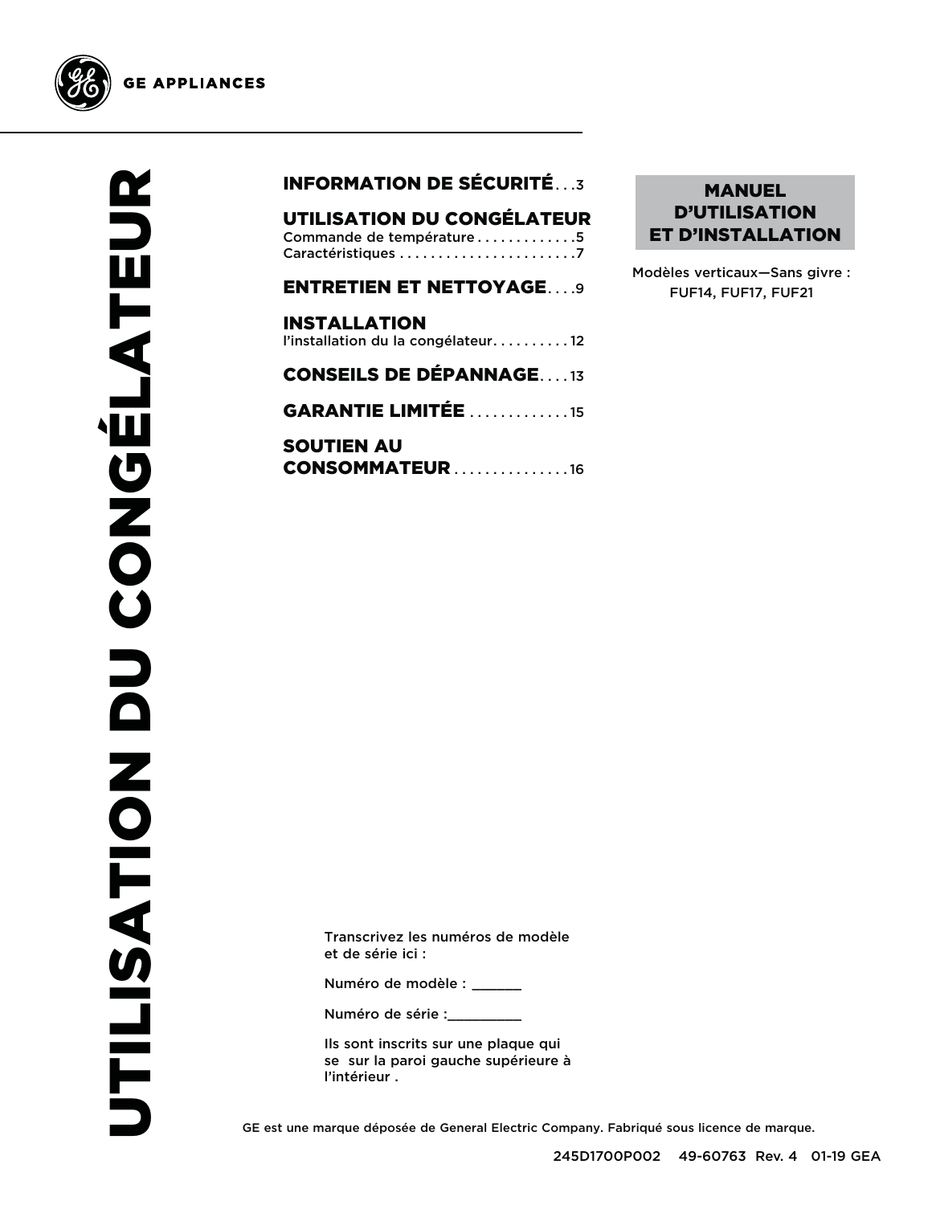GE APPLIANCES

# UTILISATION DU CONGÉLATEUR

**INFORMATION DE SÉCURITÉ** . . . 3

**UTILISATION DU CONGÉLATEUR**
Commande de température . . . . . . . . . . . . .5
Caractéristiques . . . . . . . . . . . . . . . . . . . . . . .7

**ENTRETIEN ET NETTOYAGE** . . . .9

**INSTALLATION**
l'installation du la congélateur. . . . . . . . . . 12

**CONSEILS DE DÉPANNAGE** . . . . 13

**GARANTIE LIMITÉE** . . . . . . . . . . . . . 15

**SOUTIEN AU CONSOMMATEUR** . . . . . . . . . . . . . . . 16

**MANUEL D'UTILISATION ET D'INSTALLATION**

Modèles verticaux—Sans givre :
FUF14, FUF17, FUF21

Transcrivez les numéros de modèle et de série ici :

Numéro de modèle : _______

Numéro de série :__________

Ils sont inscrits sur une plaque qui se sur la paroi gauche supérieure à l'intérieur .

GE est une marque déposée de General Electric Company. Fabriqué sous licence de marque.

245D1700P002 49-60763 Rev. 4 01-19 GEA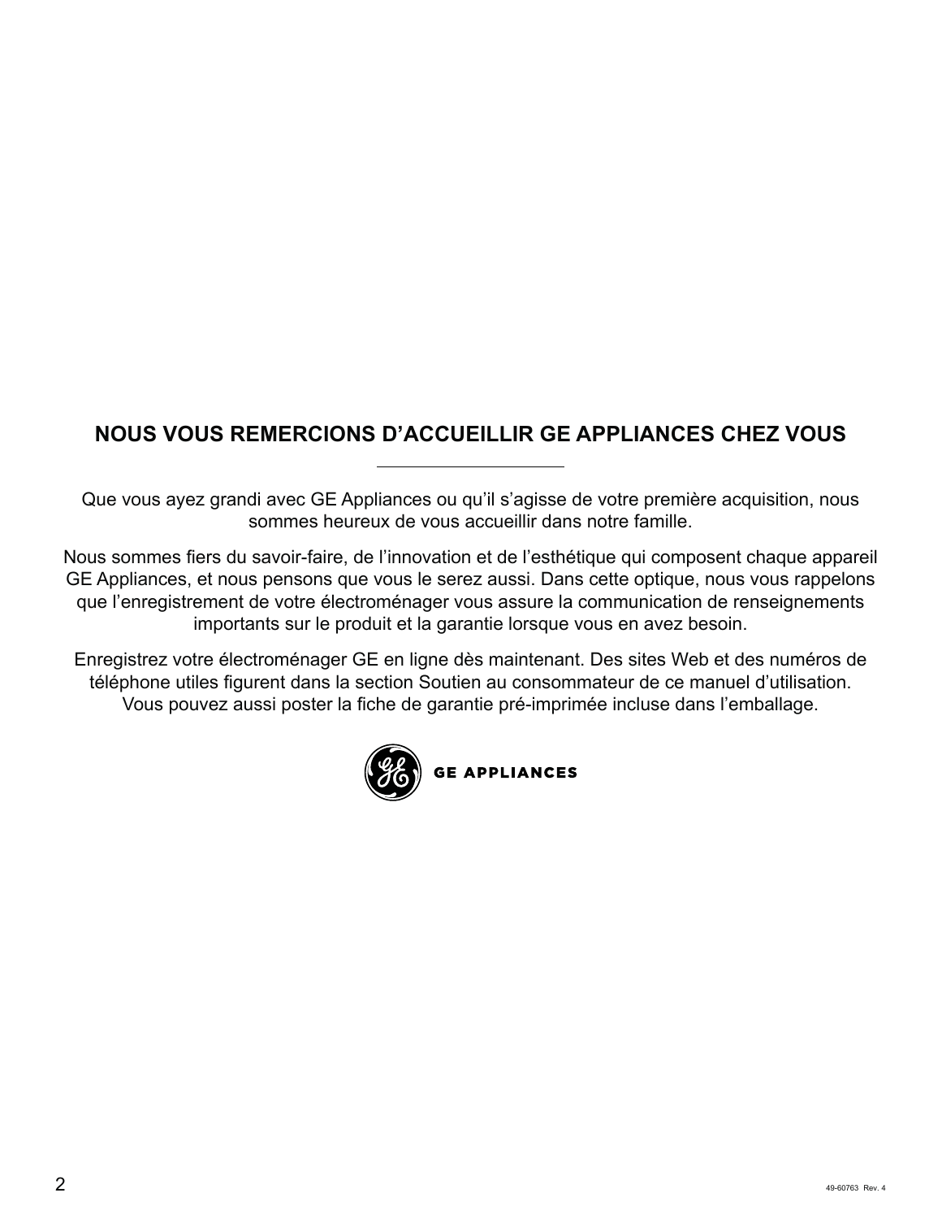## NOUS VOUS REMERCIONS D'ACCUEILLIR GE APPLIANCES CHEZ VOUS

---

Que vous ayez grandi avec GE Appliances ou qu'il s'agisse de votre première acquisition, nous sommes heureux de vous accueillir dans notre famille.

Nous sommes fiers du savoir-faire, de l'innovation et de l'esthétique qui composent chaque appareil GE Appliances, et nous pensons que vous le serez aussi. Dans cette optique, nous vous rappelons que l'enregistrement de votre électroménager vous assure la communication de renseignements importants sur le produit et la garantie lorsque vous en avez besoin.

Enregistrez votre électroménager GE en ligne dès maintenant. Des sites Web et des numéros de téléphone utiles figurent dans la section Soutien au consommateur de ce manuel d'utilisation. Vous pouvez aussi poster la fiche de garantie pré-imprimée incluse dans l'emballage.

GE APPLIANCES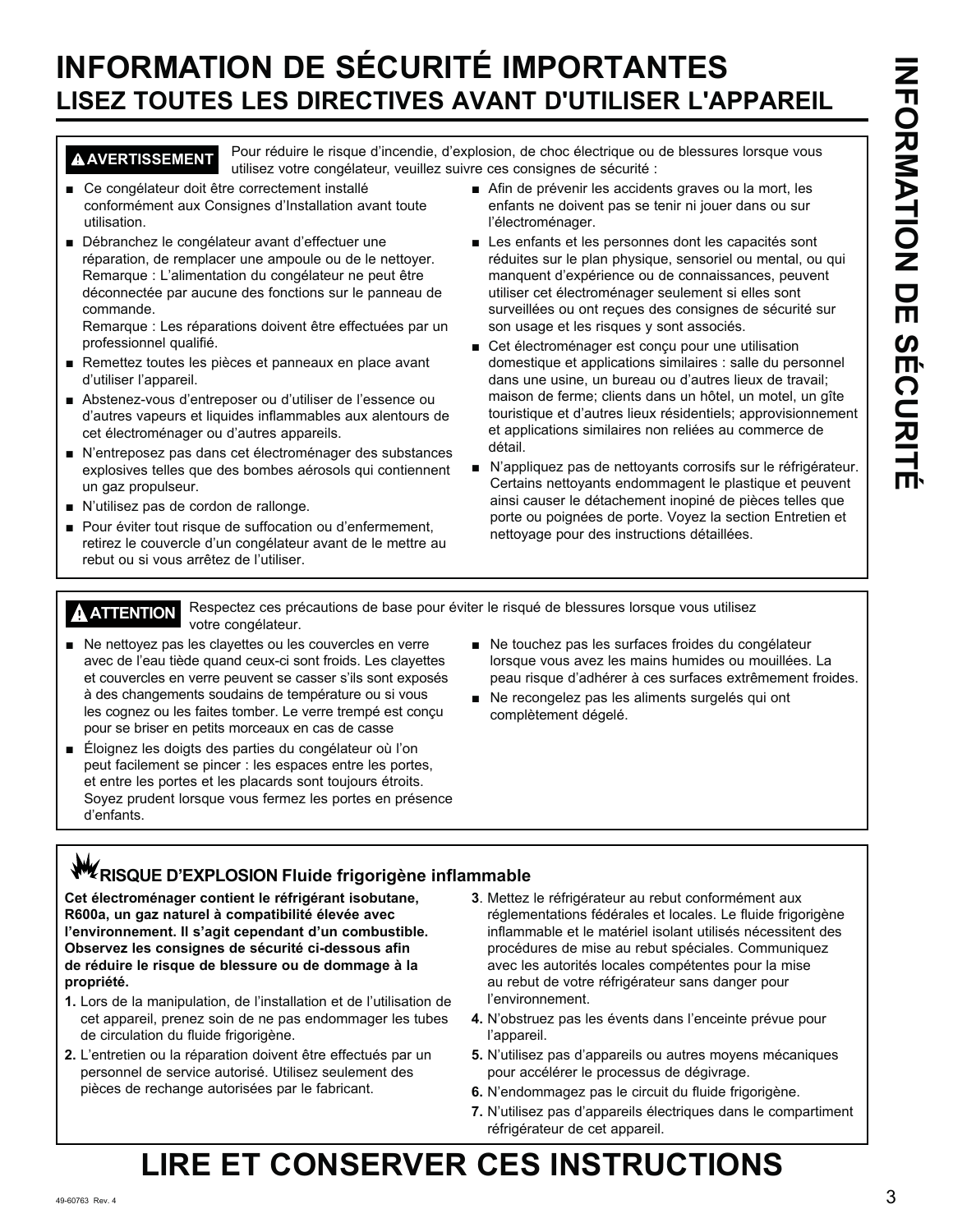# INFORMATION DE SÉCURITÉ IMPORTANTES

## LISEZ TOUTES LES DIRECTIVES AVANT D'UTILISER L'APPAREIL

**⚠ AVERTISSEMENT** Pour réduire le risque d'incendie, d'explosion, de choc électrique ou de blessures lorsque vous utilisez votre congélateur, veuillez suivre ces consignes de sécurité :

- Ce congélateur doit être correctement installé conformément aux Consignes d'Installation avant toute utilisation.
- Débranchez le congélateur avant d'effectuer une réparation, de remplacer une ampoule ou de le nettoyer. Remarque : L'alimentation du congélateur ne peut être déconnectée par aucune des fonctions sur le panneau de commande.
  Remarque : Les réparations doivent être effectuées par un professionnel qualifié.
- Remettez toutes les pièces et panneaux en place avant d'utiliser l'appareil.
- Abstenez-vous d'entreposer ou d'utiliser de l'essence ou d'autres vapeurs et liquides inflammables aux alentours de cet électroménager ou d'autres appareils.
- N'entreposez pas dans cet électroménager des substances explosives telles que des bombes aérosols qui contiennent un gaz propulseur.
- N'utilisez pas de cordon de rallonge.
- Pour éviter tout risque de suffocation ou d'enfermement, retirez le couvercle d'un congélateur avant de le mettre au rebut ou si vous arrêtez de l'utiliser.
- Afin de prévenir les accidents graves ou la mort, les enfants ne doivent pas se tenir ni jouer dans ou sur l'électroménager.
- Les enfants et les personnes dont les capacités sont réduites sur le plan physique, sensoriel ou mental, ou qui manquent d'expérience ou de connaissances, peuvent utiliser cet électroménager seulement si elles sont surveillées ou ont reçues des consignes de sécurité sur son usage et les risques y sont associés.
- Cet électroménager est conçu pour une utilisation domestique et applications similaires : salle du personnel dans une usine, un bureau ou d'autres lieux de travail; maison de ferme; clients dans un hôtel, un motel, un gîte touristique et d'autres lieux résidentiels; approvisionnement et applications similaires non reliées au commerce de détail.
- N'appliquez pas de nettoyants corrosifs sur le réfrigérateur. Certains nettoyants endommagent le plastique et peuvent ainsi causer le détachement inopiné de pièces telles que porte ou poignées de porte. Voyez la section Entretien et nettoyage pour des instructions détaillées.

**⚠ ATTENTION** Respectez ces précautions de base pour éviter le risqué de blessures lorsque vous utilisez votre congélateur.

- Ne nettoyez pas les clayettes ou les couvercles en verre avec de l'eau tiède quand ceux-ci sont froids. Les clayettes et couvercles en verre peuvent se casser s'ils sont exposés à des changements soudains de température ou si vous les cognez ou les faites tomber. Le verre trempé est conçu pour se briser en petits morceaux en cas de casse
- Éloignez les doigts des parties du congélateur où l'on peut facilement se pincer : les espaces entre les portes, et entre les portes et les placards sont toujours étroits. Soyez prudent lorsque vous fermez les portes en présence d'enfants.
- Ne touchez pas les surfaces froides du congélateur lorsque vous avez les mains humides ou mouillées. La peau risque d'adhérer à ces surfaces extrêmement froides.
- Ne recongelez pas les aliments surgelés qui ont complètement dégelé.

**RISQUE D'EXPLOSION Fluide frigorigène inflammable**

**Cet électroménager contient le réfrigérant isobutane, R600a, un gaz naturel à compatibilité élevée avec l'environnement. Il s'agit cependant d'un combustible. Observez les consignes de sécurité ci-dessous afin de réduire le risque de blessure ou de dommage à la propriété.**

1. Lors de la manipulation, de l'installation et de l'utilisation de cet appareil, prenez soin de ne pas endommager les tubes de circulation du fluide frigorigène.
2. L'entretien ou la réparation doivent être effectués par un personnel de service autorisé. Utilisez seulement des pièces de rechange autorisées par le fabricant.
3. Mettez le réfrigérateur au rebut conformément aux réglementations fédérales et locales. Le fluide frigorigène inflammable et le matériel isolant utilisés nécessitent des procédures de mise au rebut spéciales. Communiquez avec les autorités locales compétentes pour la mise au rebut de votre réfrigérateur sans danger pour l'environnement.
4. N'obstruez pas les évents dans l'enceinte prévue pour l'appareil.
5. N'utilisez pas d'appareils ou autres moyens mécaniques pour accélérer le processus de dégivrage.
6. N'endommagez pas le circuit du fluide frigorigène.
7. N'utilisez pas d'appareils électriques dans le compartiment réfrigérateur de cet appareil.

# LIRE ET CONSERVER CES INSTRUCTIONS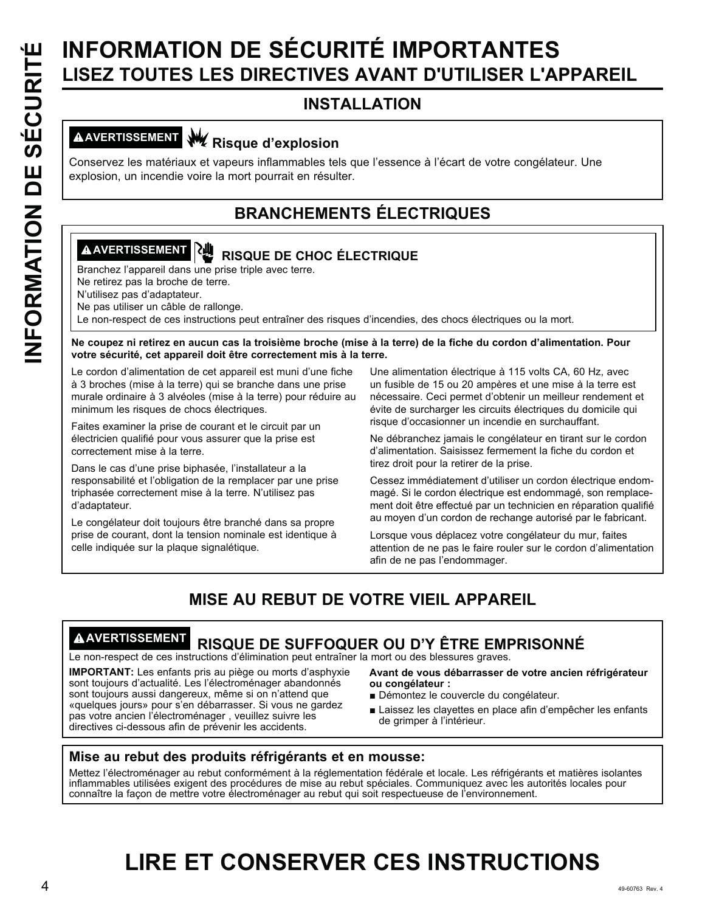# INFORMATION DE SÉCURITÉ IMPORTANTES

## LISEZ TOUTES LES DIRECTIVES AVANT D'UTILISER L'APPAREIL

### INSTALLATION

**⚠AVERTISSEMENT** **Risque d'explosion**

Conservez les matériaux et vapeurs inflammables tels que l'essence à l'écart de votre congélateur. Une explosion, un incendie voire la mort pourrait en résulter.

### BRANCHEMENTS ÉLECTRIQUES

**⚠AVERTISSEMENT** **RISQUE DE CHOC ÉLECTRIQUE**

Branchez l'appareil dans une prise triple avec terre.
Ne retirez pas la broche de terre.
N'utilisez pas d'adaptateur.
Ne pas utiliser un câble de rallonge.
Le non-respect de ces instructions peut entraîner des risques d'incendies, des chocs électriques ou la mort.

**Ne coupez ni retirez en aucun cas la troisième broche (mise à la terre) de la fiche du cordon d'alimentation. Pour votre sécurité, cet appareil doit être correctement mis à la terre.**

Le cordon d'alimentation de cet appareil est muni d'une fiche à 3 broches (mise à la terre) qui se branche dans une prise murale ordinaire à 3 alvéoles (mise à la terre) pour réduire au minimum les risques de chocs électriques.

Faites examiner la prise de courant et le circuit par un électricien qualifié pour vous assurer que la prise est correctement mise à la terre.

Dans le cas d'une prise biphasée, l'installateur a la responsabilité et l'obligation de la remplacer par une prise triphasée correctement mise à la terre. N'utilisez pas d'adaptateur.

Le congélateur doit toujours être branché dans sa propre prise de courant, dont la tension nominale est identique à celle indiquée sur la plaque signalétique.

Une alimentation électrique à 115 volts CA, 60 Hz, avec un fusible de 15 ou 20 ampères et une mise à la terre est nécessaire. Ceci permet d'obtenir un meilleur rendement et évite de surcharger les circuits électriques du domicile qui risque d'occasionner un incendie en surchauffant.

Ne débranchez jamais le congélateur en tirant sur le cordon d'alimentation. Saisissez fermement la fiche du cordon et tirez droit pour la retirer de la prise.

Cessez immédiatement d'utiliser un cordon électrique endommagé. Si le cordon électrique est endommagé, son remplacement doit être effectué par un technicien en réparation qualifié au moyen d'un cordon de rechange autorisé par le fabricant.

Lorsque vous déplacez votre congélateur du mur, faites attention de ne pas le faire rouler sur le cordon d'alimentation afin de ne pas l'endommager.

### MISE AU REBUT DE VOTRE VIEIL APPAREIL

**⚠AVERTISSEMENT** **RISQUE DE SUFFOQUER OU D'Y ÊTRE EMPRISONNÉ**

Le non-respect de ces instructions d'élimination peut entraîner la mort ou des blessures graves.

**IMPORTANT:** Les enfants pris au piège ou morts d'asphyxie sont toujours d'actualité. Les l'électroménager abandonnés sont toujours aussi dangereux, même si on n'attend que «quelques jours» pour s'en débarrasser. Si vous ne gardez pas votre ancien l'électroménager , veuillez suivre les directives ci-dessous afin de prévenir les accidents.

**Avant de vous débarrasser de votre ancien réfrigérateur ou congélateur :**

- Démontez le couvercle du congélateur.
- Laissez les clayettes en place afin d'empêcher les enfants de grimper à l'intérieur.

**Mise au rebut des produits réfrigérants et en mousse:**

Mettez l'électroménager au rebut conformément à la réglementation fédérale et locale. Les réfrigérants et matières isolantes inflammables utilisées exigent des procédures de mise au rebut spéciales. Communiquez avec les autorités locales pour connaître la façon de mettre votre électroménager au rebut qui soit respectueuse de l'environnement.

# LIRE ET CONSERVER CES INSTRUCTIONS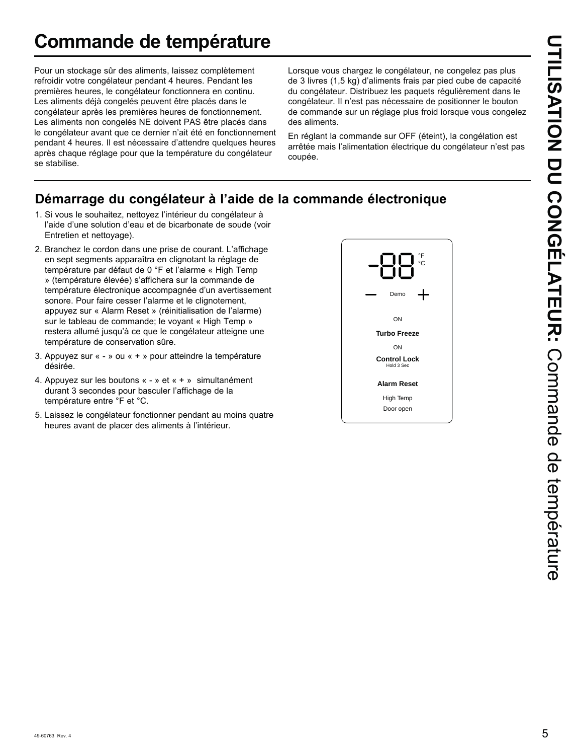# Commande de température

Pour un stockage sûr des aliments, laissez complètement refroidir votre congélateur pendant 4 heures. Pendant les premières heures, le congélateur fonctionnera en continu. Les aliments déjà congelés peuvent être placés dans le congélateur après les premières heures de fonctionnement. Les aliments non congelés NE doivent PAS être placés dans le congélateur avant que ce dernier n'ait été en fonctionnement pendant 4 heures. Il est nécessaire d'attendre quelques heures après chaque réglage pour que la température du congélateur se stabilise.

Lorsque vous chargez le congélateur, ne congelez pas plus de 3 livres (1,5 kg) d'aliments frais par pied cube de capacité du congélateur. Distribuez les paquets régulièrement dans le congélateur. Il n'est pas nécessaire de positionner le bouton de commande sur un réglage plus froid lorsque vous congelez des aliments.

En réglant la commande sur OFF (éteint), la congélation est arrêtée mais l'alimentation électrique du congélateur n'est pas coupée.

## Démarrage du congélateur à l'aide de la commande électronique

1. Si vous le souhaitez, nettoyez l'intérieur du congélateur à l'aide d'une solution d'eau et de bicarbonate de soude (voir Entretien et nettoyage).
2. Branchez le cordon dans une prise de courant. L'affichage en sept segments apparaîtra en clignotant la réglage de température par défaut de 0 °F et l'alarme « High Temp » (température élevée) s'affichera sur la commande de température électronique accompagnée d'un avertissement sonore. Pour faire cesser l'alarme et le clignotement, appuyez sur « Alarm Reset » (réinitialisation de l'alarme) sur le tableau de commande; le voyant « High Temp » restera allumé jusqu'à ce que le congélateur atteigne une température de conservation sûre.
3. Appuyez sur « - » ou « + » pour atteindre la température désirée.
4. Appuyez sur les boutons « - » et « + » simultanément durant 3 secondes pour basculer l'affichage de la température entre °F et °C.
5. Laissez le congélateur fonctionner pendant au moins quatre heures avant de placer des aliments à l'intérieur.

-88 °F °C

— Demo +

ON

**Turbo Freeze**

ON

**Control Lock**
Hold 3 Sec

**Alarm Reset**

High Temp

Door open

**UTILISATION DU CONGÉLATEUR:** Commande de température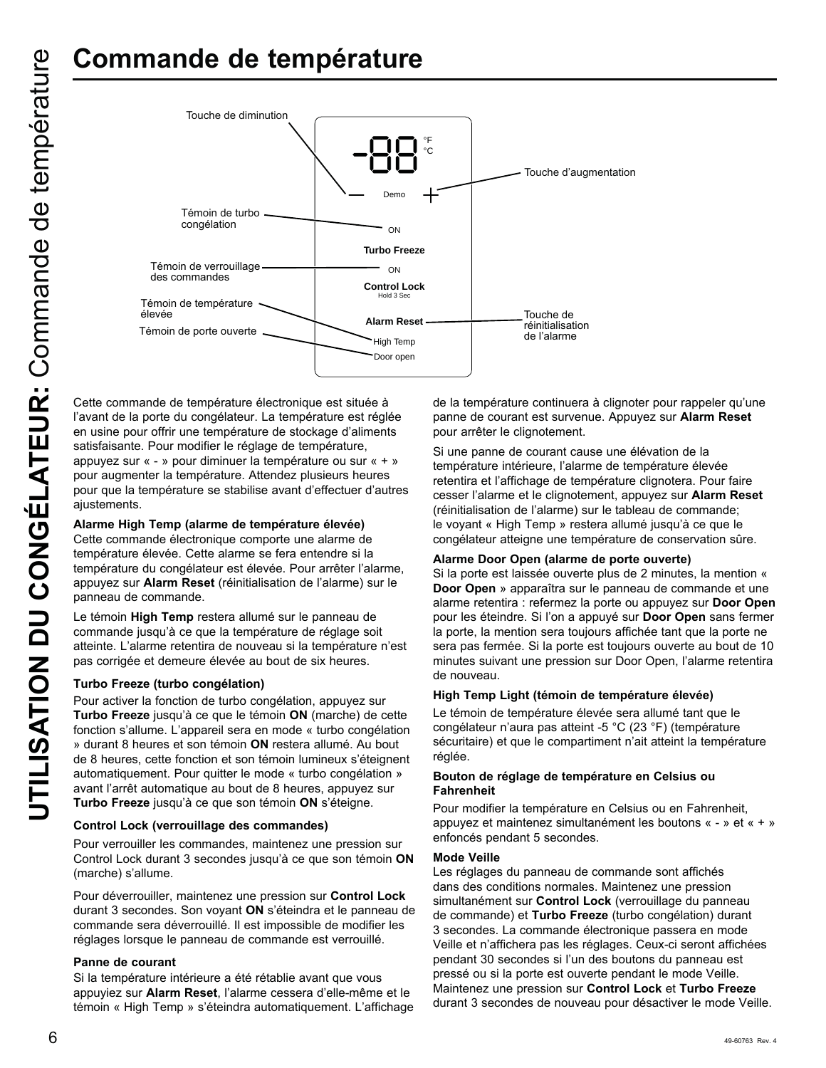# Commande de température

Touche de diminution

Touche d'augmentation

Témoin de turbo congélation

Témoin de verrouillage des commandes

Témoin de température élevée

Témoin de porte ouverte

Touche de réinitialisation de l'alarme

-88 °F °C

Demo

ON

Turbo Freeze

ON

Control Lock
Hold 3 Sec

Alarm Reset

High Temp

Door open

Cette commande de température électronique est située à l'avant de la porte du congélateur. La température est réglée en usine pour offrir une température de stockage d'aliments satisfaisante. Pour modifier le réglage de température, appuyez sur « - » pour diminuer la température ou sur « + » pour augmenter la température. Attendez plusieurs heures pour que la température se stabilise avant d'effectuer d'autres ajustements.

**Alarme High Temp (alarme de température élevée)**
Cette commande électronique comporte une alarme de température élevée. Cette alarme se fera entendre si la température du congélateur est élevée. Pour arrêter l'alarme, appuyez sur **Alarm Reset** (réinitialisation de l'alarme) sur le panneau de commande.

Le témoin **High Temp** restera allumé sur le panneau de commande jusqu'à ce que la température de réglage soit atteinte. L'alarme retentira de nouveau si la température n'est pas corrigée et demeure élevée au bout de six heures.

**Turbo Freeze (turbo congélation)**

Pour activer la fonction de turbo congélation, appuyez sur **Turbo Freeze** jusqu'à ce que le témoin **ON** (marche) de cette fonction s'allume. L'appareil sera en mode « turbo congélation » durant 8 heures et son témoin **ON** restera allumé. Au bout de 8 heures, cette fonction et son témoin lumineux s'éteignent automatiquement. Pour quitter le mode « turbo congélation » avant l'arrêt automatique au bout de 8 heures, appuyez sur **Turbo Freeze** jusqu'à ce que son témoin **ON** s'éteigne.

**Control Lock (verrouillage des commandes)**

Pour verrouiller les commandes, maintenez une pression sur Control Lock durant 3 secondes jusqu'à ce que son témoin **ON** (marche) s'allume.

Pour déverrouiller, maintenez une pression sur **Control Lock** durant 3 secondes. Son voyant **ON** s'éteindra et le panneau de commande sera déverrouillé. Il est impossible de modifier les réglages lorsque le panneau de commande est verrouillé.

**Panne de courant**
Si la température intérieure a été rétablie avant que vous appuyiez sur **Alarm Reset**, l'alarme cessera d'elle-même et le témoin « High Temp » s'éteindra automatiquement. L'affichage de la température continuera à clignoter pour rappeler qu'une panne de courant est survenue. Appuyez sur **Alarm Reset** pour arrêter le clignotement.

Si une panne de courant cause une élévation de la température intérieure, l'alarme de température élevée retentira et l'affichage de température clignotera. Pour faire cesser l'alarme et le clignotement, appuyez sur **Alarm Reset** (réinitialisation de l'alarme) sur le tableau de commande; le voyant « High Temp » restera allumé jusqu'à ce que le congélateur atteigne une température de conservation sûre.

**Alarme Door Open (alarme de porte ouverte)**
Si la porte est laissée ouverte plus de 2 minutes, la mention « **Door Open** » apparaîtra sur le panneau de commande et une alarme retentira : refermez la porte ou appuyez sur **Door Open** pour les éteindre. Si l'on a appuyé sur **Door Open** sans fermer la porte, la mention sera toujours affichée tant que la porte ne sera pas fermée. Si la porte est toujours ouverte au bout de 10 minutes suivant une pression sur Door Open, l'alarme retentira de nouveau.

**High Temp Light (témoin de température élevée)**

Le témoin de température élevée sera allumé tant que le congélateur n'aura pas atteint -5 °C (23 °F) (température sécuritaire) et que le compartiment n'ait atteint la température réglée.

**Bouton de réglage de température en Celsius ou Fahrenheit**

Pour modifier la température en Celsius ou en Fahrenheit, appuyez et maintenez simultanément les boutons « - » et « + » enfoncés pendant 5 secondes.

**Mode Veille**
Les réglages du panneau de commande sont affichés dans des conditions normales. Maintenez une pression simultanément sur **Control Lock** (verrouillage du panneau de commande) et **Turbo Freeze** (turbo congélation) durant 3 secondes. La commande électronique passera en mode Veille et n'affichera pas les réglages. Ceux-ci seront affichées pendant 30 secondes si l'un des boutons du panneau est pressé ou si la porte est ouverte pendant le mode Veille. Maintenez une pression sur **Control Lock** et **Turbo Freeze** durant 3 secondes de nouveau pour désactiver le mode Veille.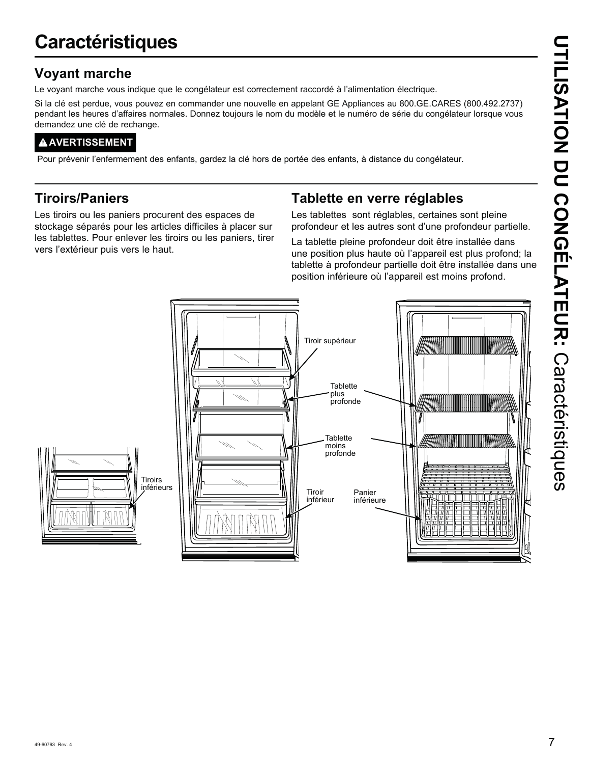# Caractéristiques

## Voyant marche

Le voyant marche vous indique que le congélateur est correctement raccordé à l'alimentation électrique.

Si la clé est perdue, vous pouvez en commander une nouvelle en appelant GE Appliances au 800.GE.CARES (800.492.2737) pendant les heures d'affaires normales. Donnez toujours le nom du modèle et le numéro de série du congélateur lorsque vous demandez une clé de rechange.

**⚠AVERTISSEMENT**

Pour prévenir l'enfermement des enfants, gardez la clé hors de portée des enfants, à distance du congélateur.

## Tiroirs/Paniers

Les tiroirs ou les paniers procurent des espaces de stockage séparés pour les articles difficiles à placer sur les tablettes. Pour enlever les tiroirs ou les paniers, tirer vers l'extérieur puis vers le haut.

## Tablette en verre réglables

Les tablettes sont réglables, certaines sont pleine profondeur et les autres sont d'une profondeur partielle.

La tablette pleine profondeur doit être installée dans une position plus haute où l'appareil est plus profond; la tablette à profondeur partielle doit être installée dans une position inférieure où l'appareil est moins profond.

Tiroirs inférieurs

Tiroir supérieur

Tablette plus profonde

Tablette moins profonde

Tiroir inférieur

Panier inférieure

49-60763 Rev. 4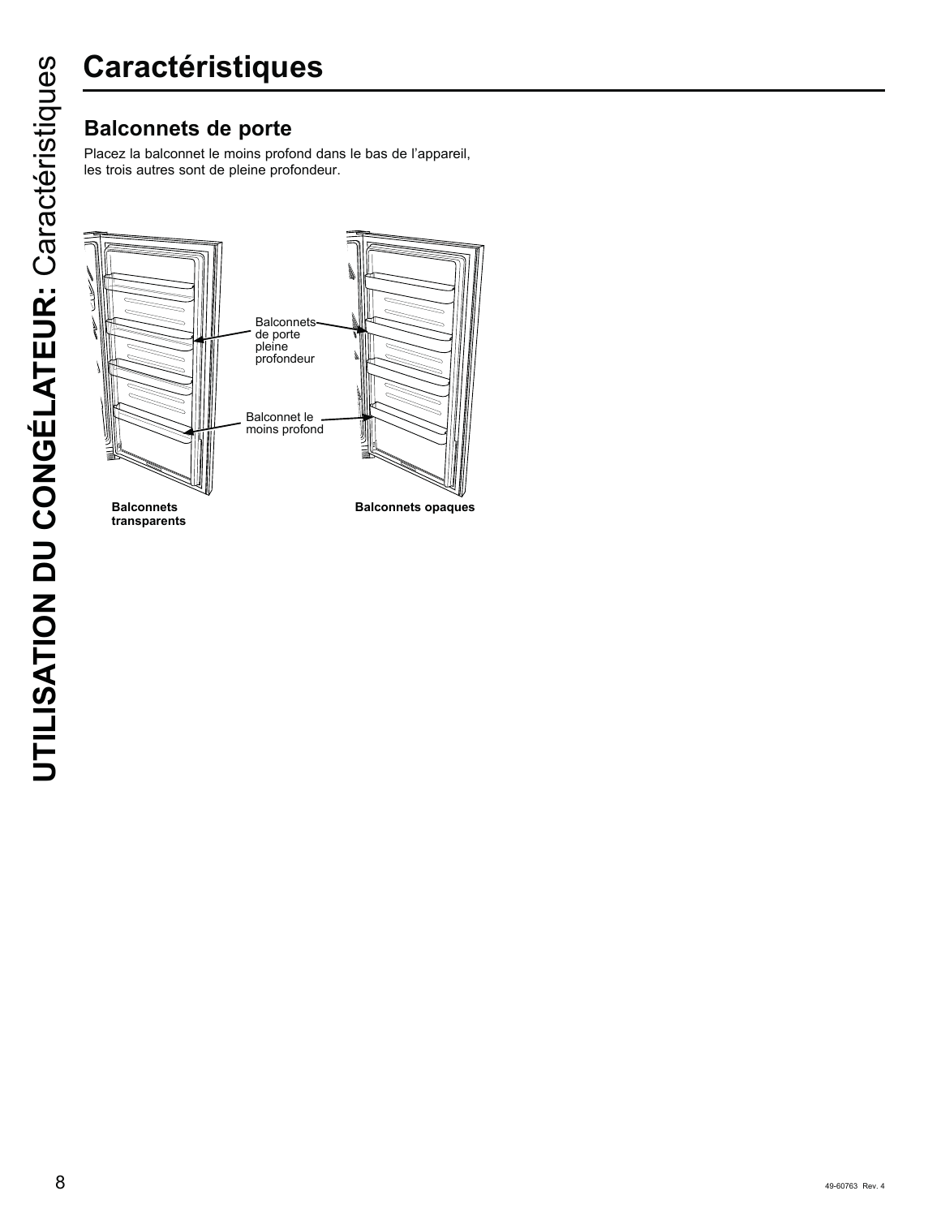# Caractéristiques

## Balconnets de porte

Placez la balconnet le moins profond dans le bas de l'appareil, les trois autres sont de pleine profondeur.

Balconnets de porte pleine profondeur

Balconnet le moins profond

**Balconnets transparents**

**Balconnets opaques**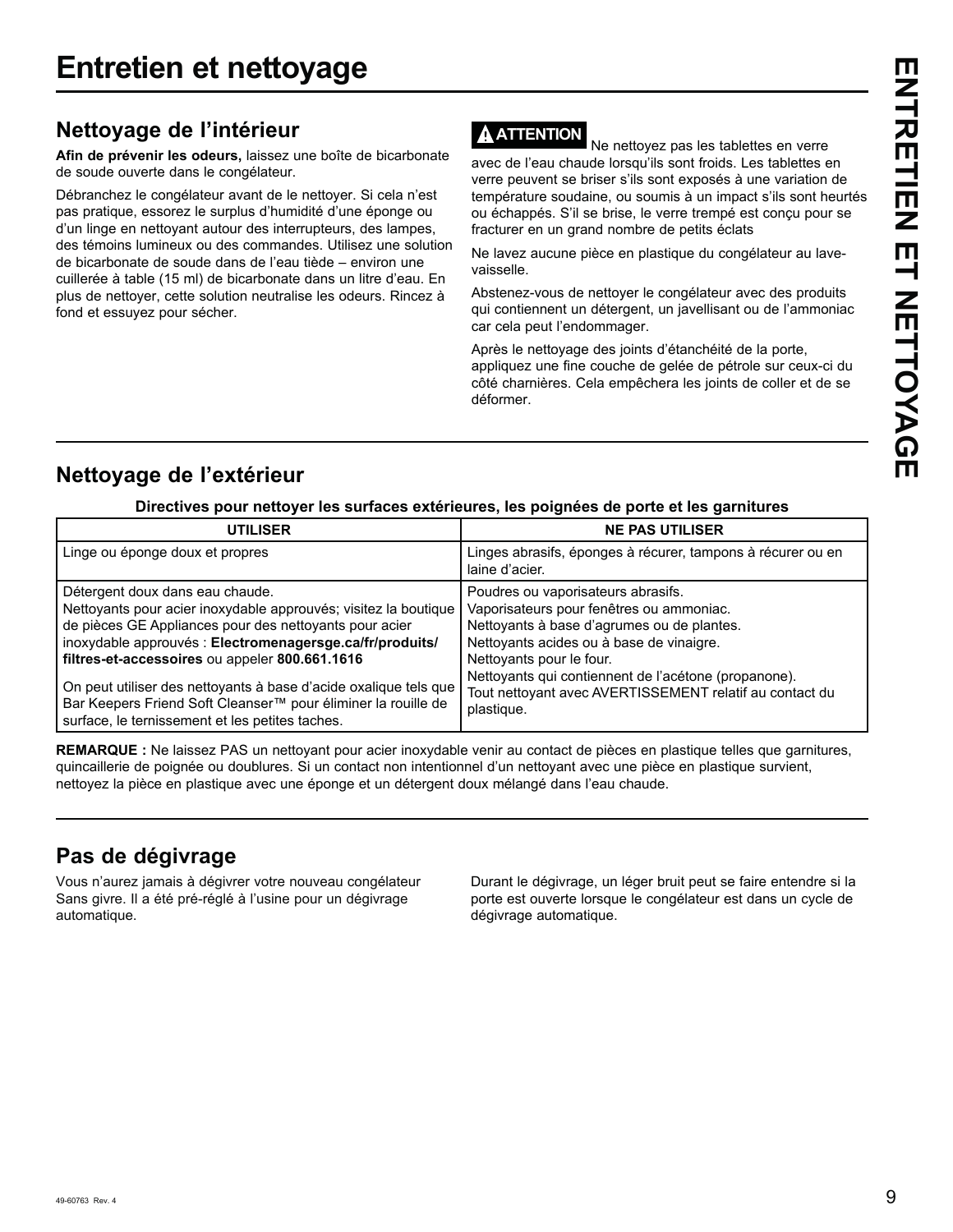# Entretien et nettoyage

## Nettoyage de l'intérieur

**Afin de prévenir les odeurs,** laissez une boîte de bicarbonate de soude ouverte dans le congélateur.

Débranchez le congélateur avant de le nettoyer. Si cela n'est pas pratique, essorez le surplus d'humidité d'une éponge ou d'un linge en nettoyant autour des interrupteurs, des lampes, des témoins lumineux ou des commandes. Utilisez une solution de bicarbonate de soude dans de l'eau tiède – environ une cuillerée à table (15 ml) de bicarbonate dans un litre d'eau. En plus de nettoyer, cette solution neutralise les odeurs. Rincez à fond et essuyez pour sécher.

**⚠ ATTENTION** Ne nettoyez pas les tablettes en verre avec de l'eau chaude lorsqu'ils sont froids. Les tablettes en verre peuvent se briser s'ils sont exposés à une variation de température soudaine, ou soumis à un impact s'ils sont heurtés ou échappés. S'il se brise, le verre trempé est conçu pour se fracturer en un grand nombre de petits éclats

Ne lavez aucune pièce en plastique du congélateur au lave-vaisselle.

Abstenez-vous de nettoyer le congélateur avec des produits qui contiennent un détergent, un javellisant ou de l'ammoniac car cela peut l'endommager.

Après le nettoyage des joints d'étanchéité de la porte, appliquez une fine couche de gelée de pétrole sur ceux-ci du côté charnières. Cela empêchera les joints de coller et de se déformer.

## Nettoyage de l'extérieur

**Directives pour nettoyer les surfaces extérieures, les poignées de porte et les garnitures**

| UTILISER | NE PAS UTILISER |
|---|---|
| Linge ou éponge doux et propres | Linges abrasifs, éponges à récurer, tampons à récurer ou en laine d'acier. |
| Détergent doux dans eau chaude.<br>Nettoyants pour acier inoxydable approuvés; visitez la boutique de pièces GE Appliances pour des nettoyants pour acier inoxydable approuvés : **Electromenagersge.ca/fr/produits/filtres-et-accessoires** ou appeler **800.661.1616**<br><br>On peut utiliser des nettoyants à base d'acide oxalique tels que Bar Keepers Friend Soft Cleanser™ pour éliminer la rouille de surface, le ternissement et les petites taches. | Poudres ou vaporisateurs abrasifs.<br>Vaporisateurs pour fenêtres ou ammoniac.<br>Nettoyants à base d'agrumes ou de plantes.<br>Nettoyants acides ou à base de vinaigre.<br>Nettoyants pour le four.<br>Nettoyants qui contiennent de l'acétone (propanone).<br>Tout nettoyant avec AVERTISSEMENT relatif au contact du plastique. |

**REMARQUE :** Ne laissez PAS un nettoyant pour acier inoxydable venir au contact de pièces en plastique telles que garnitures, quincaillerie de poignée ou doublures. Si un contact non intentionnel d'un nettoyant avec une pièce en plastique survient, nettoyez la pièce en plastique avec une éponge et un détergent doux mélangé dans l'eau chaude.

## Pas de dégivrage

Vous n'aurez jamais à dégivrer votre nouveau congélateur Sans givre. Il a été pré-réglé à l'usine pour un dégivrage automatique.

Durant le dégivrage, un léger bruit peut se faire entendre si la porte est ouverte lorsque le congélateur est dans un cycle de dégivrage automatique.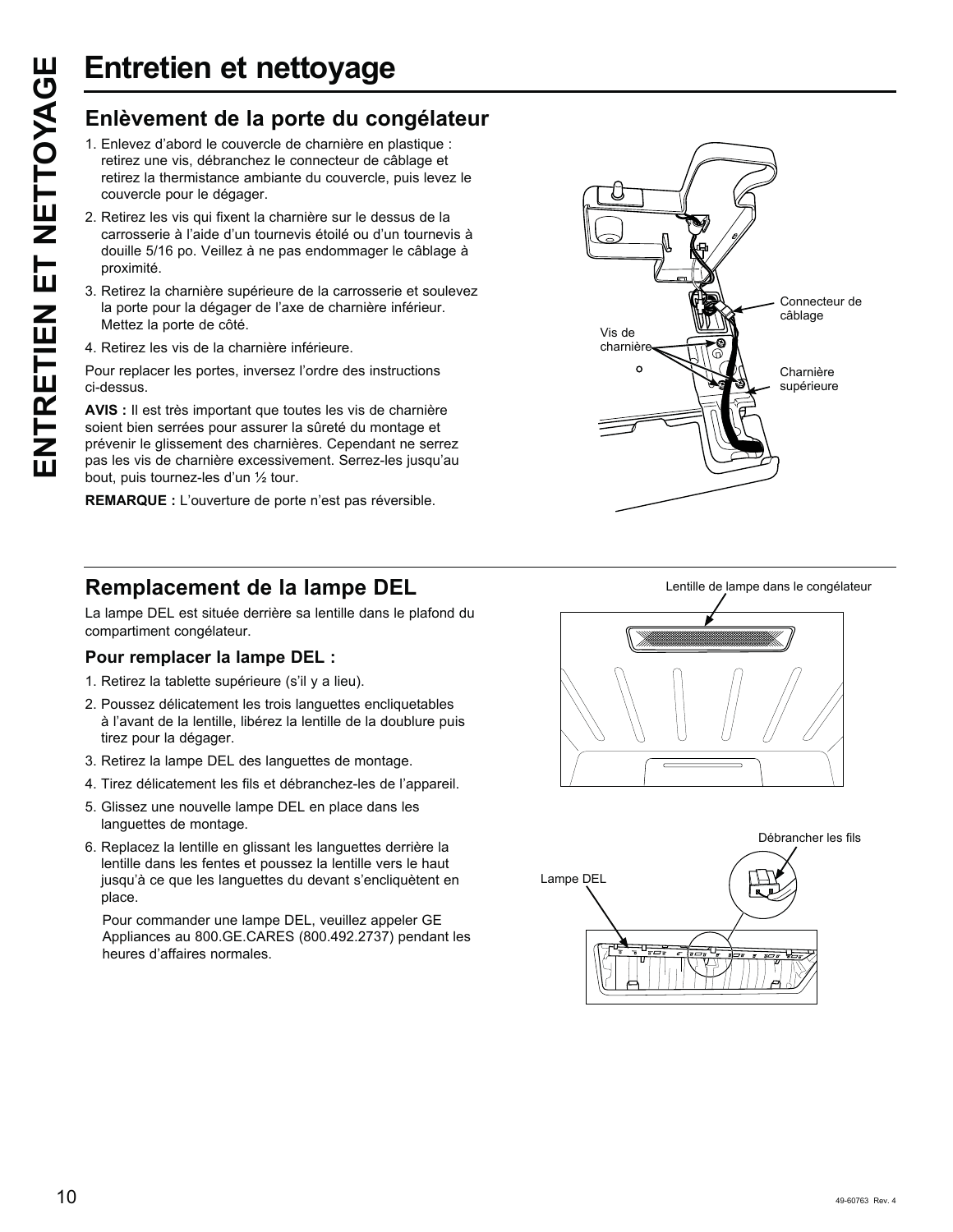# Entretien et nettoyage

## Enlèvement de la porte du congélateur

1. Enlevez d'abord le couvercle de charnière en plastique : retirez une vis, débranchez le connecteur de câblage et retirez la thermistance ambiante du couvercle, puis levez le couvercle pour le dégager.
2. Retirez les vis qui fixent la charnière sur le dessus de la carrosserie à l'aide d'un tournevis étoilé ou d'un tournevis à douille 5/16 po. Veillez à ne pas endommager le câblage à proximité.
3. Retirez la charnière supérieure de la carrosserie et soulevez la porte pour la dégager de l'axe de charnière inférieur. Mettez la porte de côté.
4. Retirez les vis de la charnière inférieure.

Pour replacer les portes, inversez l'ordre des instructions ci-dessus.

**AVIS :** Il est très important que toutes les vis de charnière soient bien serrées pour assurer la sûreté du montage et prévenir le glissement des charnières. Cependant ne serrez pas les vis de charnière excessivement. Serrez-les jusqu'au bout, puis tournez-les d'un ½ tour.

**REMARQUE :** L'ouverture de porte n'est pas réversible.

Connecteur de câblage

Vis de charnière

Charnière supérieure

## Remplacement de la lampe DEL

La lampe DEL est située derrière sa lentille dans le plafond du compartiment congélateur.

### Pour remplacer la lampe DEL :

1. Retirez la tablette supérieure (s'il y a lieu).
2. Poussez délicatement les trois languettes encliquetables à l'avant de la lentille, libérez la lentille de la doublure puis tirez pour la dégager.
3. Retirez la lampe DEL des languettes de montage.
4. Tirez délicatement les fils et débranchez-les de l'appareil.
5. Glissez une nouvelle lampe DEL en place dans les languettes de montage.
6. Replacez la lentille en glissant les languettes derrière la lentille dans les fentes et poussez la lentille vers le haut jusqu'à ce que les languettes du devant s'encliquètent en place.

   Pour commander une lampe DEL, veuillez appeler GE Appliances au 800.GE.CARES (800.492.2737) pendant les heures d'affaires normales.

Lentille de lampe dans le congélateur

Débrancher les fils

Lampe DEL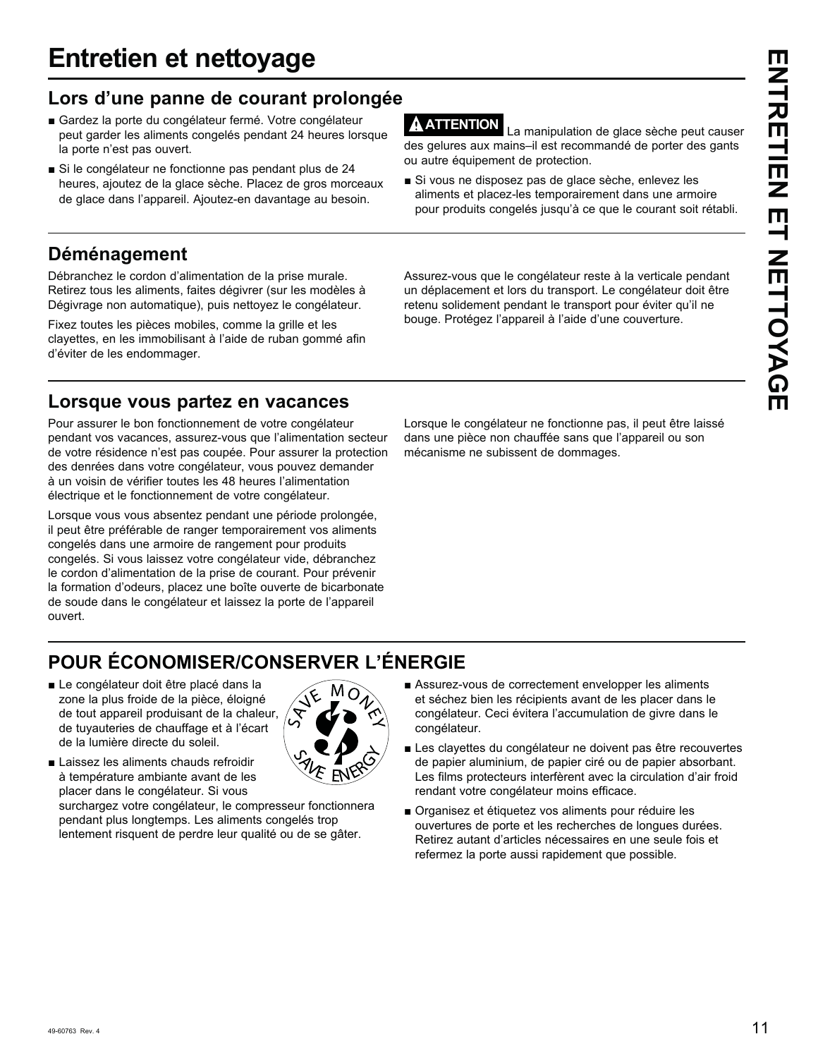# Entretien et nettoyage

## Lors d'une panne de courant prolongée

- Gardez la porte du congélateur fermé. Votre congélateur peut garder les aliments congelés pendant 24 heures lorsque la porte n'est pas ouvert.
- Si le congélateur ne fonctionne pas pendant plus de 24 heures, ajoutez de la glace sèche. Placez de gros morceaux de glace dans l'appareil. Ajoutez-en davantage au besoin.

**⚠ ATTENTION** La manipulation de glace sèche peut causer des gelures aux mains–il est recommandé de porter des gants ou autre équipement de protection.

- Si vous ne disposez pas de glace sèche, enlevez les aliments et placez-les temporairement dans une armoire pour produits congelés jusqu'à ce que le courant soit rétabli.

## Déménagement

Débranchez le cordon d'alimentation de la prise murale. Retirez tous les aliments, faites dégivrer (sur les modèles à Dégivrage non automatique), puis nettoyez le congélateur.

Fixez toutes les pièces mobiles, comme la grille et les clayettes, en les immobilisant à l'aide de ruban gommé afin d'éviter de les endommager.

Assurez-vous que le congélateur reste à la verticale pendant un déplacement et lors du transport. Le congélateur doit être retenu solidement pendant le transport pour éviter qu'il ne bouge. Protégez l'appareil à l'aide d'une couverture.

## Lorsque vous partez en vacances

Pour assurer le bon fonctionnement de votre congélateur pendant vos vacances, assurez-vous que l'alimentation secteur de votre résidence n'est pas coupée. Pour assurer la protection des denrées dans votre congélateur, vous pouvez demander à un voisin de vérifier toutes les 48 heures l'alimentation électrique et le fonctionnement de votre congélateur.

Lorsque vous vous absentez pendant une période prolongée, il peut être préférable de ranger temporairement vos aliments congelés dans une armoire de rangement pour produits congelés. Si vous laissez votre congélateur vide, débranchez le cordon d'alimentation de la prise de courant. Pour prévenir la formation d'odeurs, placez une boîte ouverte de bicarbonate de soude dans le congélateur et laissez la porte de l'appareil ouvert.

Lorsque le congélateur ne fonctionne pas, il peut être laissé dans une pièce non chauffée sans que l'appareil ou son mécanisme ne subissent de dommages.

## POUR ÉCONOMISER/CONSERVER L'ÉNERGIE

- Le congélateur doit être placé dans la zone la plus froide de la pièce, éloigné de tout appareil produisant de la chaleur, de tuyauteries de chauffage et à l'écart de la lumière directe du soleil.
- Laissez les aliments chauds refroidir à température ambiante avant de les placer dans le congélateur. Si vous surchargez votre congélateur, le compresseur fonctionnera pendant plus longtemps. Les aliments congelés trop lentement risquent de perdre leur qualité ou de se gâter.
- Assurez-vous de correctement envelopper les aliments et séchez bien les récipients avant de les placer dans le congélateur. Ceci évitera l'accumulation de givre dans le congélateur.
- Les clayettes du congélateur ne doivent pas être recouvertes de papier aluminium, de papier ciré ou de papier absorbant. Les films protecteurs interfèrent avec la circulation d'air froid rendant votre congélateur moins efficace.
- Organisez et étiquetez vos aliments pour réduire les ouvertures de porte et les recherches de longues durées. Retirez autant d'articles nécessaires en une seule fois et refermez la porte aussi rapidement que possible.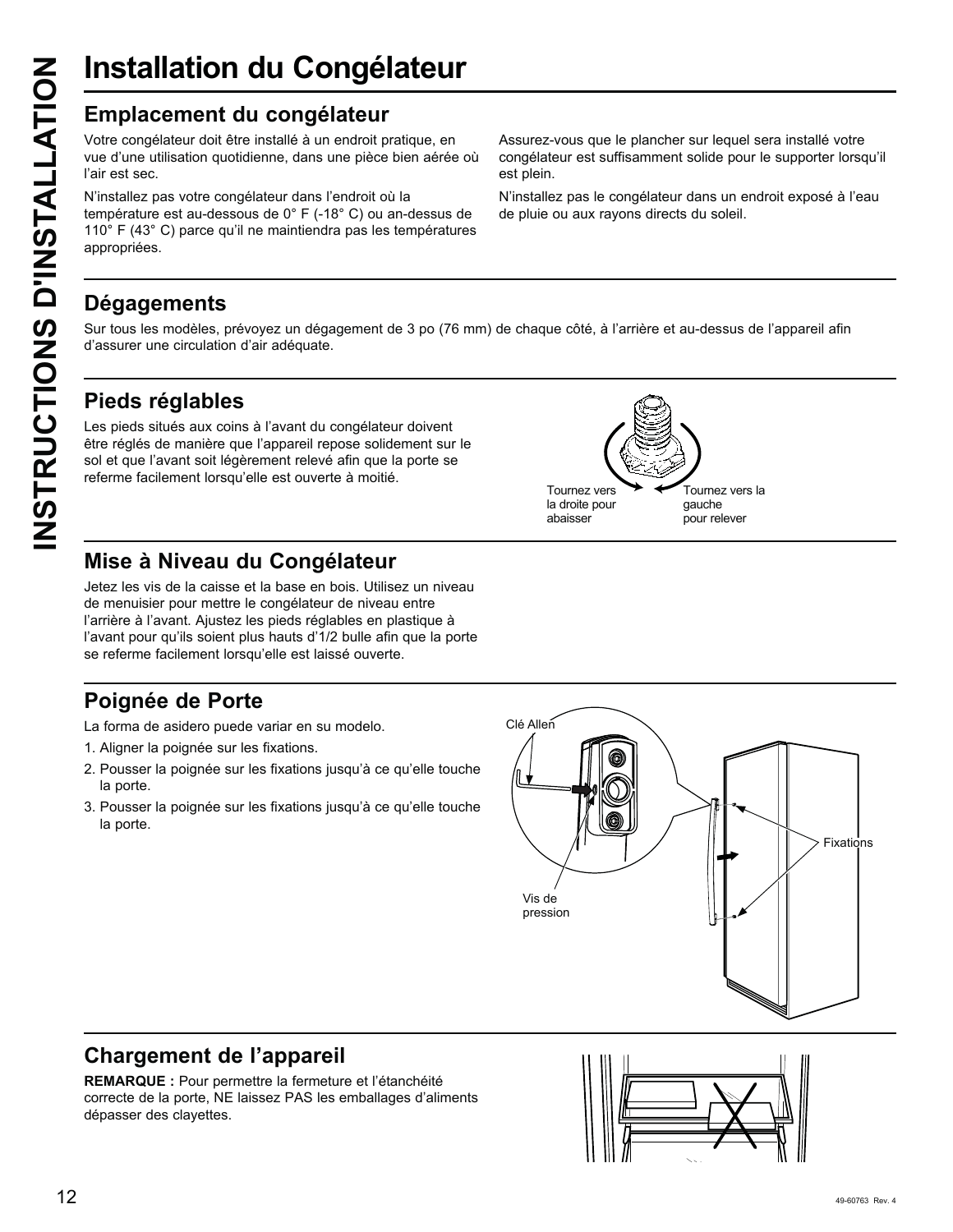# Installation du Congélateur

## Emplacement du congélateur

Votre congélateur doit être installé à un endroit pratique, en vue d'une utilisation quotidienne, dans une pièce bien aérée où l'air est sec.

N'installez pas votre congélateur dans l'endroit où la température est au-dessous de 0° F (-18° C) ou an-dessus de 110° F (43° C) parce qu'il ne maintiendra pas les températures appropriées.

Assurez-vous que le plancher sur lequel sera installé votre congélateur est suffisamment solide pour le supporter lorsqu'il est plein.

N'installez pas le congélateur dans un endroit exposé à l'eau de pluie ou aux rayons directs du soleil.

## Dégagements

Sur tous les modèles, prévoyez un dégagement de 3 po (76 mm) de chaque côté, à l'arrière et au-dessus de l'appareil afin d'assurer une circulation d'air adéquate.

## Pieds réglables

Les pieds situés aux coins à l'avant du congélateur doivent être réglés de manière que l'appareil repose solidement sur le sol et que l'avant soit légèrement relevé afin que la porte se referme facilement lorsqu'elle est ouverte à moitié.

Tournez vers la droite pour abaisser

Tournez vers la gauche pour relever

## Mise à Niveau du Congélateur

Jetez les vis de la caisse et la base en bois. Utilisez un niveau de menuisier pour mettre le congélateur de niveau entre l'arrière à l'avant. Ajustez les pieds réglables en plastique à l'avant pour qu'ils soient plus hauts d'1/2 bulle afin que la porte se referme facilement lorsqu'elle est laissé ouverte.

## Poignée de Porte

La forma de asidero puede variar en su modelo.

1. Aligner la poignée sur les fixations.
2. Pousser la poignée sur les fixations jusqu'à ce qu'elle touche la porte.
3. Pousser la poignée sur les fixations jusqu'à ce qu'elle touche la porte.

Clé Allen

Vis de pression

Fixations

## Chargement de l'appareil

**REMARQUE :** Pour permettre la fermeture et l'étanchéité correcte de la porte, NE laissez PAS les emballages d'aliments dépasser des clayettes.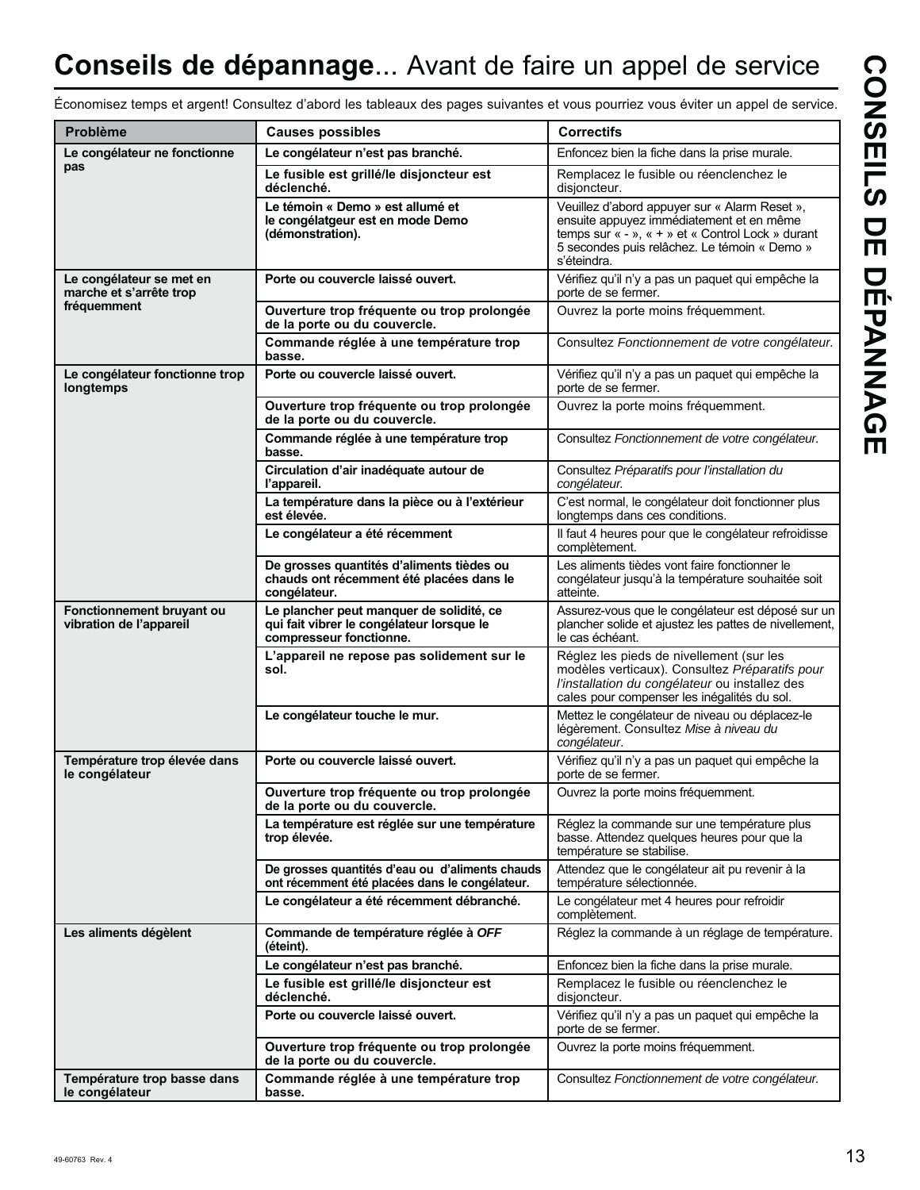# **Conseils de dépannage**... Avant de faire un appel de service

Économisez temps et argent! Consultez d'abord les tableaux des pages suivantes et vous pourriez vous éviter un appel de service.

| Problème | Causes possibles | Correctifs |
|---|---|---|
| **Le congélateur ne fonctionne pas** | **Le congélateur n'est pas branché.** | Enfoncez bien la fiche dans la prise murale. |
| | **Le fusible est grillé/le disjoncteur est déclenché.** | Remplacez le fusible ou réenclenchez le disjoncteur. |
| | **Le témoin « Demo » est allumé et le congélatgeur est en mode Demo (démonstration).** | Veuillez d'abord appuyer sur « Alarm Reset », ensuite appuyez immédiatement et en même temps sur « - », « + » et « Control Lock » durant 5 secondes puis relâchez. Le témoin « Demo » s'éteindra. |
| **Le congélateur se met en marche et s'arrête trop fréquemment** | **Porte ou couvercle laissé ouvert.** | Vérifiez qu'il n'y a pas un paquet qui empêche la porte de se fermer. |
| | **Ouverture trop fréquente ou trop prolongée de la porte ou du couvercle.** | Ouvrez la porte moins fréquemment. |
| | **Commande réglée à une température trop basse.** | Consultez *Fonctionnement de votre congélateur*. |
| **Le congélateur fonctionne trop longtemps** | **Porte ou couvercle laissé ouvert.** | Vérifiez qu'il n'y a pas un paquet qui empêche la porte de se fermer. |
| | **Ouverture trop fréquente ou trop prolongée de la porte ou du couvercle.** | Ouvrez la porte moins fréquemment. |
| | **Commande réglée à une température trop basse.** | Consultez *Fonctionnement de votre congélateur.* |
| | **Circulation d'air inadéquate autour de l'appareil.** | Consultez *Préparatifs pour l'installation du congélateur.* |
| | **La température dans la pièce ou à l'extérieur est élevée.** | C'est normal, le congélateur doit fonctionner plus longtemps dans ces conditions. |
| | **Le congélateur a été récemment** | Il faut 4 heures pour que le congélateur refroidisse complètement. |
| | **De grosses quantités d'aliments tièdes ou chauds ont récemment été placées dans le congélateur.** | Les aliments tièdes vont faire fonctionner le congélateur jusqu'à la température souhaitée soit atteinte. |
| **Fonctionnement bruyant ou vibration de l'appareil** | **Le plancher peut manquer de solidité, ce qui fait vibrer le congélateur lorsque le compresseur fonctionne.** | Assurez-vous que le congélateur est déposé sur un plancher solide et ajustez les pattes de nivellement, le cas échéant. |
| | **L'appareil ne repose pas solidement sur le sol.** | Réglez les pieds de nivellement (sur les modèles verticaux). Consultez *Préparatifs pour l'installation du congélateur* ou installez des cales pour compenser les inégalités du sol. |
| | **Le congélateur touche le mur.** | Mettez le congélateur de niveau ou déplacez-le légèrement. Consultez *Mise à niveau du congélateur*. |
| **Température trop élevée dans le congélateur** | **Porte ou couvercle laissé ouvert.** | Vérifiez qu'il n'y a pas un paquet qui empêche la porte de se fermer. |
| | **Ouverture trop fréquente ou trop prolongée de la porte ou du couvercle.** | Ouvrez la porte moins fréquemment. |
| | **La température est réglée sur une température trop élevée.** | Réglez la commande sur une température plus basse. Attendez quelques heures pour que la température se stabilise. |
| | **De grosses quantités d'eau ou d'aliments chauds ont récemment été placées dans le congélateur.** | Attendez que le congélateur ait pu revenir à la température sélectionnée. |
| | **Le congélateur a été récemment débranché.** | Le congélateur met 4 heures pour refroidir complètement. |
| **Les aliments dégèlent** | **Commande de température réglée à *OFF* (éteint).** | Réglez la commande à un réglage de température. |
| | **Le congélateur n'est pas branché.** | Enfoncez bien la fiche dans la prise murale. |
| | **Le fusible est grillé/le disjoncteur est déclenché.** | Remplacez le fusible ou réenclenchez le disjoncteur. |
| | **Porte ou couvercle laissé ouvert.** | Vérifiez qu'il n'y a pas un paquet qui empêche la porte de se fermer. |
| | **Ouverture trop fréquente ou trop prolongée de la porte ou du couvercle.** | Ouvrez la porte moins fréquemment. |
| **Température trop basse dans le congélateur** | **Commande réglée à une température trop basse.** | Consultez *Fonctionnement de votre congélateur*. |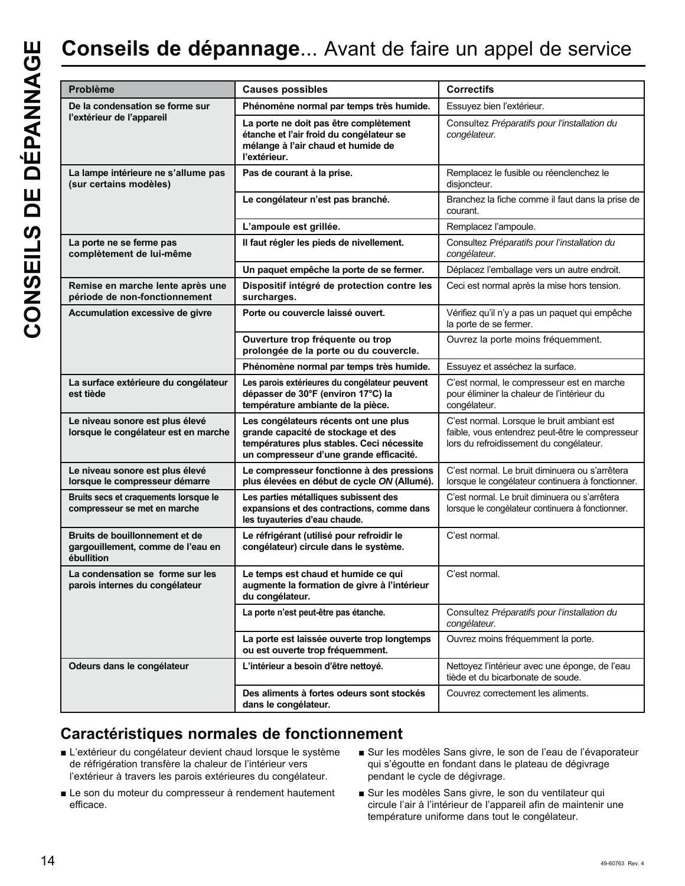# **Conseils de dépannage**... Avant de faire un appel de service

| Problème | Causes possibles | Correctifs |
|---|---|---|
| **De la condensation se forme sur l'extérieur de l'appareil** | **Phénomène normal par temps très humide.** | Essuyez bien l'extérieur. |
| | **La porte ne doit pas être complètement étanche et l'air froid du congélateur se mélange à l'air chaud et humide de l'extérieur.** | Consultez *Préparatifs pour l'installation du congélateur.* |
| **La lampe intérieure ne s'allume pas (sur certains modèles)** | **Pas de courant à la prise.** | Remplacez le fusible ou réenclenchez le disjoncteur. |
| | **Le congélateur n'est pas branché.** | Branchez la fiche comme il faut dans la prise de courant. |
| | **L'ampoule est grillée.** | Remplacez l'ampoule. |
| **La porte ne se ferme pas complètement de lui-même** | **Il faut régler les pieds de nivellement.** | Consultez *Préparatifs pour l'installation du congélateur.* |
| | **Un paquet empêche la porte de se fermer.** | Déplacez l'emballage vers un autre endroit. |
| **Remise en marche lente après une période de non-fonctionnement** | **Dispositif intégré de protection contre les surcharges.** | Ceci est normal après la mise hors tension. |
| **Accumulation excessive de givre** | **Porte ou couvercle laissé ouvert.** | Vérifiez qu'il n'y a pas un paquet qui empêche la porte de se fermer. |
| | **Ouverture trop fréquente ou trop prolongée de la porte ou du couvercle.** | Ouvrez la porte moins fréquemment. |
| | **Phénomène normal par temps très humide.** | Essuyez et asséchez la surface. |
| **La surface extérieure du congélateur est tiède** | **Les parois extérieures du congélateur peuvent dépasser de 30°F (environ 17°C) la température ambiante de la pièce.** | C'est normal, le compresseur est en marche pour éliminer la chaleur de l'intérieur du congélateur. |
| **Le niveau sonore est plus élevé lorsque le congélateur est en marche** | **Les congélateurs récents ont une plus grande capacité de stockage et des températures plus stables. Ceci nécessite un compresseur d'une grande efficacité.** | C'est normal. Lorsque le bruit ambiant est faible, vous entendrez peut-être le compresseur lors du refroidissement du congélateur. |
| **Le niveau sonore est plus élevé lorsque le compresseur démarre** | **Le compresseur fonctionne à des pressions plus élevées en début de cycle *ON* (Allumé).** | C'est normal. Le bruit diminuera ou s'arrêtera lorsque le congélateur continuera à fonctionner. |
| **Bruits secs et craquements lorsque le compresseur se met en marche** | **Les parties métalliques subissent des expansions et des contractions, comme dans les tuyauteries d'eau chaude.** | C'est normal. Le bruit diminuera ou s'arrêtera lorsque le congélateur continuera à fonctionner. |
| **Bruits de bouillonnement et de gargouillement, comme de l'eau en ébullition** | **Le réfrigérant (utilisé pour refroidir le congélateur) circule dans le système.** | C'est normal. |
| **La condensation se forme sur les parois internes du congélateur** | **Le temps est chaud et humide ce qui augmente la formation de givre à l'intérieur du congélateur.** | C'est normal. |
| | **La porte n'est peut-être pas étanche.** | Consultez *Préparatifs pour l'installation du congélateur.* |
| | **La porte est laissée ouverte trop longtemps ou est ouverte trop fréquemment.** | Ouvrez moins fréquemment la porte. |
| **Odeurs dans le congélateur** | **L'intérieur a besoin d'être nettoyé.** | Nettoyez l'intérieur avec une éponge, de l'eau tiède et du bicarbonate de soude. |
| | **Des aliments à fortes odeurs sont stockés dans le congélateur.** | Couvrez correctement les aliments. |

## Caractéristiques normales de fonctionnement

- L'extérieur du congélateur devient chaud lorsque le système de réfrigération transfère la chaleur de l'intérieur vers l'extérieur à travers les parois extérieures du congélateur.
- Le son du moteur du compresseur à rendement hautement efficace.
- Sur les modèles Sans givre, le son de l'eau de l'évaporateur qui s'égoutte en fondant dans le plateau de dégivrage pendant le cycle de dégivrage.
- Sur les modèles Sans givre, le son du ventilateur qui circule l'air à l'intérieur de l'appareil afin de maintenir une température uniforme dans tout le congélateur.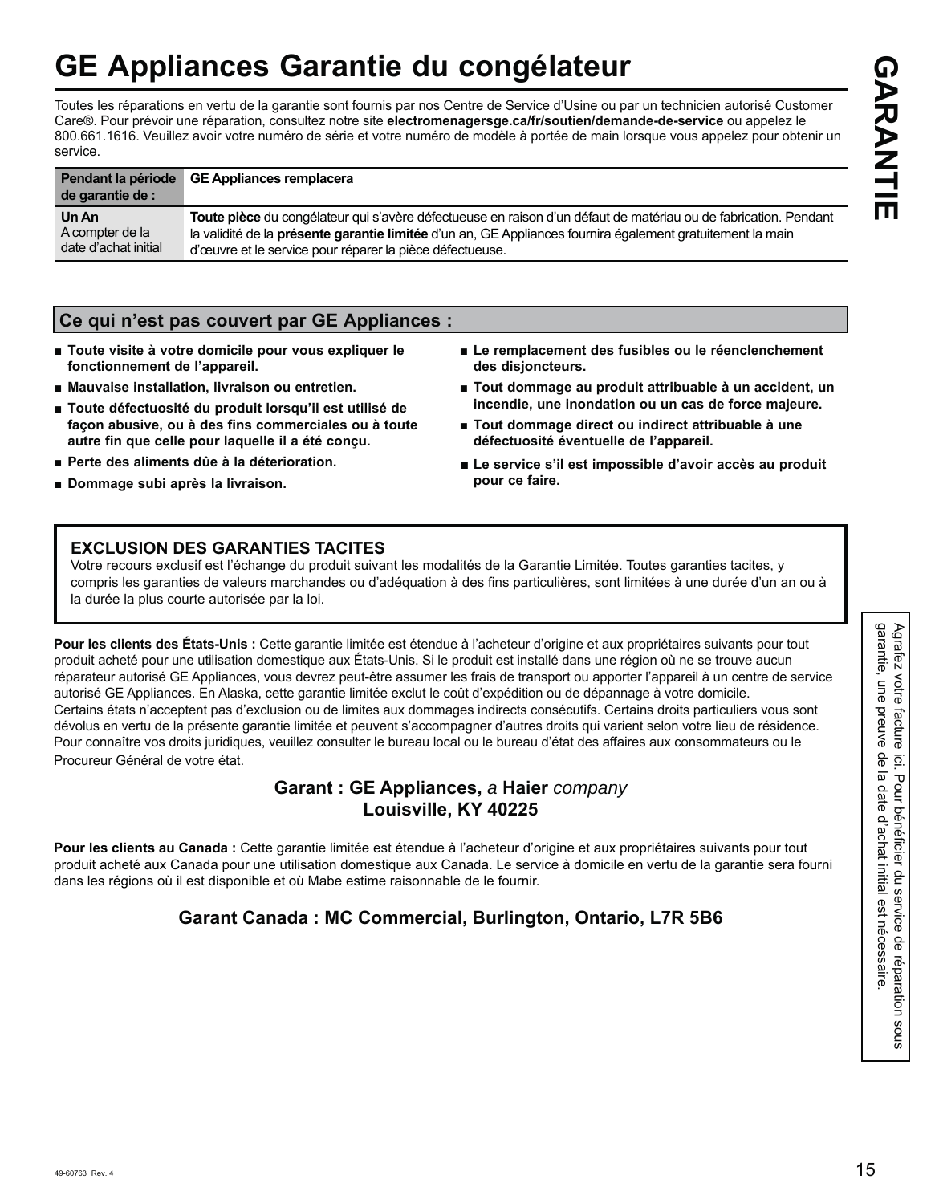# GE Appliances Garantie du congélateur

Toutes les réparations en vertu de la garantie sont fournis par nos Centre de Service d'Usine ou par un technicien autorisé Customer Care®. Pour prévoir une réparation, consultez notre site **electromenagersge.ca/fr/soutien/demande-de-service** ou appelez le 800.661.1616. Veuillez avoir votre numéro de série et votre numéro de modèle à portée de main lorsque vous appelez pour obtenir un service.

| Pendant la période de garantie de : | GE Appliances remplacera |
|---|---|
| **Un An** A compter de la date d'achat initial | **Toute pièce** du congélateur qui s'avère défectueuse en raison d'un défaut de matériau ou de fabrication. Pendant la validité de la **présente garantie limitée** d'un an, GE Appliances fournira également gratuitement la main d'œuvre et le service pour réparer la pièce défectueuse. |

## Ce qui n'est pas couvert par GE Appliances :

- **Toute visite à votre domicile pour vous expliquer le fonctionnement de l'appareil.**
- **Mauvaise installation, livraison ou entretien.**
- **Toute défectuosité du produit lorsqu'il est utilisé de façon abusive, ou à des fins commerciales ou à toute autre fin que celle pour laquelle il a été conçu.**
- **Perte des aliments dûe à la déterioration.**
- **Dommage subi après la livraison.**
- **Le remplacement des fusibles ou le réenclenchement des disjoncteurs.**
- **Tout dommage au produit attribuable à un accident, un incendie, une inondation ou un cas de force majeure.**
- **Tout dommage direct ou indirect attribuable à une défectuosité éventuelle de l'appareil.**
- **Le service s'il est impossible d'avoir accès au produit pour ce faire.**

### EXCLUSION DES GARANTIES TACITES

Votre recours exclusif est l'échange du produit suivant les modalités de la Garantie Limitée. Toutes garanties tacites, y compris les garanties de valeurs marchandes ou d'adéquation à des fins particulières, sont limitées à une durée d'un an ou à la durée la plus courte autorisée par la loi.

**Pour les clients des États-Unis :** Cette garantie limitée est étendue à l'acheteur d'origine et aux propriétaires suivants pour tout produit acheté pour une utilisation domestique aux États-Unis. Si le produit est installé dans une région où ne se trouve aucun réparateur autorisé GE Appliances, vous devrez peut-être assumer les frais de transport ou apporter l'appareil à un centre de service autorisé GE Appliances. En Alaska, cette garantie limitée exclut le coût d'expédition ou de dépannage à votre domicile.
Certains états n'acceptent pas d'exclusion ou de limites aux dommages indirects consécutifs. Certains droits particuliers vous sont dévolus en vertu de la présente garantie limitée et peuvent s'accompagner d'autres droits qui varient selon votre lieu de résidence. Pour connaître vos droits juridiques, veuillez consulter le bureau local ou le bureau d'état des affaires aux consommateurs ou le Procureur Général de votre état.

**Garant : GE Appliances,** *a* **Haier** *company*
**Louisville, KY 40225**

**Pour les clients au Canada :** Cette garantie limitée est étendue à l'acheteur d'origine et aux propriétaires suivants pour tout produit acheté aux Canada pour une utilisation domestique aux Canada. Le service à domicile en vertu de la garantie sera fourni dans les régions où il est disponible et où Mabe estime raisonnable de le fournir.

**Garant Canada : MC Commercial, Burlington, Ontario, L7R 5B6**

Agrafez votre facture ici. Pour bénéficier du service de réparation sous garantie, une preuve de la date d'achat initial est nécessaire.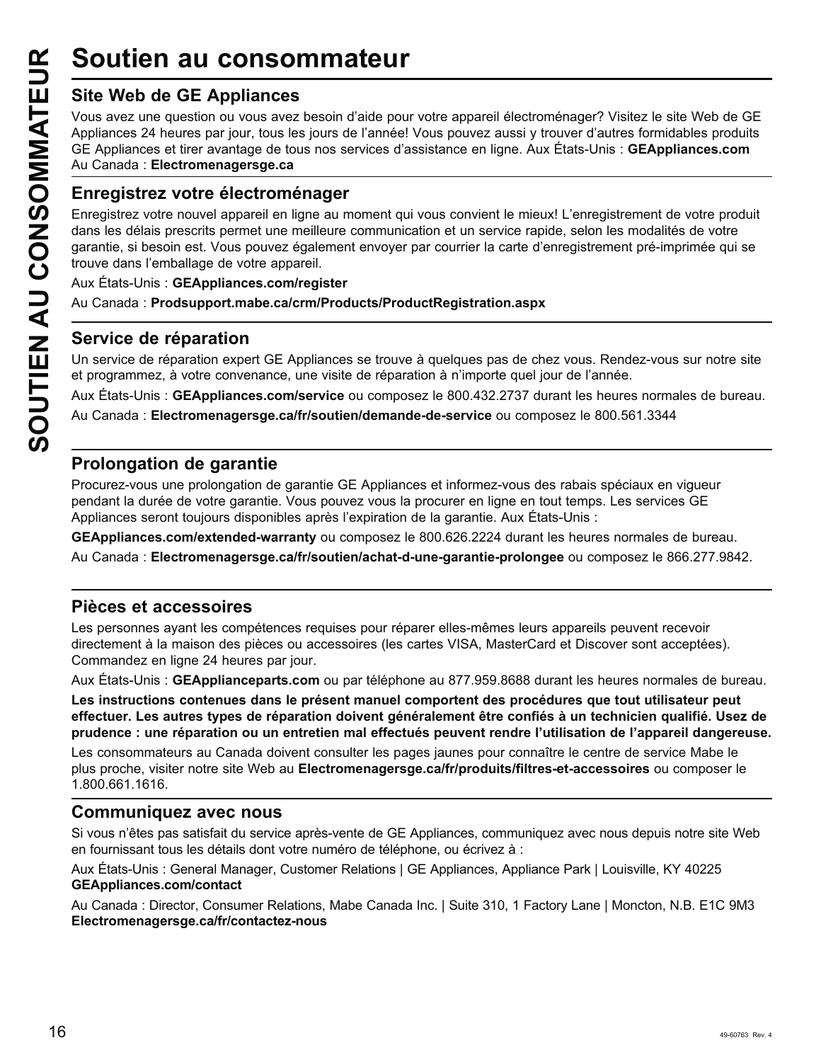# Soutien au consommateur

## Site Web de GE Appliances

Vous avez une question ou vous avez besoin d'aide pour votre appareil électroménager? Visitez le site Web de GE Appliances 24 heures par jour, tous les jours de l'année! Vous pouvez aussi y trouver d'autres formidables produits GE Appliances et tirer avantage de tous nos services d'assistance en ligne. Aux États-Unis : **GEAppliances.com**
Au Canada : **Electromenagersge.ca**

## Enregistrez votre électroménager

Enregistrez votre nouvel appareil en ligne au moment qui vous convient le mieux! L'enregistrement de votre produit dans les délais prescrits permet une meilleure communication et un service rapide, selon les modalités de votre garantie, si besoin est. Vous pouvez également envoyer par courrier la carte d'enregistrement pré-imprimée qui se trouve dans l'emballage de votre appareil.

Aux États-Unis : **GEAppliances.com/register**

Au Canada : **Prodsupport.mabe.ca/crm/Products/ProductRegistration.aspx**

## Service de réparation

Un service de réparation expert GE Appliances se trouve à quelques pas de chez vous. Rendez-vous sur notre site et programmez, à votre convenance, une visite de réparation à n'importe quel jour de l'année.

Aux États-Unis : **GEAppliances.com/service** ou composez le 800.432.2737 durant les heures normales de bureau.

Au Canada : **Electromenagersge.ca/fr/soutien/demande-de-service** ou composez le 800.561.3344

## Prolongation de garantie

Procurez-vous une prolongation de garantie GE Appliances et informez-vous des rabais spéciaux en vigueur pendant la durée de votre garantie. Vous pouvez vous la procurer en ligne en tout temps. Les services GE Appliances seront toujours disponibles après l'expiration de la garantie. Aux États-Unis :

**GEAppliances.com/extended-warranty** ou composez le 800.626.2224 durant les heures normales de bureau.

Au Canada : **Electromenagersge.ca/fr/soutien/achat-d-une-garantie-prolongee** ou composez le 866.277.9842.

## Pièces et accessoires

Les personnes ayant les compétences requises pour réparer elles-mêmes leurs appareils peuvent recevoir directement à la maison des pièces ou accessoires (les cartes VISA, MasterCard et Discover sont acceptées). Commandez en ligne 24 heures par jour.

Aux États-Unis : **GEApplianceparts.com** ou par téléphone au 877.959.8688 durant les heures normales de bureau.

**Les instructions contenues dans le présent manuel comportent des procédures que tout utilisateur peut effectuer. Les autres types de réparation doivent généralement être confiés à un technicien qualifié. Usez de prudence : une réparation ou un entretien mal effectués peuvent rendre l'utilisation de l'appareil dangereuse.**

Les consommateurs au Canada doivent consulter les pages jaunes pour connaître le centre de service Mabe le plus proche, visiter notre site Web au **Electromenagersge.ca/fr/produits/filtres-et-accessoires** ou composer le 1.800.661.1616.

## Communiquez avec nous

Si vous n'êtes pas satisfait du service après-vente de GE Appliances, communiquez avec nous depuis notre site Web en fournissant tous les détails dont votre numéro de téléphone, ou écrivez à :

Aux États-Unis : General Manager, Customer Relations | GE Appliances, Appliance Park | Louisville, KY 40225
**GEAppliances.com/contact**

Au Canada : Director, Consumer Relations, Mabe Canada Inc. | Suite 310, 1 Factory Lane | Moncton, N.B. E1C 9M3
**Electromenagersge.ca/fr/contactez-nous**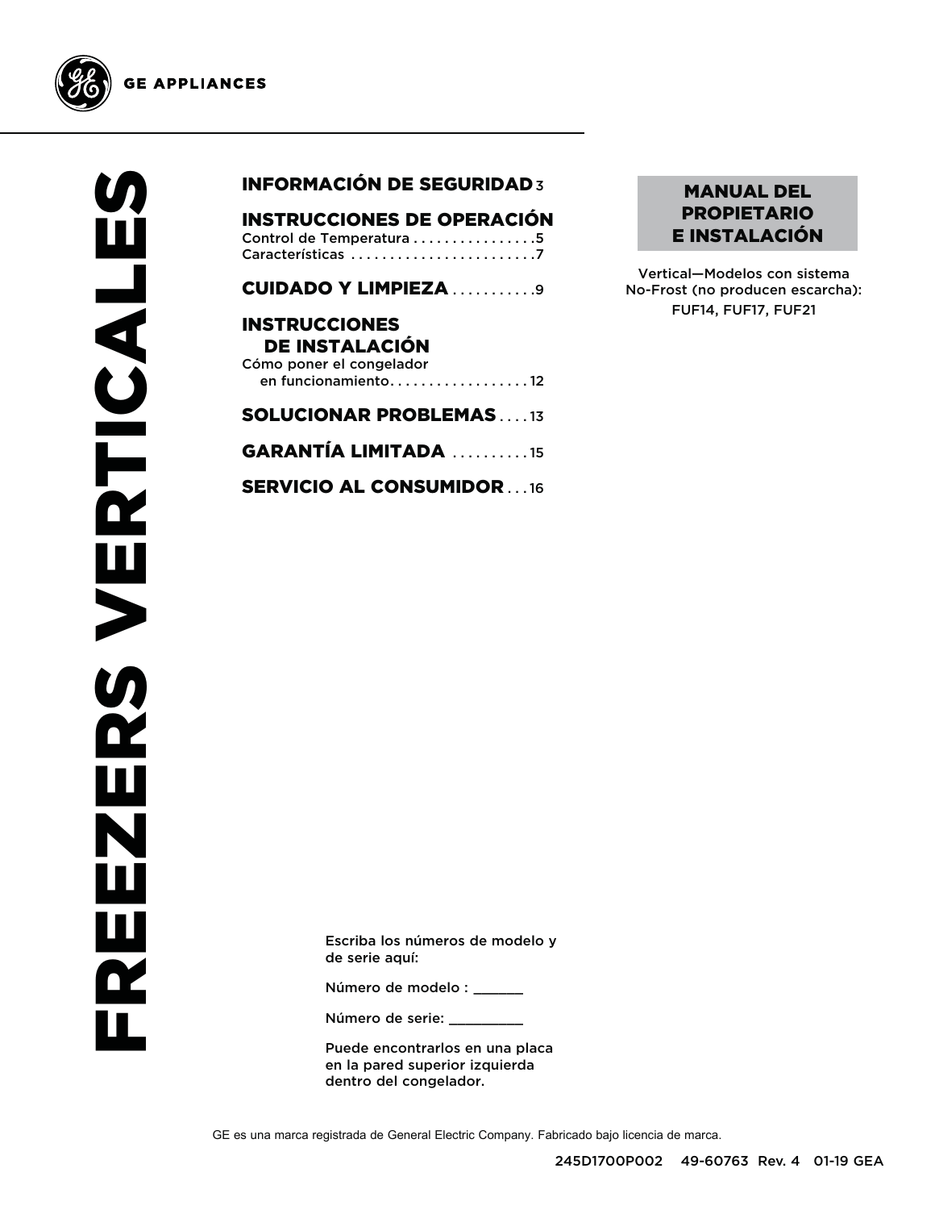GE APPLIANCES

# FREEZERS VERTICALES

## INFORMACIÓN DE SEGURIDAD 3

## INSTRUCCIONES DE OPERACIÓN

Control de Temperatura . . . . . . . . . . . . . . . .5
Características . . . . . . . . . . . . . . . . . . . . . . . .7

## CUIDADO Y LIMPIEZA . . . . . . . . . . .9

## INSTRUCCIONES DE INSTALACIÓN

Cómo poner el congelador en funcionamiento. . . . . . . . . . . . . . . . . . 12

## SOLUCIONAR PROBLEMAS . . . . 13

## GARANTÍA LIMITADA . . . . . . . . . . 15

## SERVICIO AL CONSUMIDOR . . . 16

**MANUAL DEL PROPIETARIO E INSTALACIÓN**

Vertical—Modelos con sistema No-Frost (no producen escarcha):
FUF14, FUF17, FUF21

Escriba los números de modelo y de serie aquí:

Número de modelo : ______

Número de serie: _________

Puede encontrarlos en una placa en la pared superior izquierda dentro del congelador.

GE es una marca registrada de General Electric Company. Fabricado bajo licencia de marca.

245D1700P002 49-60763 Rev. 4 01-19 GEA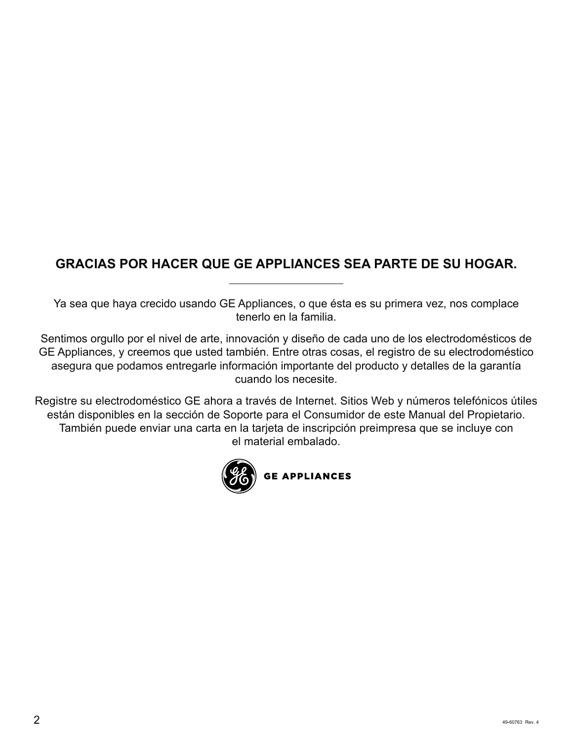## GRACIAS POR HACER QUE GE APPLIANCES SEA PARTE DE SU HOGAR.

Ya sea que haya crecido usando GE Appliances, o que ésta es su primera vez, nos complace tenerlo en la familia.

Sentimos orgullo por el nivel de arte, innovación y diseño de cada uno de los electrodomésticos de GE Appliances, y creemos que usted también. Entre otras cosas, el registro de su electrodoméstico asegura que podamos entregarle información importante del producto y detalles de la garantía cuando los necesite.

Registre su electrodoméstico GE ahora a través de Internet. Sitios Web y números telefónicos útiles están disponibles en la sección de Soporte para el Consumidor de este Manual del Propietario. También puede enviar una carta en la tarjeta de inscripción preimpresa que se incluye con el material embalado.

GE APPLIANCES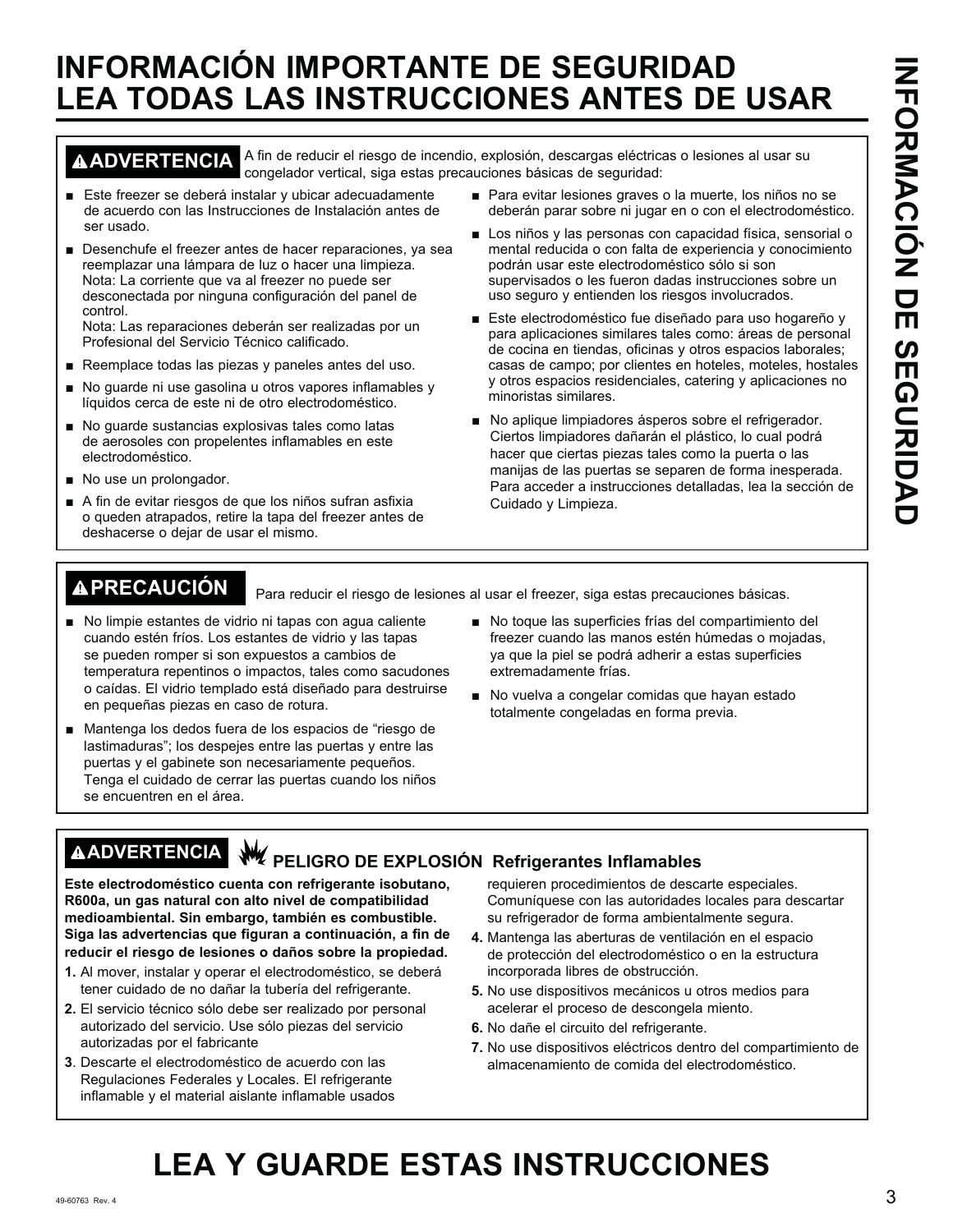# INFORMACIÓN IMPORTANTE DE SEGURIDAD LEA TODAS LAS INSTRUCCIONES ANTES DE USAR

**⚠ADVERTENCIA** A fin de reducir el riesgo de incendio, explosión, descargas eléctricas o lesiones al usar su congelador vertical, siga estas precauciones básicas de seguridad:

- Este freezer se deberá instalar y ubicar adecuadamente de acuerdo con las Instrucciones de Instalación antes de ser usado.
- Desenchufe el freezer antes de hacer reparaciones, ya sea reemplazar una lámpara de luz o hacer una limpieza. Nota: La corriente que va al freezer no puede ser desconectada por ninguna configuración del panel de control.
  Nota: Las reparaciones deberán ser realizadas por un Profesional del Servicio Técnico calificado.
- Reemplace todas las piezas y paneles antes del uso.
- No guarde ni use gasolina u otros vapores inflamables y líquidos cerca de este ni de otro electrodoméstico.
- No guarde sustancias explosivas tales como latas de aerosoles con propelentes inflamables en este electrodoméstico.
- No use un prolongador.
- A fin de evitar riesgos de que los niños sufran asfixia o queden atrapados, retire la tapa del freezer antes de deshacerse o dejar de usar el mismo.
- Para evitar lesiones graves o la muerte, los niños no se deberán parar sobre ni jugar en o con el electrodoméstico.
- Los niños y las personas con capacidad física, sensorial o mental reducida o con falta de experiencia y conocimiento podrán usar este electrodoméstico sólo si son supervisados o les fueron dadas instrucciones sobre un uso seguro y entienden los riesgos involucrados.
- Este electrodoméstico fue diseñado para uso hogareño y para aplicaciones similares tales como: áreas de personal de cocina en tiendas, oficinas y otros espacios laborales; casas de campo; por clientes en hoteles, moteles, hostales y otros espacios residenciales, catering y aplicaciones no minoristas similares.
- No aplique limpiadores ásperos sobre el refrigerador. Ciertos limpiadores dañarán el plástico, lo cual podrá hacer que ciertas piezas tales como la puerta o las manijas de las puertas se separen de forma inesperada. Para acceder a instrucciones detalladas, lea la sección de Cuidado y Limpieza.

**⚠PRECAUCIÓN** Para reducir el riesgo de lesiones al usar el freezer, siga estas precauciones básicas.

- No limpie estantes de vidrio ni tapas con agua caliente cuando estén fríos. Los estantes de vidrio y las tapas se pueden romper si son expuestos a cambios de temperatura repentinos o impactos, tales como sacudones o caídas. El vidrio templado está diseñado para destruirse en pequeñas piezas en caso de rotura.
- Mantenga los dedos fuera de los espacios de "riesgo de lastimaduras"; los despejes entre las puertas y entre las puertas y el gabinete son necesariamente pequeños. Tenga el cuidado de cerrar las puertas cuando los niños se encuentren en el área.
- No toque las superficies frías del compartimiento del freezer cuando las manos estén húmedas o mojadas, ya que la piel se podrá adherir a estas superficies extremadamente frías.
- No vuelva a congelar comidas que hayan estado totalmente congeladas en forma previa.

**⚠ADVERTENCIA** **PELIGRO DE EXPLOSIÓN Refrigerantes Inflamables**

**Este electrodoméstico cuenta con refrigerante isobutano, R600a, un gas natural con alto nivel de compatibilidad medioambiental. Sin embargo, también es combustible. Siga las advertencias que figuran a continuación, a fin de reducir el riesgo de lesiones o daños sobre la propiedad.**

1. Al mover, instalar y operar el electrodoméstico, se deberá tener cuidado de no dañar la tubería del refrigerante.
2. El servicio técnico sólo debe ser realizado por personal autorizado del servicio. Use sólo piezas del servicio autorizadas por el fabricante
3. Descarte el electrodoméstico de acuerdo con las Regulaciones Federales y Locales. El refrigerante inflamable y el material aislante inflamable usados requieren procedimientos de descarte especiales. Comuníquese con las autoridades locales para descartar su refrigerador de forma ambientalmente segura.
4. Mantenga las aberturas de ventilación en el espacio de protección del electrodoméstico o en la estructura incorporada libres de obstrucción.
5. No use dispositivos mecánicos u otros medios para acelerar el proceso de descongela miento.
6. No dañe el circuito del refrigerante.
7. No use dispositivos eléctricos dentro del compartimiento de almacenamiento de comida del electrodoméstico.

# LEA Y GUARDE ESTAS INSTRUCCIONES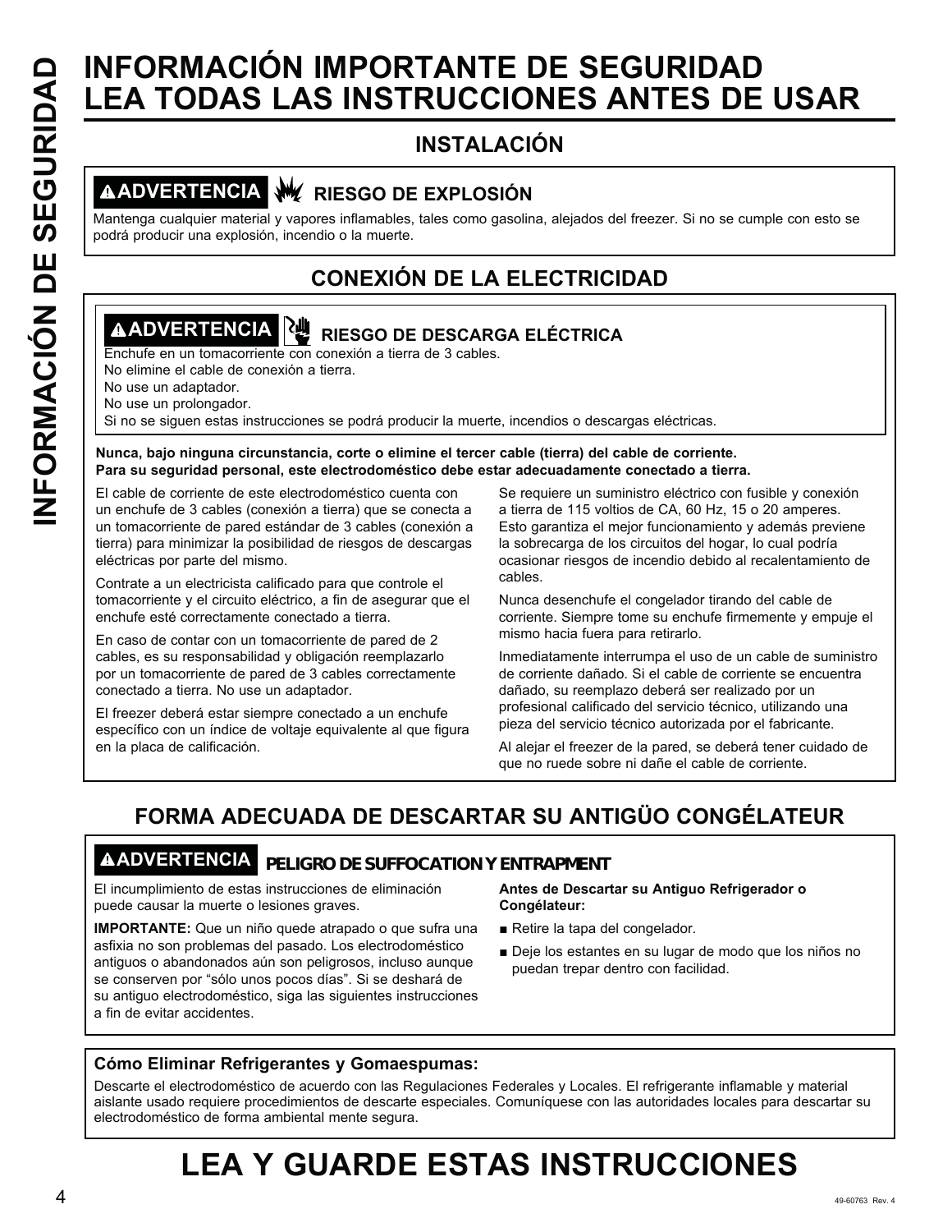# INFORMACIÓN IMPORTANTE DE SEGURIDAD LEA TODAS LAS INSTRUCCIONES ANTES DE USAR

## INSTALACIÓN

**⚠ADVERTENCIA** **RIESGO DE EXPLOSIÓN**

Mantenga cualquier material y vapores inflamables, tales como gasolina, alejados del freezer. Si no se cumple con esto se podrá producir una explosión, incendio o la muerte.

## CONEXIÓN DE LA ELECTRICIDAD

**⚠ADVERTENCIA** **RIESGO DE DESCARGA ELÉCTRICA**

Enchufe en un tomacorriente con conexión a tierra de 3 cables.
No elimine el cable de conexión a tierra.
No use un adaptador.
No use un prolongador.
Si no se siguen estas instrucciones se podrá producir la muerte, incendios o descargas eléctricas.

**Nunca, bajo ninguna circunstancia, corte o elimine el tercer cable (tierra) del cable de corriente. Para su seguridad personal, este electrodoméstico debe estar adecuadamente conectado a tierra.**

El cable de corriente de este electrodoméstico cuenta con un enchufe de 3 cables (conexión a tierra) que se conecta a un tomacorriente de pared estándar de 3 cables (conexión a tierra) para minimizar la posibilidad de riesgos de descargas eléctricas por parte del mismo.

Contrate a un electricista calificado para que controle el tomacorriente y el circuito eléctrico, a fin de asegurar que el enchufe esté correctamente conectado a tierra.

En caso de contar con un tomacorriente de pared de 2 cables, es su responsabilidad y obligación reemplazarlo por un tomacorriente de pared de 3 cables correctamente conectado a tierra. No use un adaptador.

El freezer deberá estar siempre conectado a un enchufe específico con un índice de voltaje equivalente al que figura en la placa de calificación.

Se requiere un suministro eléctrico con fusible y conexión a tierra de 115 voltios de CA, 60 Hz, 15 o 20 amperes. Esto garantiza el mejor funcionamiento y además previene la sobrecarga de los circuitos del hogar, lo cual podría ocasionar riesgos de incendio debido al recalentamiento de cables.

Nunca desenchufe el congelador tirando del cable de corriente. Siempre tome su enchufe firmemente y empuje el mismo hacia fuera para retirarlo.

Inmediatamente interrumpa el uso de un cable de suministro de corriente dañado. Si el cable de corriente se encuentra dañado, su reemplazo deberá ser realizado por un profesional calificado del servicio técnico, utilizando una pieza del servicio técnico autorizada por el fabricante.

Al alejar el freezer de la pared, se deberá tener cuidado de que no ruede sobre ni dañe el cable de corriente.

## FORMA ADECUADA DE DESCARTAR SU ANTIGÜO CONGÉLATEUR

**⚠ADVERTENCIA** **PELIGRO DE SUFFOCATION Y ENTRAPMENT**

El incumplimiento de estas instrucciones de eliminación puede causar la muerte o lesiones graves.

**IMPORTANTE:** Que un niño quede atrapado o que sufra una asfixia no son problemas del pasado. Los electrodoméstico antiguos o abandonados aún son peligrosos, incluso aunque se conserven por "sólo unos pocos días". Si se deshará de su antiguo electrodoméstico, siga las siguientes instrucciones a fin de evitar accidentes.

**Antes de Descartar su Antiguo Refrigerador o Congélateur:**

- Retire la tapa del congelador.
- Deje los estantes en su lugar de modo que los niños no puedan trepar dentro con facilidad.

**Cómo Eliminar Refrigerantes y Gomaespumas:**

Descarte el electrodoméstico de acuerdo con las Regulaciones Federales y Locales. El refrigerante inflamable y material aislante usado requiere procedimientos de descarte especiales. Comuníquese con las autoridades locales para descartar su electrodoméstico de forma ambiental mente segura.

# LEA Y GUARDE ESTAS INSTRUCCIONES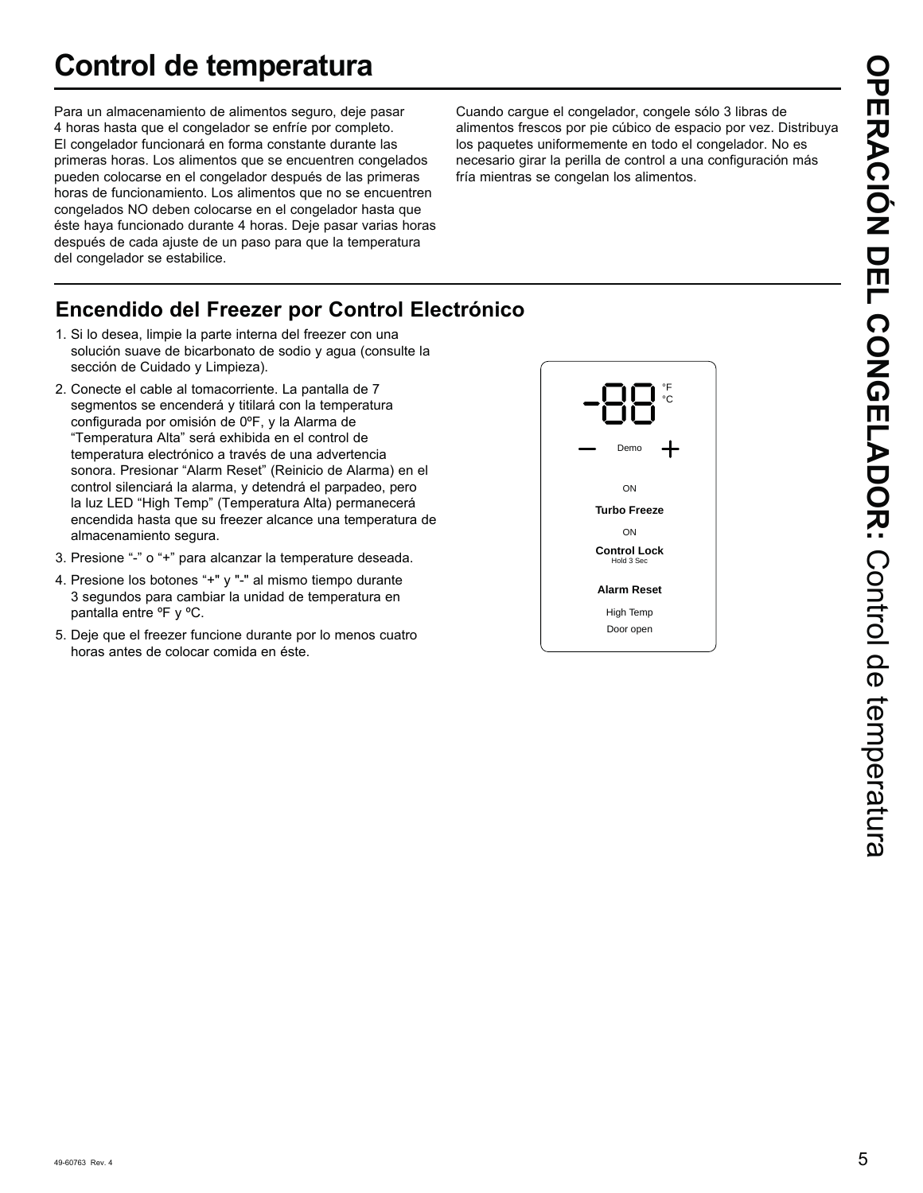# Control de temperatura

Para un almacenamiento de alimentos seguro, deje pasar 4 horas hasta que el congelador se enfríe por completo. El congelador funcionará en forma constante durante las primeras horas. Los alimentos que se encuentren congelados pueden colocarse en el congelador después de las primeras horas de funcionamiento. Los alimentos que no se encuentren congelados NO deben colocarse en el congelador hasta que éste haya funcionado durante 4 horas. Deje pasar varias horas después de cada ajuste de un paso para que la temperatura del congelador se estabilice.

Cuando cargue el congelador, congele sólo 3 libras de alimentos frescos por pie cúbico de espacio por vez. Distribuya los paquetes uniformemente en todo el congelador. No es necesario girar la perilla de control a una configuración más fría mientras se congelan los alimentos.

## Encendido del Freezer por Control Electrónico

1. Si lo desea, limpie la parte interna del freezer con una solución suave de bicarbonato de sodio y agua (consulte la sección de Cuidado y Limpieza).
2. Conecte el cable al tomacorriente. La pantalla de 7 segmentos se encenderá y titilará con la temperatura configurada por omisión de 0ºF, y la Alarma de "Temperatura Alta" será exhibida en el control de temperatura electrónico a través de una advertencia sonora. Presionar "Alarm Reset" (Reinicio de Alarma) en el control silenciará la alarma, y detendrá el parpadeo, pero la luz LED "High Temp" (Temperatura Alta) permanecerá encendida hasta que su freezer alcance una temperatura de almacenamiento segura.
3. Presione "-" o "+" para alcanzar la temperature deseada.
4. Presione los botones "+" y "-" al mismo tiempo durante 3 segundos para cambiar la unidad de temperatura en pantalla entre ºF y ºC.
5. Deje que el freezer funcione durante por lo menos cuatro horas antes de colocar comida en éste.

-88 °F °C

— Demo +

ON

**Turbo Freeze**

ON

**Control Lock**
Hold 3 Sec

**Alarm Reset**

High Temp

Door open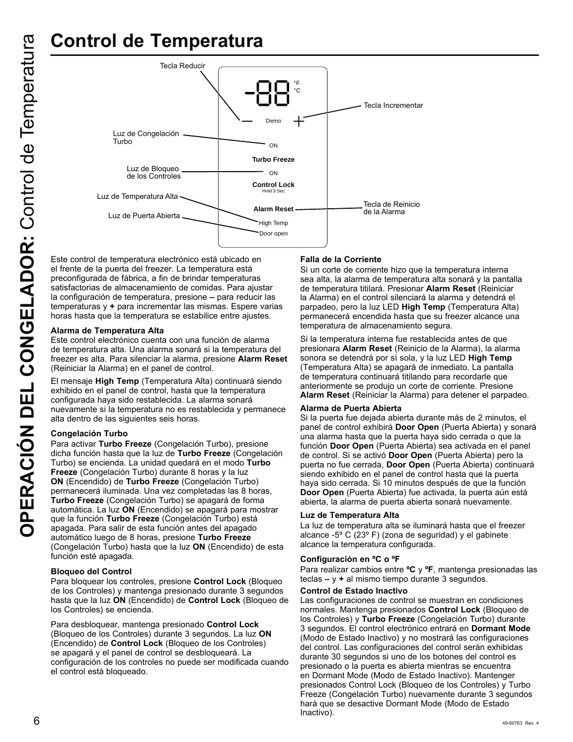# Control de Temperatura

Tecla Reducir

-88 °F °C

Tecla Incrementar

Demo

Luz de Congelación Turbo — ON — **Turbo Freeze**

Luz de Bloqueo de los Controles — ON — **Control Lock** Hold 3 Sec

Luz de Temperatura Alta

Tecla de Reinicio de la Alarma — **Alarm Reset**

Luz de Puerta Abierta

High Temp

Door open

Este control de temperatura electrónico está ubicado en el frente de la puerta del freezer. La temperatura está preconfigurada de fábrica, a fin de brindar temperaturas satisfactorias de almacenamiento de comidas. Para ajustar la configuración de temperatura, presione **–** para reducir las temperaturas y **+** para incrementar las mismas. Espere varias horas hasta que la temperatura se estabilice entre ajustes.

### Alarma de Temperatura Alta

Este control electrónico cuenta con una función de alarma de temperatura alta. Una alarma sonará si la temperatura del freezer es alta. Para silenciar la alarma, presione **Alarm Reset** (Reiniciar la Alarma) en el panel de control.

El mensaje **High Temp** (Temperatura Alta) continuará siendo exhibido en el panel de control, hasta que la temperatura configurada haya sido restablecida. La alarma sonará nuevamente si la temperatura no es restablecida y permanece alta dentro de las siguientes seis horas.

### Congelación Turbo

Para activar **Turbo Freeze** (Congelación Turbo), presione dicha función hasta que la luz de **Turbo Freeze** (Congelación Turbo) se encienda. La unidad quedará en el modo **Turbo Freeze** (Congelación Turbo) durante 8 horas y la luz **ON** (Encendido) de **Turbo Freeze** (Congelación Turbo) permanecerá iluminada. Una vez completadas las 8 horas, **Turbo Freeze** (Congelación Turbo) se apagará de forma automática. La luz **ON** (Encendido) se apagará para mostrar que la función **Turbo Freeze** (Congelación Turbo) está apagada. Para salir de esta función antes del apagado automático luego de 8 horas, presione **Turbo Freeze** (Congelación Turbo) hasta que la luz **ON** (Encendido) de esta función esté apagada.

### Bloqueo del Control

Para bloquear los controles, presione **Control Lock** (Bloqueo de los Controles) y mantenga presionado durante 3 segundos hasta que la luz **ON** (Encendido) de **Control Lock** (Bloqueo de los Controles) se encienda.

Para desbloquear, mantenga presionado **Control Lock** (Bloqueo de los Controles) durante 3 segundos. La luz **ON** (Encendido) de **Control Lock** (Bloqueo de los Controles) se apagará y el panel de control se desbloqueará. La configuración de los controles no puede ser modificada cuando el control está bloqueado.

### Falla de la Corriente

Si un corte de corriente hizo que la temperatura interna sea alta, la alarma de temperatura alta sonará y la pantalla de temperatura titilará. Presionar **Alarm Reset** (Reiniciar la Alarma) en el control silenciará la alarma y detendrá el parpadeo, pero la luz LED **High Temp** (Temperatura Alta) permanecerá encendida hasta que su freezer alcance una temperatura de almacenamiento segura.

Si la temperatura interna fue restablecida antes de que presionara **Alarm Reset** (Reinicio de la Alarma), la alarma sonora se detendrá por sí sola, y la luz LED **High Temp** (Temperatura Alta) se apagará de inmediato. La pantalla de temperatura continuará titilando para recordarle que anteriormente se produjo un corte de corriente. Presione **Alarm Reset** (Reiniciar la Alarma) para detener el parpadeo.

### Alarma de Puerta Abierta

Si la puerta fue dejada abierta durante más de 2 minutos, el panel de control exhibirá **Door Open** (Puerta Abierta) y sonará una alarma hasta que la puerta haya sido cerrada o que la función **Door Open** (Puerta Abierta) sea activada en el panel de control. Si se activó **Door Open** (Puerta Abierta) pero la puerta no fue cerrada, **Door Open** (Puerta Abierta) continuará siendo exhibido en el panel de control hasta que la puerta haya sido cerrada. Si 10 minutos después de que la función **Door Open** (Puerta Abierta) fue activada, la puerta aún está abierta, la alarma de puerta abierta sonará nuevamente.

### Luz de Temperatura Alta

La luz de temperatura alta se iluminará hasta que el freezer alcance -5º C (23º F) (zona de seguridad) y el gabinete alcance la temperatura configurada.

### Configuración en ºC o ºF

Para realizar cambios entre **ºC** y **ºF**, mantenga presionadas las teclas **–** y **+** al mismo tiempo durante 3 segundos.

### Control de Estado Inactivo

Las configuraciones de control se muestran en condiciones normales. Mantenga presionados **Control Lock** (Bloqueo de los Controles) y **Turbo Freeze** (Congelación Turbo) durante 3 segundos. El control electrónico entrará en **Dormant Mode** (Modo de Estado Inactivo) y no mostrará las configuraciones del control. Las configuraciones del control serán exhibidas durante 30 segundos si uno de los botones del control es presionado o la puerta es abierta mientras se encuentra en Dormant Mode (Modo de Estado Inactivo). Mantenger presionados Control Lock (Bloqueo de los Controles) y Turbo Freeze (Congelación Turbo) nuevamente durante 3 segundos hará que se desactive Dormant Mode (Modo de Estado Inactivo).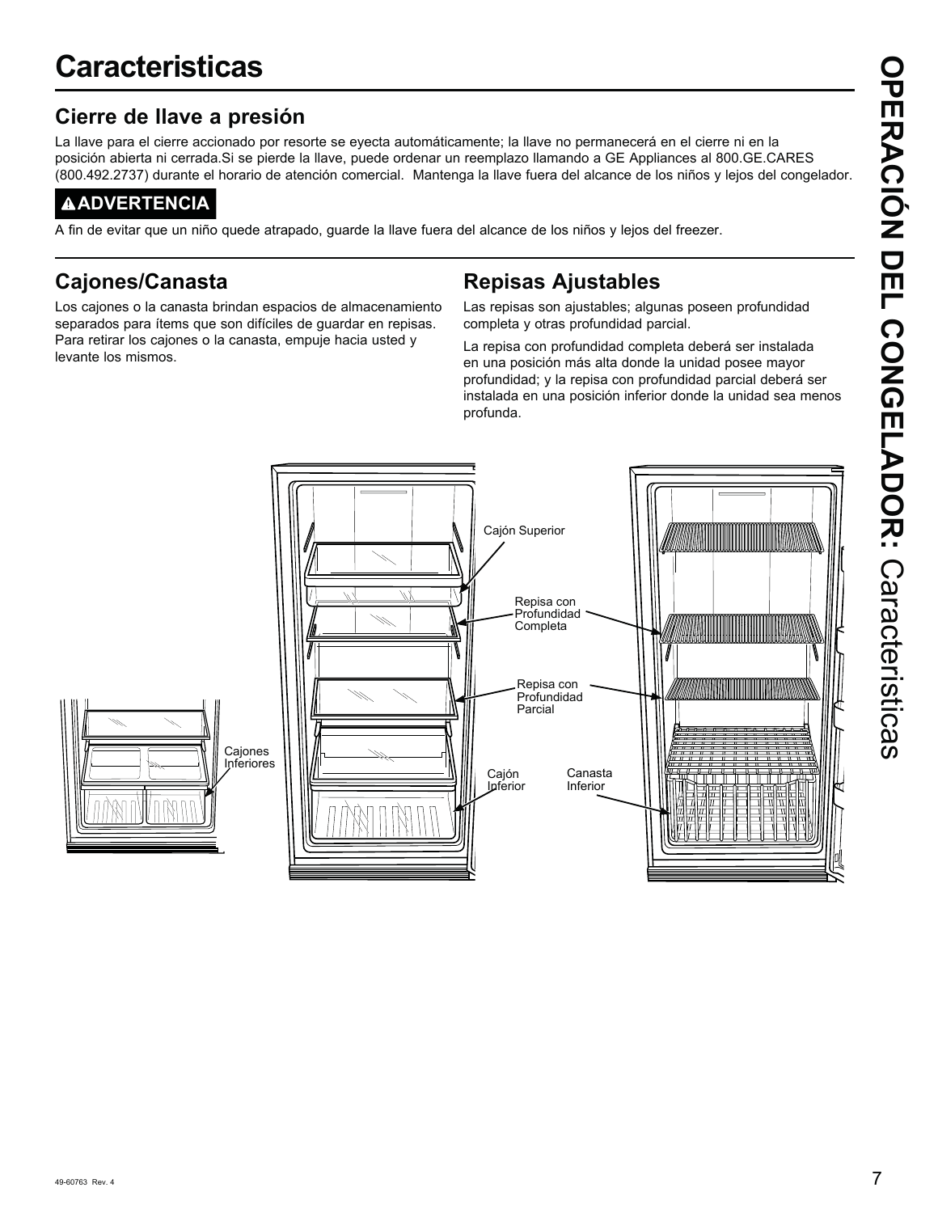# Caracteristicas

## Cierre de llave a presión

La llave para el cierre accionado por resorte se eyecta automáticamente; la llave no permanecerá en el cierre ni en la posición abierta ni cerrada.Si se pierde la llave, puede ordenar un reemplazo llamando a GE Appliances al 800.GE.CARES (800.492.2737) durante el horario de atención comercial. Mantenga la llave fuera del alcance de los niños y lejos del congelador.

**⚠ADVERTENCIA**

A fin de evitar que un niño quede atrapado, guarde la llave fuera del alcance de los niños y lejos del freezer.

## Cajones/Canasta

Los cajones o la canasta brindan espacios de almacenamiento separados para ítems que son difíciles de guardar en repisas. Para retirar los cajones o la canasta, empuje hacia usted y levante los mismos.

## Repisas Ajustables

Las repisas son ajustables; algunas poseen profundidad completa y otras profundidad parcial.

La repisa con profundidad completa deberá ser instalada en una posición más alta donde la unidad posee mayor profundidad; y la repisa con profundidad parcial deberá ser instalada en una posición inferior donde la unidad sea menos profunda.

Cajón Superior

Repisa con Profundidad Completa

Repisa con Profundidad Parcial

Cajones Inferiores

Cajón Inferior

Canasta Inferior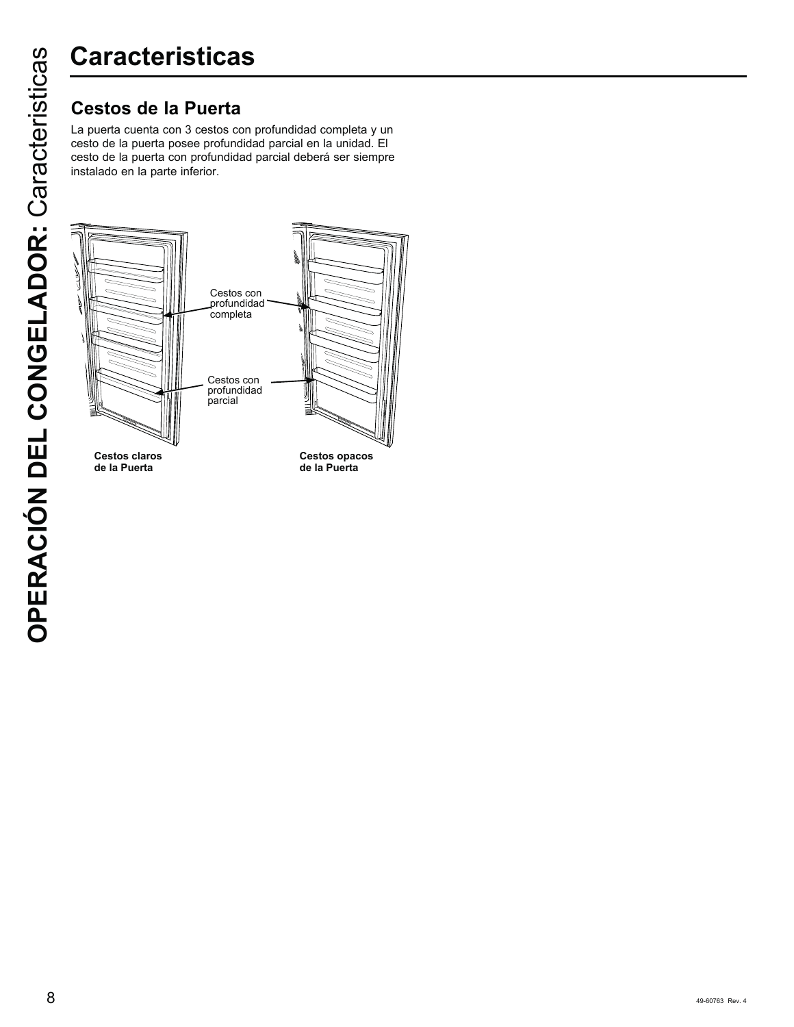# Caracteristicas

## Cestos de la Puerta

La puerta cuenta con 3 cestos con profundidad completa y un cesto de la puerta posee profundidad parcial en la unidad. El cesto de la puerta con profundidad parcial deberá ser siempre instalado en la parte inferior.

Cestos con profundidad completa

Cestos con profundidad parcial

**Cestos claros de la Puerta**

**Cestos opacos de la Puerta**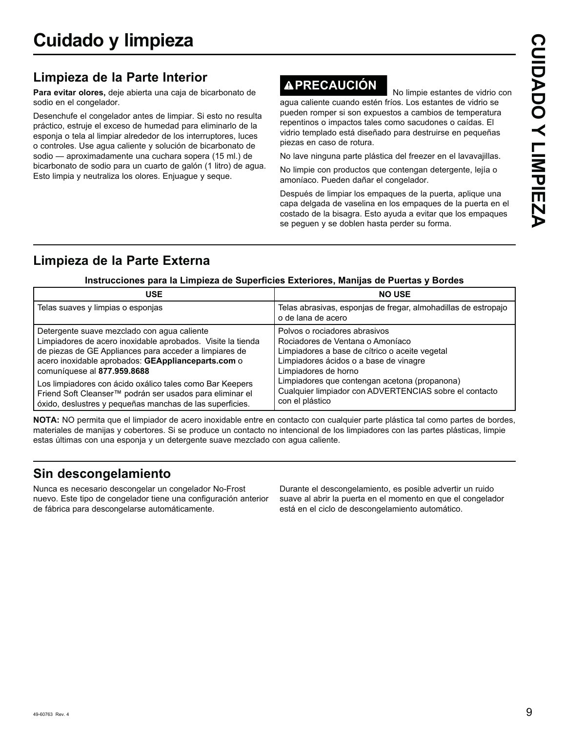# Cuidado y limpieza

## Limpieza de la Parte Interior

**Para evitar olores,** deje abierta una caja de bicarbonato de sodio en el congelador.

Desenchufe el congelador antes de limpiar. Si esto no resulta práctico, estruje el exceso de humedad para eliminarlo de la esponja o tela al limpiar alrededor de los interruptores, luces o controles. Use agua caliente y solución de bicarbonato de sodio — aproximadamente una cuchara sopera (15 ml.) de bicarbonato de sodio para un cuarto de galón (1 litro) de agua. Esto limpia y neutraliza los olores. Enjuague y seque.

**⚠PRECAUCIÓN** No limpie estantes de vidrio con agua caliente cuando estén fríos. Los estantes de vidrio se pueden romper si son expuestos a cambios de temperatura repentinos o impactos tales como sacudones o caídas. El vidrio templado está diseñado para destruirse en pequeñas piezas en caso de rotura.

No lave ninguna parte plástica del freezer en el lavavajillas.

No limpie con productos que contengan detergente, lejía o amoníaco. Pueden dañar el congelador.

Después de limpiar los empaques de la puerta, aplique una capa delgada de vaselina en los empaques de la puerta en el costado de la bisagra. Esto ayuda a evitar que los empaques se peguen y se doblen hasta perder su forma.

## Limpieza de la Parte Externa

**Instrucciones para la Limpieza de Superficies Exteriores, Manijas de Puertas y Bordes**

| USE | NO USE |
|---|---|
| Telas suaves y limpias o esponjas | Telas abrasivas, esponjas de fregar, almohadillas de estropajo o de lana de acero |
| Detergente suave mezclado con agua caliente<br>Limpiadores de acero inoxidable aprobados. Visite la tienda de piezas de GE Appliances para acceder a limpiares de acero inoxidable aprobados: **GEApplianceparts.com** o comuníquese al **877.959.8688**<br>Los limpiadores con ácido oxálico tales como Bar Keepers Friend Soft Cleanser™ podrán ser usados para eliminar el óxido, deslustres y pequeñas manchas de las superficies. | Polvos o rociadores abrasivos<br>Rociadores de Ventana o Amoníaco<br>Limpiadores a base de cítrico o aceite vegetal<br>Limpiadores ácidos o a base de vinagre<br>Limpiadores de horno<br>Limpiadores que contengan acetona (propanona)<br>Cualquier limpiador con ADVERTENCIAS sobre el contacto con el plástico |

**NOTA:** NO permita que el limpiador de acero inoxidable entre en contacto con cualquier parte plástica tal como partes de bordes, materiales de manijas y cobertores. Si se produce un contacto no intencional de los limpiadores con las partes plásticas, limpie estas últimas con una esponja y un detergente suave mezclado con agua caliente.

## Sin descongelamiento

Nunca es necesario descongelar un congelador No-Frost nuevo. Este tipo de congelador tiene una configuración anterior de fábrica para descongelarse automáticamente.

Durante el descongelamiento, es posible advertir un ruido suave al abrir la puerta en el momento en que el congelador está en el ciclo de descongelamiento automático.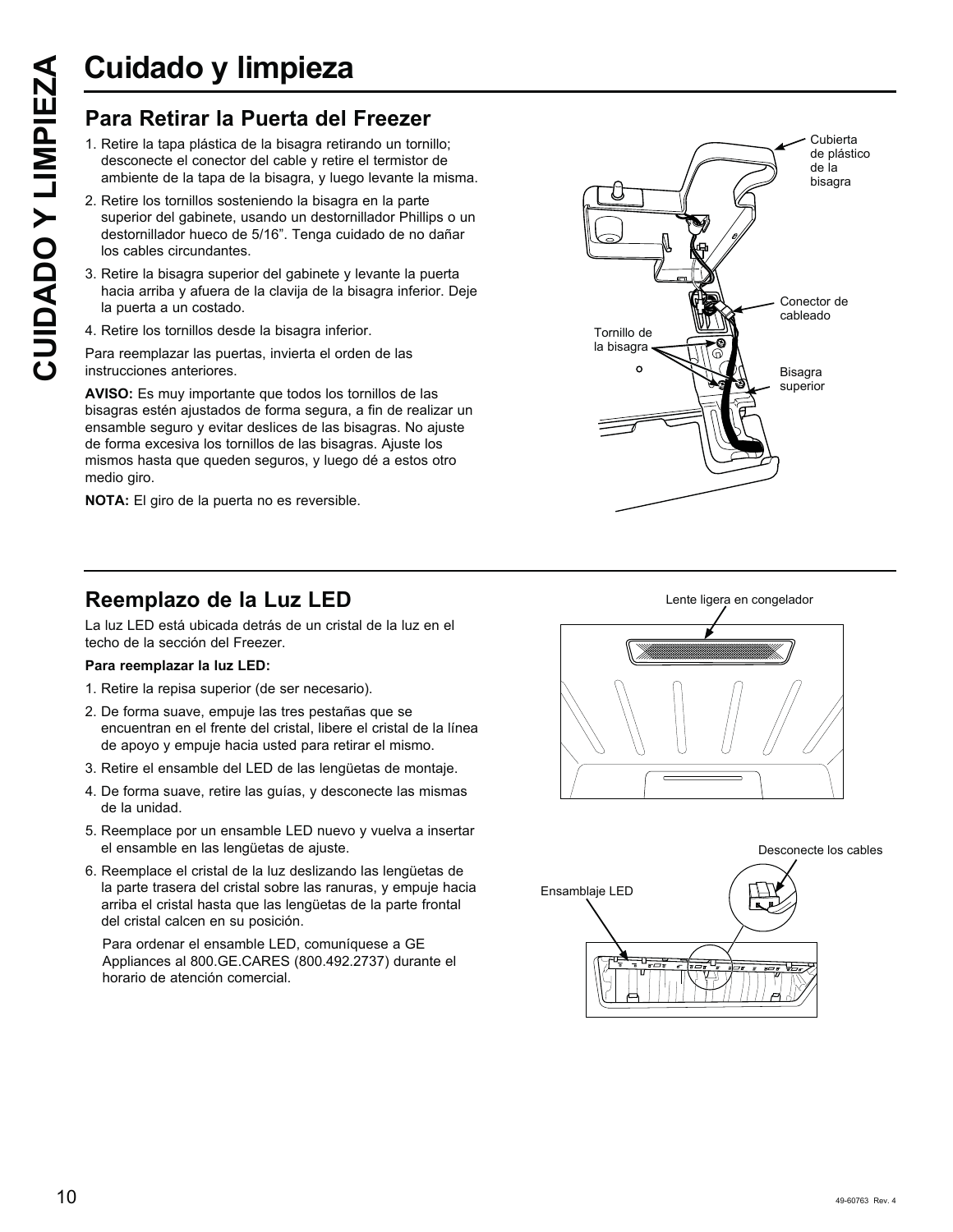# Cuidado y limpieza

## Para Retirar la Puerta del Freezer

1. Retire la tapa plástica de la bisagra retirando un tornillo; desconecte el conector del cable y retire el termistor de ambiente de la tapa de la bisagra, y luego levante la misma.
2. Retire los tornillos sosteniendo la bisagra en la parte superior del gabinete, usando un destornillador Phillips o un destornillador hueco de 5/16". Tenga cuidado de no dañar los cables circundantes.
3. Retire la bisagra superior del gabinete y levante la puerta hacia arriba y afuera de la clavija de la bisagra inferior. Deje la puerta a un costado.
4. Retire los tornillos desde la bisagra inferior.

Para reemplazar las puertas, invierta el orden de las instrucciones anteriores.

**AVISO:** Es muy importante que todos los tornillos de las bisagras estén ajustados de forma segura, a fin de realizar un ensamble seguro y evitar deslices de las bisagras. No ajuste de forma excesiva los tornillos de las bisagras. Ajuste los mismos hasta que queden seguros, y luego dé a estos otro medio giro.

**NOTA:** El giro de la puerta no es reversible.

Cubierta de plástico de la bisagra

Conector de cableado

Tornillo de la bisagra

Bisagra superior

## Reemplazo de la Luz LED

La luz LED está ubicada detrás de un cristal de la luz en el techo de la sección del Freezer.

**Para reemplazar la luz LED:**

1. Retire la repisa superior (de ser necesario).
2. De forma suave, empuje las tres pestañas que se encuentran en el frente del cristal, libere el cristal de la línea de apoyo y empuje hacia usted para retirar el mismo.
3. Retire el ensamble del LED de las lengüetas de montaje.
4. De forma suave, retire las guías, y desconecte las mismas de la unidad.
5. Reemplace por un ensamble LED nuevo y vuelva a insertar el ensamble en las lengüetas de ajuste.
6. Reemplace el cristal de la luz deslizando las lengüetas de la parte trasera del cristal sobre las ranuras, y empuje hacia arriba el cristal hasta que las lengüetas de la parte frontal del cristal calcen en su posición.

   Para ordenar el ensamble LED, comuníquese a GE Appliances al 800.GE.CARES (800.492.2737) durante el horario de atención comercial.

Lente ligera en congelador

Desconecte los cables

Ensamblaje LED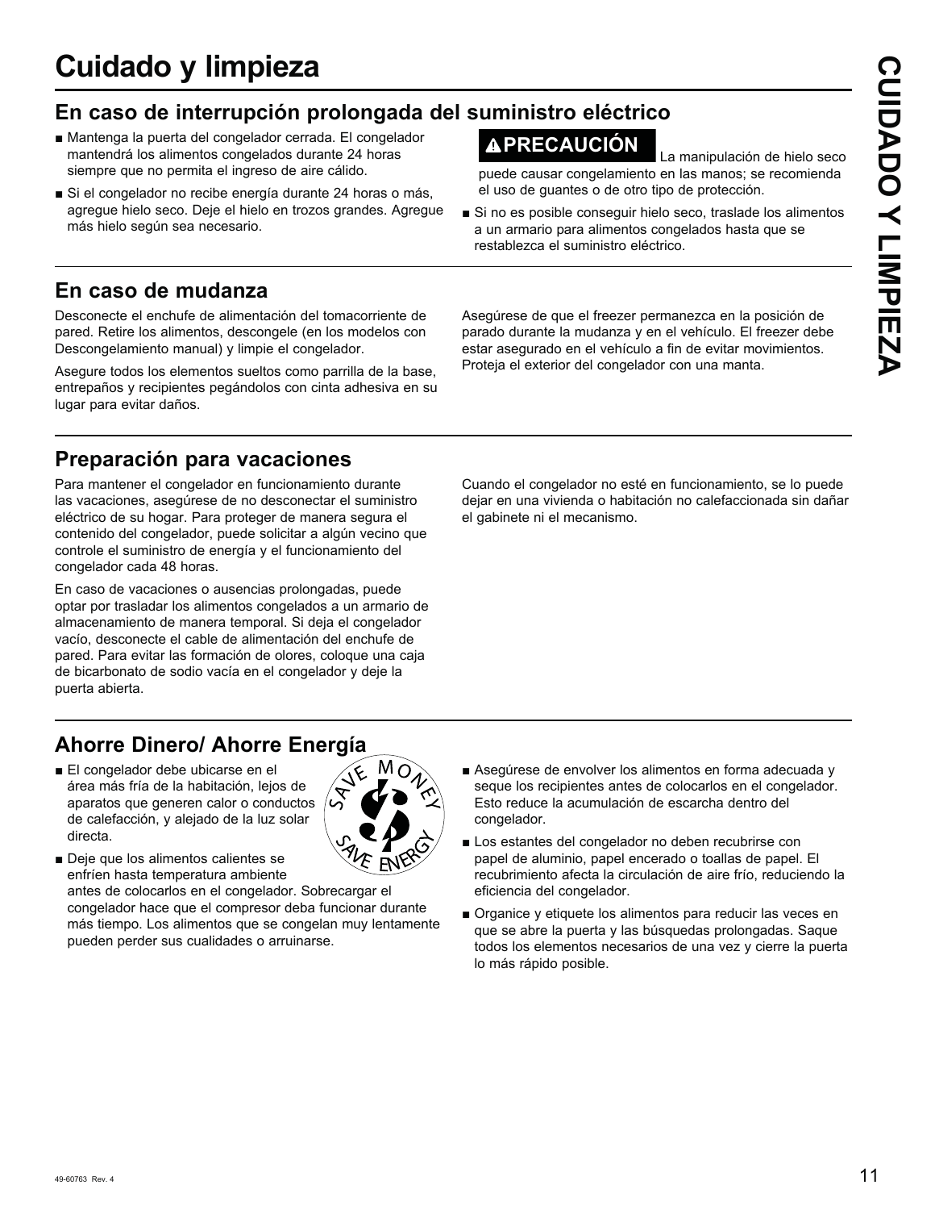# Cuidado y limpieza

## En caso de interrupción prolongada del suministro eléctrico

- Mantenga la puerta del congelador cerrada. El congelador mantendrá los alimentos congelados durante 24 horas siempre que no permita el ingreso de aire cálido.
- Si el congelador no recibe energía durante 24 horas o más, agregue hielo seco. Deje el hielo en trozos grandes. Agregue más hielo según sea necesario.

**⚠PRECAUCIÓN** La manipulación de hielo seco puede causar congelamiento en las manos; se recomienda el uso de guantes o de otro tipo de protección.

- Si no es posible conseguir hielo seco, traslade los alimentos a un armario para alimentos congelados hasta que se restablezca el suministro eléctrico.

## En caso de mudanza

Desconecte el enchufe de alimentación del tomacorriente de pared. Retire los alimentos, descongele (en los modelos con Descongelamiento manual) y limpie el congelador.

Asegure todos los elementos sueltos como parrilla de la base, entrepaños y recipientes pegándolos con cinta adhesiva en su lugar para evitar daños.

Asegúrese de que el freezer permanezca en la posición de parado durante la mudanza y en el vehículo. El freezer debe estar asegurado en el vehículo a fin de evitar movimientos. Proteja el exterior del congelador con una manta.

## Preparación para vacaciones

Para mantener el congelador en funcionamiento durante las vacaciones, asegúrese de no desconectar el suministro eléctrico de su hogar. Para proteger de manera segura el contenido del congelador, puede solicitar a algún vecino que controle el suministro de energía y el funcionamiento del congelador cada 48 horas.

En caso de vacaciones o ausencias prolongadas, puede optar por trasladar los alimentos congelados a un armario de almacenamiento de manera temporal. Si deja el congelador vacío, desconecte el cable de alimentación del enchufe de pared. Para evitar las formación de olores, coloque una caja de bicarbonato de sodio vacía en el congelador y deje la puerta abierta.

Cuando el congelador no esté en funcionamiento, se lo puede dejar en una vivienda o habitación no calefaccionada sin dañar el gabinete ni el mecanismo.

## Ahorre Dinero/ Ahorre Energía

- El congelador debe ubicarse en el área más fría de la habitación, lejos de aparatos que generen calor o conductos de calefacción, y alejado de la luz solar directa.
- Deje que los alimentos calientes se enfríen hasta temperatura ambiente antes de colocarlos en el congelador. Sobrecargar el congelador hace que el compresor deba funcionar durante más tiempo. Los alimentos que se congelan muy lentamente pueden perder sus cualidades o arruinarse.
- Asegúrese de envolver los alimentos en forma adecuada y seque los recipientes antes de colocarlos en el congelador. Esto reduce la acumulación de escarcha dentro del congelador.
- Los estantes del congelador no deben recubrirse con papel de aluminio, papel encerado o toallas de papel. El recubrimiento afecta la circulación de aire frío, reduciendo la eficiencia del congelador.
- Organice y etiquete los alimentos para reducir las veces en que se abre la puerta y las búsquedas prolongadas. Saque todos los elementos necesarios de una vez y cierre la puerta lo más rápido posible.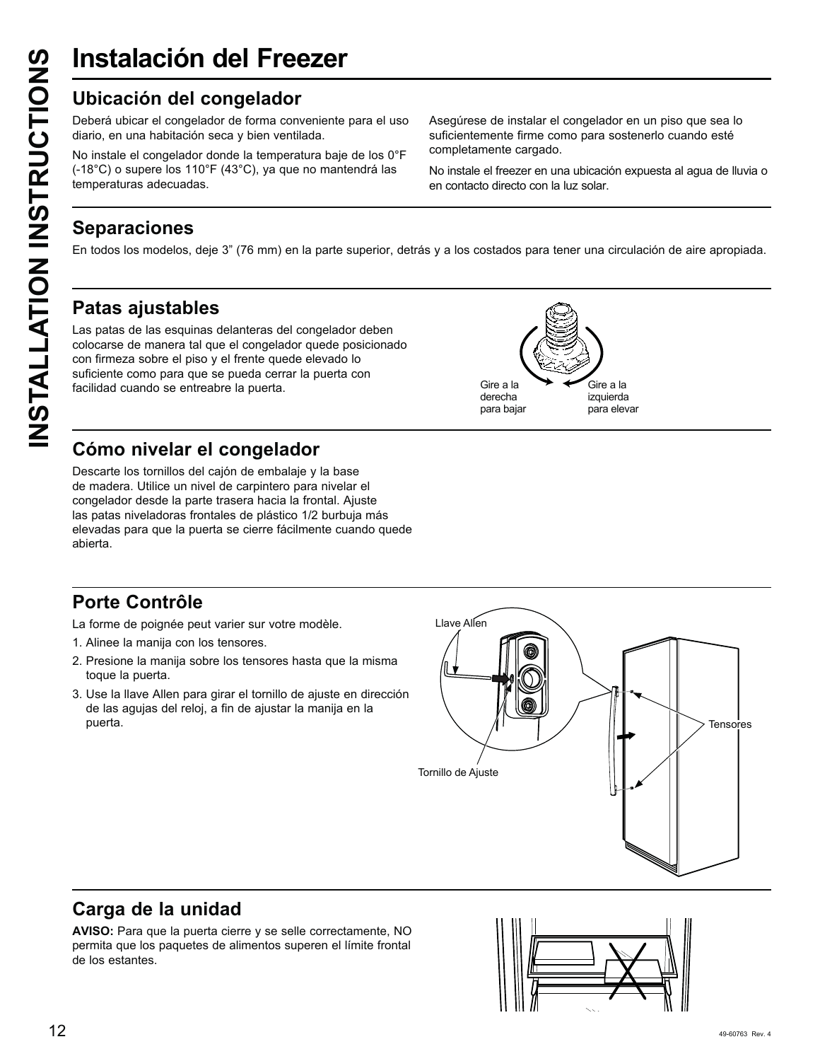# Instalación del Freezer

## Ubicación del congelador

Deberá ubicar el congelador de forma conveniente para el uso diario, en una habitación seca y bien ventilada.

No instale el congelador donde la temperatura baje de los 0°F (-18°C) o supere los 110°F (43°C), ya que no mantendrá las temperaturas adecuadas.

Asegúrese de instalar el congelador en un piso que sea lo suficientemente firme como para sostenerlo cuando esté completamente cargado.

No instale el freezer en una ubicación expuesta al agua de lluvia o en contacto directo con la luz solar.

## Separaciones

En todos los modelos, deje 3" (76 mm) en la parte superior, detrás y a los costados para tener una circulación de aire apropiada.

## Patas ajustables

Las patas de las esquinas delanteras del congelador deben colocarse de manera tal que el congelador quede posicionado con firmeza sobre el piso y el frente quede elevado lo suficiente como para que se pueda cerrar la puerta con facilidad cuando se entreabre la puerta.

Gire a la derecha para bajar

Gire a la izquierda para elevar

## Cómo nivelar el congelador

Descarte los tornillos del cajón de embalaje y la base de madera. Utilice un nivel de carpintero para nivelar el congelador desde la parte trasera hacia la frontal. Ajuste las patas niveladoras frontales de plástico 1/2 burbuja más elevadas para que la puerta se cierre fácilmente cuando quede abierta.

## Porte Contrôle

La forme de poignée peut varier sur votre modèle.

1. Alinee la manija con los tensores.
2. Presione la manija sobre los tensores hasta que la misma toque la puerta.
3. Use la llave Allen para girar el tornillo de ajuste en dirección de las agujas del reloj, a fin de ajustar la manija en la puerta.

Llave Allen

Tensores

Tornillo de Ajuste

## Carga de la unidad

**AVISO:** Para que la puerta cierre y se selle correctamente, NO permita que los paquetes de alimentos superen el límite frontal de los estantes.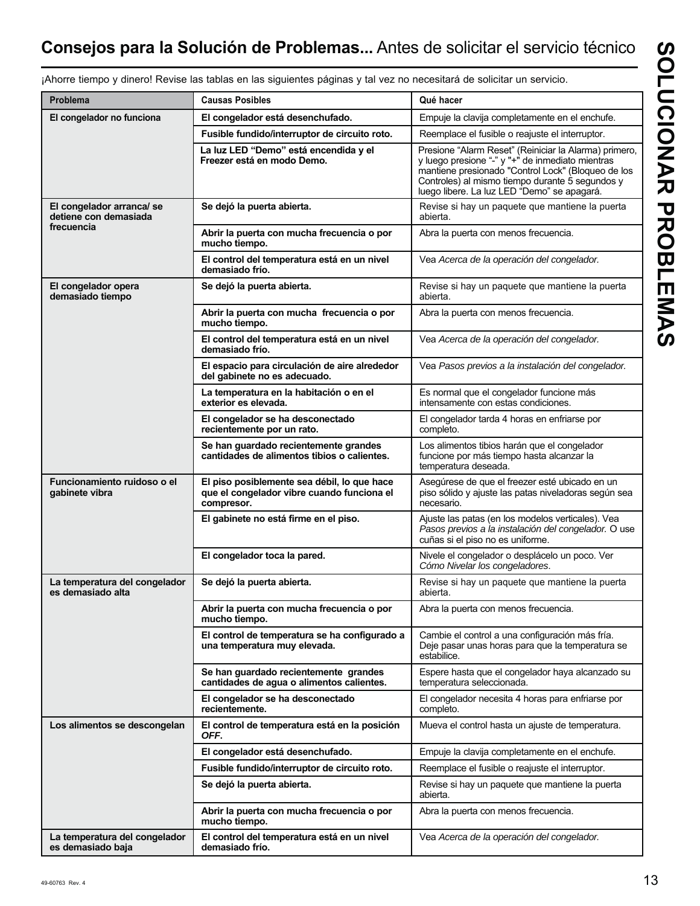## **Consejos para la Solución de Problemas...** Antes de solicitar el servicio técnico

# SOLUCIONAR PROBLEMAS

¡Ahorre tiempo y dinero! Revise las tablas en las siguientes páginas y tal vez no necesitará de solicitar un servicio.

| Problema | Causas Posibles | Qué hacer |
|---|---|---|
| **El congelador no funciona** | **El congelador está desenchufado.** | Empuje la clavija completamente en el enchufe. |
| | **Fusible fundido/interruptor de circuito roto.** | Reemplace el fusible o reajuste el interruptor. |
| | **La luz LED "Demo" está encendida y el Freezer está en modo Demo.** | Presione "Alarm Reset" (Reiniciar la Alarma) primero, y luego presione "-" y "+" de inmediato mientras mantiene presionado "Control Lock" (Bloqueo de los Controles) al mismo tiempo durante 5 segundos y luego libere. La luz LED "Demo" se apagará. |
| **El congelador arranca/ se detiene con demasiada frecuencia** | **Se dejó la puerta abierta.** | Revise si hay un paquete que mantiene la puerta abierta. |
| | **Abrir la puerta con mucha frecuencia o por mucho tiempo.** | Abra la puerta con menos frecuencia. |
| | **El control del temperatura está en un nivel demasiado frío.** | Vea *Acerca de la operación del congelador.* |
| **El congelador opera demasiado tiempo** | **Se dejó la puerta abierta.** | Revise si hay un paquete que mantiene la puerta abierta. |
| | **Abrir la puerta con mucha frecuencia o por mucho tiempo.** | Abra la puerta con menos frecuencia. |
| | **El control del temperatura está en un nivel demasiado frío.** | Vea *Acerca de la operación del congelador.* |
| | **El espacio para circulación de aire alrededor del gabinete no es adecuado.** | Vea *Pasos previos a la instalación del congelador.* |
| | **La temperatura en la habitación o en el exterior es elevada.** | Es normal que el congelador funcione más intensamente con estas condiciones. |
| | **El congelador se ha desconectado recientemente por un rato.** | El congelador tarda 4 horas en enfriarse por completo. |
| | **Se han guardado recientemente grandes cantidades de alimentos tibios o calientes.** | Los alimentos tibios harán que el congelador funcione por más tiempo hasta alcanzar la temperatura deseada. |
| **Funcionamiento ruidoso o el gabinete vibra** | **El piso posiblemente sea débil, lo que hace que el congelador vibre cuando funciona el compresor.** | Asegúrese de que el freezer esté ubicado en un piso sólido y ajuste las patas niveladoras según sea necesario. |
| | **El gabinete no está firme en el piso.** | Ajuste las patas (en los modelos verticales). Vea *Pasos previos a la instalación del congelador.* O use cuñas si el piso no es uniforme. |
| | **El congelador toca la pared.** | Nivele el congelador o desplácelo un poco. Ver *Cómo Nivelar los congeladores*. |
| **La temperatura del congelador es demasiado alta** | **Se dejó la puerta abierta.** | Revise si hay un paquete que mantiene la puerta abierta. |
| | **Abrir la puerta con mucha frecuencia o por mucho tiempo.** | Abra la puerta con menos frecuencia. |
| | **El control de temperatura se ha configurado a una temperatura muy elevada.** | Cambie el control a una configuración más fría. Deje pasar unas horas para que la temperatura se estabilice. |
| | **Se han guardado recientemente grandes cantidades de agua o alimentos calientes.** | Espere hasta que el congelador haya alcanzado su temperatura seleccionada. |
| | **El congelador se ha desconectado recientemente.** | El congelador necesita 4 horas para enfriarse por completo. |
| **Los alimentos se descongelan** | **El control de temperatura está en la posición *OFF*.** | Mueva el control hasta un ajuste de temperatura. |
| | **El congelador está desenchufado.** | Empuje la clavija completamente en el enchufe. |
| | **Fusible fundido/interruptor de circuito roto.** | Reemplace el fusible o reajuste el interruptor. |
| | **Se dejó la puerta abierta.** | Revise si hay un paquete que mantiene la puerta abierta. |
| | **Abrir la puerta con mucha frecuencia o por mucho tiempo.** | Abra la puerta con menos frecuencia. |
| **La temperatura del congelador es demasiado baja** | **El control del temperatura está en un nivel demasiado frío.** | Vea *Acerca de la operación del congelador.* |

49-60763 Rev. 4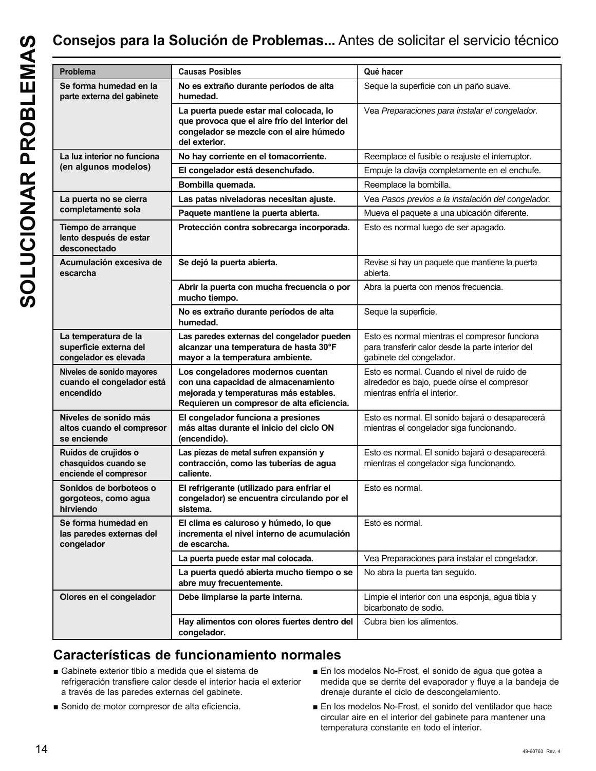# Consejos para la Solución de Problemas... Antes de solicitar el servicio técnico

| Problema | Causas Posibles | Qué hacer |
|---|---|---|
| **Se forma humedad en la parte externa del gabinete** | **No es extraño durante períodos de alta humedad.** | Seque la superficie con un paño suave. |
| | **La puerta puede estar mal colocada, lo que provoca que el aire frío del interior del congelador se mezcle con el aire húmedo del exterior.** | Vea *Preparaciones para instalar el congelador*. |
| **La luz interior no funciona (en algunos modelos)** | **No hay corriente en el tomacorriente.** | Reemplace el fusible o reajuste el interruptor. |
| | **El congelador está desenchufado.** | Empuje la clavija completamente en el enchufe. |
| | **Bombilla quemada.** | Reemplace la bombilla. |
| **La puerta no se cierra completamente sola** | **Las patas niveladoras necesitan ajuste.** | Vea *Pasos previos a la instalación del congelador.* |
| | **Paquete mantiene la puerta abierta.** | Mueva el paquete a una ubicación diferente. |
| **Tiempo de arranque lento después de estar desconectado** | **Protección contra sobrecarga incorporada.** | Esto es normal luego de ser apagado. |
| **Acumulación excesiva de escarcha** | **Se dejó la puerta abierta.** | Revise si hay un paquete que mantiene la puerta abierta. |
| | **Abrir la puerta con mucha frecuencia o por mucho tiempo.** | Abra la puerta con menos frecuencia. |
| | **No es extraño durante períodos de alta humedad.** | Seque la superficie. |
| **La temperatura de la superficie externa del congelador es elevada** | **Las paredes externas del congelador pueden alcanzar una temperatura de hasta 30°F mayor a la temperatura ambiente.** | Esto es normal mientras el compresor funciona para transferir calor desde la parte interior del gabinete del congelador. |
| **Niveles de sonido mayores cuando el congelador está encendido** | **Los congeladores modernos cuentan con una capacidad de almacenamiento mejorada y temperaturas más estables. Requieren un compresor de alta eficiencia.** | Esto es normal. Cuando el nivel de ruido de alrededor es bajo, puede oírse el compresor mientras enfría el interior. |
| **Niveles de sonido más altos cuando el compresor se enciende** | **El congelador funciona a presiones más altas durante el inicio del ciclo ON (encendido).** | Esto es normal. El sonido bajará o desaparecerá mientras el congelador siga funcionando. |
| **Ruidos de crujidos o chasquidos cuando se enciende el compresor** | **Las piezas de metal sufren expansión y contracción, como las tuberías de agua caliente.** | Esto es normal. El sonido bajará o desaparecerá mientras el congelador siga funcionando. |
| **Sonidos de borboteos o gorgoteos, como agua hirviendo** | **El refrigerante (utilizado para enfriar el congelador) se encuentra circulando por el sistema.** | Esto es normal. |
| **Se forma humedad en las paredes externas del congelador** | **El clima es caluroso y húmedo, lo que incrementa el nivel interno de acumulación de escarcha.** | Esto es normal. |
| | **La puerta puede estar mal colocada.** | Vea Preparaciones para instalar el congelador. |
| | **La puerta quedó abierta mucho tiempo o se abre muy frecuentemente.** | No abra la puerta tan seguido. |
| **Olores en el congelador** | **Debe limpiarse la parte interna.** | Limpie el interior con una esponja, agua tibia y bicarbonato de sodio. |
| | **Hay alimentos con olores fuertes dentro del congelador.** | Cubra bien los alimentos. |

## Características de funcionamiento normales

- Gabinete exterior tibio a medida que el sistema de refrigeración transfiere calor desde el interior hacia el exterior a través de las paredes externas del gabinete.
- Sonido de motor compresor de alta eficiencia.
- En los modelos No-Frost, el sonido de agua que gotea a medida que se derrite del evaporador y fluye a la bandeja de drenaje durante el ciclo de descongelamiento.
- En los modelos No-Frost, el sonido del ventilador que hace circular aire en el interior del gabinete para mantener una temperatura constante en todo el interior.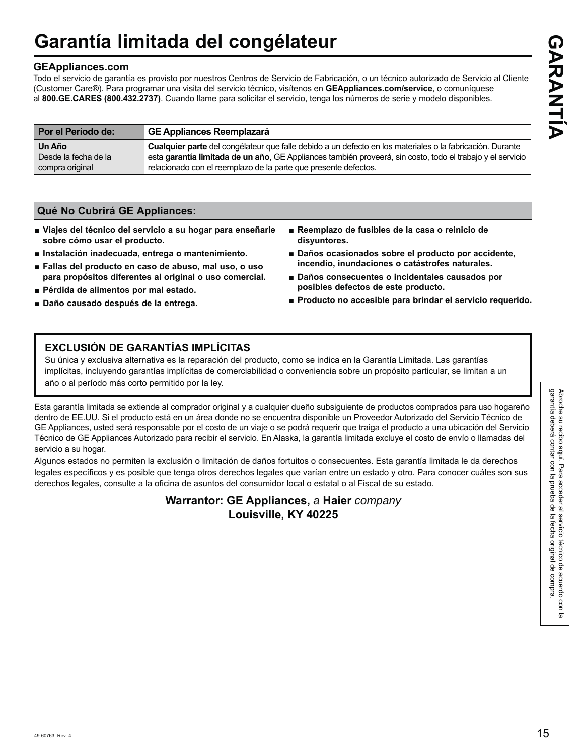# Garantía limitada del congélateur

**GEAppliances.com**

Todo el servicio de garantía es provisto por nuestros Centros de Servicio de Fabricación, o un técnico autorizado de Servicio al Cliente (Customer Care®). Para programar una visita del servicio técnico, visítenos en **GEAppliances.com/service**, o comuníquese al **800.GE.CARES (800.432.2737)**. Cuando llame para solicitar el servicio, tenga los números de serie y modelo disponibles.

| Por el Período de: | GE Appliances Reemplazará |
|---|---|
| **Un Año** Desde la fecha de la compra original | **Cualquier parte** del congélateur que falle debido a un defecto en los materiales o la fabricación. Durante esta **garantía limitada de un año**, GE Appliances también proveerá, sin costo, todo el trabajo y el servicio relacionado con el reemplazo de la parte que presente defectos. |

## Qué No Cubrirá GE Appliances:

- **Viajes del técnico del servicio a su hogar para enseñarle sobre cómo usar el producto.**
- **Instalación inadecuada, entrega o mantenimiento.**
- **Fallas del producto en caso de abuso, mal uso, o uso para propósitos diferentes al original o uso comercial.**
- **Pérdida de alimentos por mal estado.**
- **Daño causado después de la entrega.**
- **Reemplazo de fusibles de la casa o reinicio de disyuntores.**
- **Daños ocasionados sobre el producto por accidente, incendio, inundaciones o catástrofes naturales.**
- **Daños consecuentes o incidentales causados por posibles defectos de este producto.**
- **Producto no accesible para brindar el servicio requerido.**

### EXCLUSIÓN DE GARANTÍAS IMPLÍCITAS

Su única y exclusiva alternativa es la reparación del producto, como se indica en la Garantía Limitada. Las garantías implícitas, incluyendo garantías implícitas de comerciabilidad o conveniencia sobre un propósito particular, se limitan a un año o al período más corto permitido por la ley.

Esta garantía limitada se extiende al comprador original y a cualquier dueño subsiguiente de productos comprados para uso hogareño dentro de EE.UU. Si el producto está en un área donde no se encuentra disponible un Proveedor Autorizado del Servicio Técnico de GE Appliances, usted será responsable por el costo de un viaje o se podrá requerir que traiga el producto a una ubicación del Servicio Técnico de GE Appliances Autorizado para recibir el servicio. En Alaska, la garantía limitada excluye el costo de envío o llamadas del servicio a su hogar.

Algunos estados no permiten la exclusión o limitación de daños fortuitos o consecuentes. Esta garantía limitada le da derechos legales específicos y es posible que tenga otros derechos legales que varían entre un estado y otro. Para conocer cuáles son sus derechos legales, consulte a la oficina de asuntos del consumidor local o estatal o al Fiscal de su estado.

**Warrantor: GE Appliances,** *a* **Haier** *company*
**Louisville, KY 40225**

Abroche su recibo aquí. Para acceder al servicio técnico de acuerdo con la garantía deberá contar con la prueba de la fecha original de compra.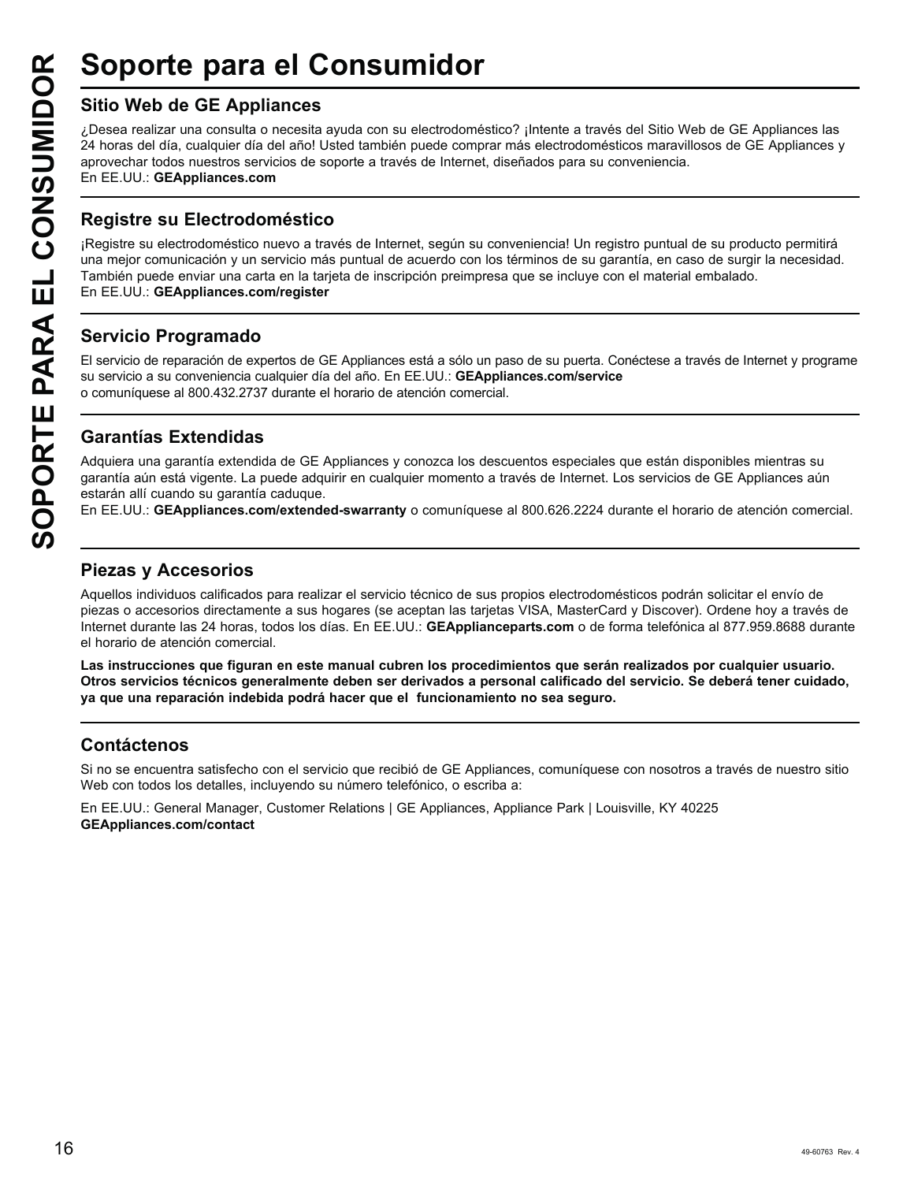# Soporte para el Consumidor

## Sitio Web de GE Appliances

¿Desea realizar una consulta o necesita ayuda con su electrodoméstico? ¡Intente a través del Sitio Web de GE Appliances las 24 horas del día, cualquier día del año! Usted también puede comprar más electrodomésticos maravillosos de GE Appliances y aprovechar todos nuestros servicios de soporte a través de Internet, diseñados para su conveniencia.
En EE.UU.: **GEAppliances.com**

## Registre su Electrodoméstico

¡Registre su electrodoméstico nuevo a través de Internet, según su conveniencia! Un registro puntual de su producto permitirá una mejor comunicación y un servicio más puntual de acuerdo con los términos de su garantía, en caso de surgir la necesidad. También puede enviar una carta en la tarjeta de inscripción preimpresa que se incluye con el material embalado.
En EE.UU.: **GEAppliances.com/register**

## Servicio Programado

El servicio de reparación de expertos de GE Appliances está a sólo un paso de su puerta. Conéctese a través de Internet y programe su servicio a su conveniencia cualquier día del año. En EE.UU.: **GEAppliances.com/service**
o comuníquese al 800.432.2737 durante el horario de atención comercial.

## Garantías Extendidas

Adquiera una garantía extendida de GE Appliances y conozca los descuentos especiales que están disponibles mientras su garantía aún está vigente. La puede adquirir en cualquier momento a través de Internet. Los servicios de GE Appliances aún estarán allí cuando su garantía caduque.
En EE.UU.: **GEAppliances.com/extended-swarranty** o comuníquese al 800.626.2224 durante el horario de atención comercial.

## Piezas y Accesorios

Aquellos individuos calificados para realizar el servicio técnico de sus propios electrodomésticos podrán solicitar el envío de piezas o accesorios directamente a sus hogares (se aceptan las tarjetas VISA, MasterCard y Discover). Ordene hoy a través de Internet durante las 24 horas, todos los días. En EE.UU.: **GEApplianceparts.com** o de forma telefónica al 877.959.8688 durante el horario de atención comercial.

**Las instrucciones que figuran en este manual cubren los procedimientos que serán realizados por cualquier usuario. Otros servicios técnicos generalmente deben ser derivados a personal calificado del servicio. Se deberá tener cuidado, ya que una reparación indebida podrá hacer que el funcionamiento no sea seguro.**

## Contáctenos

Si no se encuentra satisfecho con el servicio que recibió de GE Appliances, comuníquese con nosotros a través de nuestro sitio Web con todos los detalles, incluyendo su número telefónico, o escriba a:

En EE.UU.: General Manager, Customer Relations | GE Appliances, Appliance Park | Louisville, KY 40225
**GEAppliances.com/contact**